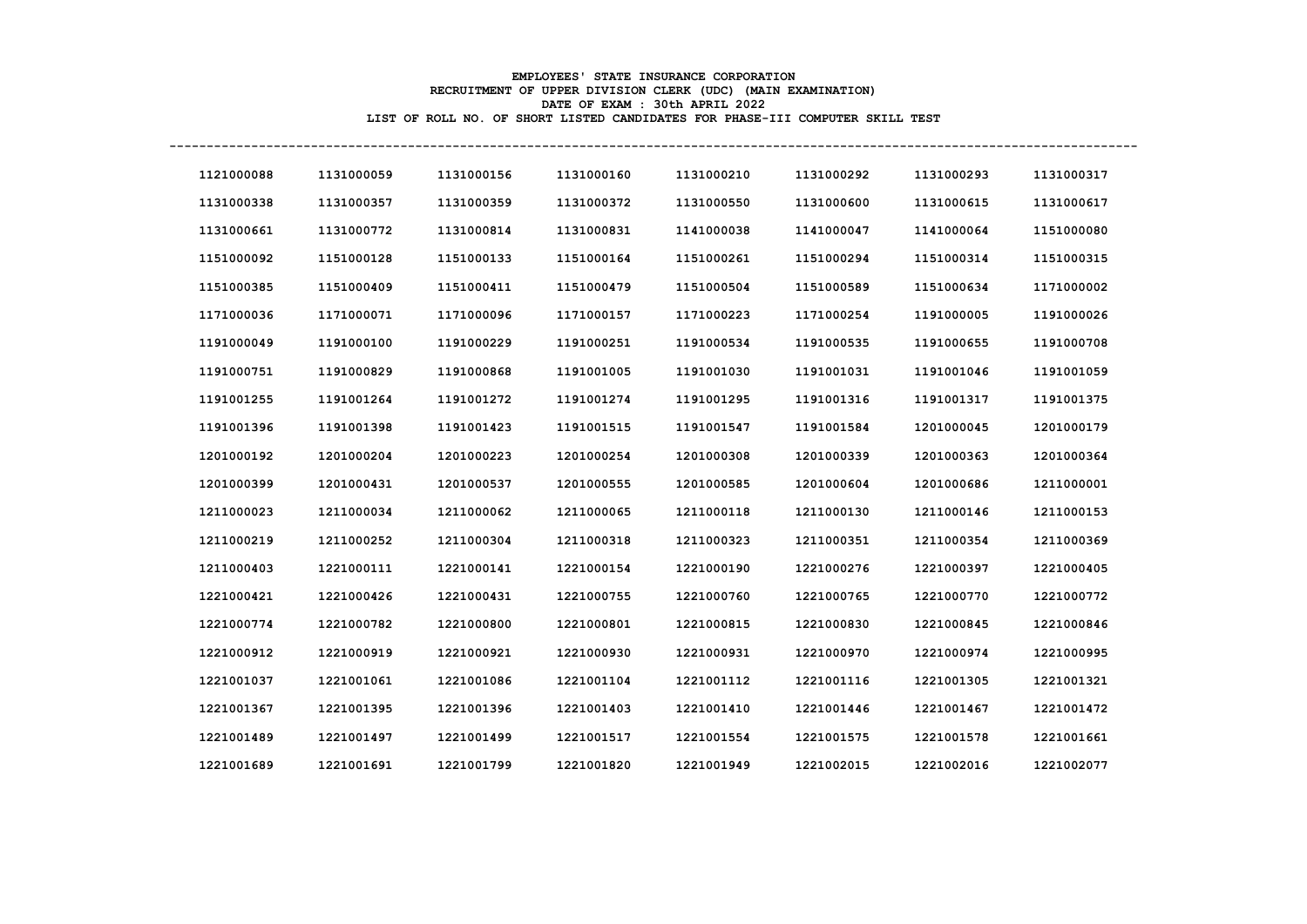**EMPLOYEES' STATE INSURANCE CORPORATION**
**RECRUITMENT OF UPPER DIVISION CLERK (UDC) (MAIN EXAMINATION)**
**DATE OF EXAM : 30th APRIL 2022**
**LIST OF ROLL NO. OF SHORT LISTED CANDIDATES FOR PHASE-III COMPUTER SKILL TEST**

---

| | | | | | | | |
|---|---|---|---|---|---|---|---|
| 1121000088 | 1131000059 | 1131000156 | 1131000160 | 1131000210 | 1131000292 | 1131000293 | 1131000317 |
| 1131000338 | 1131000357 | 1131000359 | 1131000372 | 1131000550 | 1131000600 | 1131000615 | 1131000617 |
| 1131000661 | 1131000772 | 1131000814 | 1131000831 | 1141000038 | 1141000047 | 1141000064 | 1151000080 |
| 1151000092 | 1151000128 | 1151000133 | 1151000164 | 1151000261 | 1151000294 | 1151000314 | 1151000315 |
| 1151000385 | 1151000409 | 1151000411 | 1151000479 | 1151000504 | 1151000589 | 1151000634 | 1171000002 |
| 1171000036 | 1171000071 | 1171000096 | 1171000157 | 1171000223 | 1171000254 | 1191000005 | 1191000026 |
| 1191000049 | 1191000100 | 1191000229 | 1191000251 | 1191000534 | 1191000535 | 1191000655 | 1191000708 |
| 1191000751 | 1191000829 | 1191000868 | 1191001005 | 1191001030 | 1191001031 | 1191001046 | 1191001059 |
| 1191001255 | 1191001264 | 1191001272 | 1191001274 | 1191001295 | 1191001316 | 1191001317 | 1191001375 |
| 1191001396 | 1191001398 | 1191001423 | 1191001515 | 1191001547 | 1191001584 | 1201000045 | 1201000179 |
| 1201000192 | 1201000204 | 1201000223 | 1201000254 | 1201000308 | 1201000339 | 1201000363 | 1201000364 |
| 1201000399 | 1201000431 | 1201000537 | 1201000555 | 1201000585 | 1201000604 | 1201000686 | 1211000001 |
| 1211000023 | 1211000034 | 1211000062 | 1211000065 | 1211000118 | 1211000130 | 1211000146 | 1211000153 |
| 1211000219 | 1211000252 | 1211000304 | 1211000318 | 1211000323 | 1211000351 | 1211000354 | 1211000369 |
| 1211000403 | 1221000111 | 1221000141 | 1221000154 | 1221000190 | 1221000276 | 1221000397 | 1221000405 |
| 1221000421 | 1221000426 | 1221000431 | 1221000755 | 1221000760 | 1221000765 | 1221000770 | 1221000772 |
| 1221000774 | 1221000782 | 1221000800 | 1221000801 | 1221000815 | 1221000830 | 1221000845 | 1221000846 |
| 1221000912 | 1221000919 | 1221000921 | 1221000930 | 1221000931 | 1221000970 | 1221000974 | 1221000995 |
| 1221001037 | 1221001061 | 1221001086 | 1221001104 | 1221001112 | 1221001116 | 1221001305 | 1221001321 |
| 1221001367 | 1221001395 | 1221001396 | 1221001403 | 1221001410 | 1221001446 | 1221001467 | 1221001472 |
| 1221001489 | 1221001497 | 1221001499 | 1221001517 | 1221001554 | 1221001575 | 1221001578 | 1221001661 |
| 1221001689 | 1221001691 | 1221001799 | 1221001820 | 1221001949 | 1221002015 | 1221002016 | 1221002077 |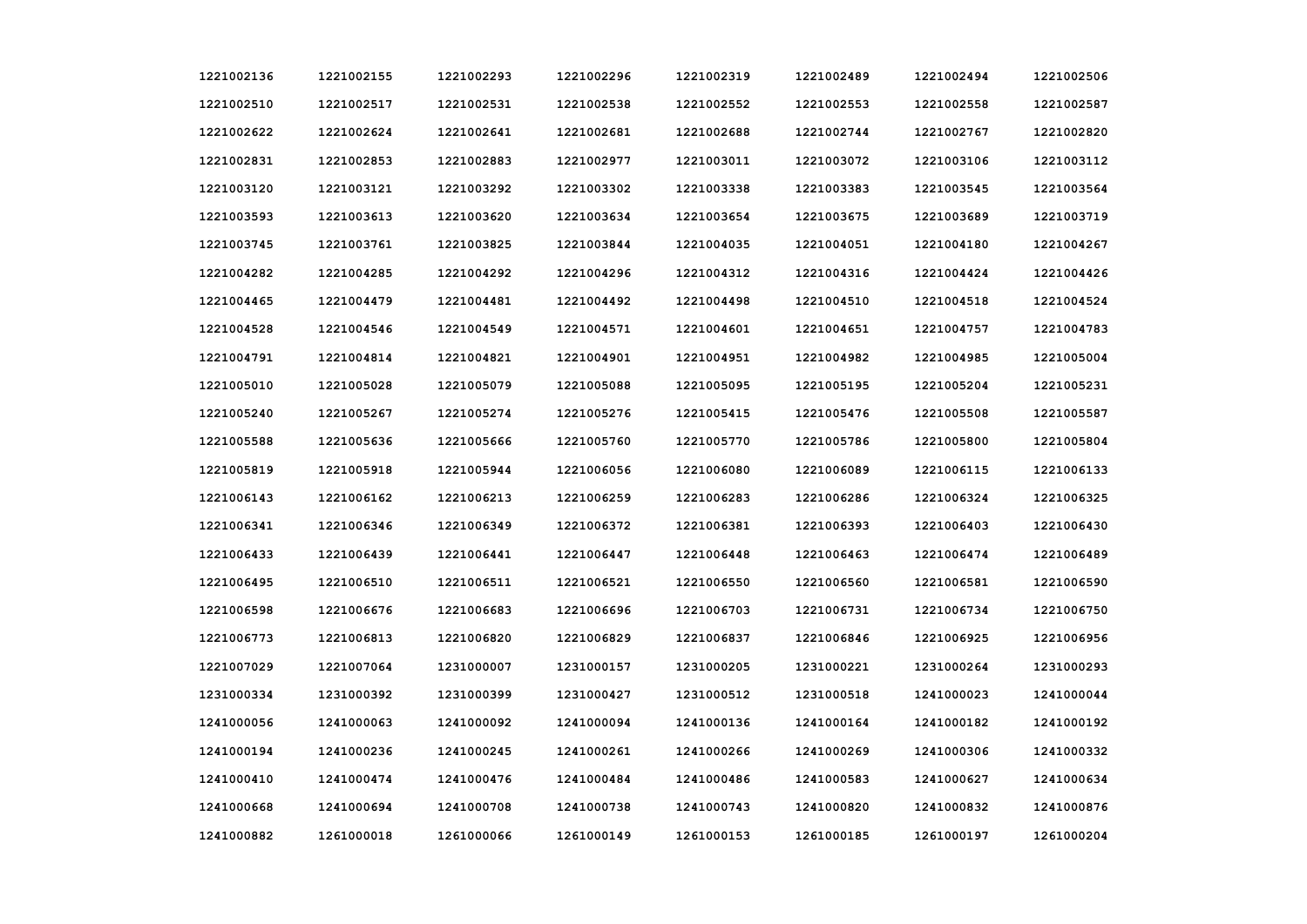| | | | | | | | |
|---|---|---|---|---|---|---|---|
| 1221002136 | 1221002155 | 1221002293 | 1221002296 | 1221002319 | 1221002489 | 1221002494 | 1221002506 |
| 1221002510 | 1221002517 | 1221002531 | 1221002538 | 1221002552 | 1221002553 | 1221002558 | 1221002587 |
| 1221002622 | 1221002624 | 1221002641 | 1221002681 | 1221002688 | 1221002744 | 1221002767 | 1221002820 |
| 1221002831 | 1221002853 | 1221002883 | 1221002977 | 1221003011 | 1221003072 | 1221003106 | 1221003112 |
| 1221003120 | 1221003121 | 1221003292 | 1221003302 | 1221003338 | 1221003383 | 1221003545 | 1221003564 |
| 1221003593 | 1221003613 | 1221003620 | 1221003634 | 1221003654 | 1221003675 | 1221003689 | 1221003719 |
| 1221003745 | 1221003761 | 1221003825 | 1221003844 | 1221004035 | 1221004051 | 1221004180 | 1221004267 |
| 1221004282 | 1221004285 | 1221004292 | 1221004296 | 1221004312 | 1221004316 | 1221004424 | 1221004426 |
| 1221004465 | 1221004479 | 1221004481 | 1221004492 | 1221004498 | 1221004510 | 1221004518 | 1221004524 |
| 1221004528 | 1221004546 | 1221004549 | 1221004571 | 1221004601 | 1221004651 | 1221004757 | 1221004783 |
| 1221004791 | 1221004814 | 1221004821 | 1221004901 | 1221004951 | 1221004982 | 1221004985 | 1221005004 |
| 1221005010 | 1221005028 | 1221005079 | 1221005088 | 1221005095 | 1221005195 | 1221005204 | 1221005231 |
| 1221005240 | 1221005267 | 1221005274 | 1221005276 | 1221005415 | 1221005476 | 1221005508 | 1221005587 |
| 1221005588 | 1221005636 | 1221005666 | 1221005760 | 1221005770 | 1221005786 | 1221005800 | 1221005804 |
| 1221005819 | 1221005918 | 1221005944 | 1221006056 | 1221006080 | 1221006089 | 1221006115 | 1221006133 |
| 1221006143 | 1221006162 | 1221006213 | 1221006259 | 1221006283 | 1221006286 | 1221006324 | 1221006325 |
| 1221006341 | 1221006346 | 1221006349 | 1221006372 | 1221006381 | 1221006393 | 1221006403 | 1221006430 |
| 1221006433 | 1221006439 | 1221006441 | 1221006447 | 1221006448 | 1221006463 | 1221006474 | 1221006489 |
| 1221006495 | 1221006510 | 1221006511 | 1221006521 | 1221006550 | 1221006560 | 1221006581 | 1221006590 |
| 1221006598 | 1221006676 | 1221006683 | 1221006696 | 1221006703 | 1221006731 | 1221006734 | 1221006750 |
| 1221006773 | 1221006813 | 1221006820 | 1221006829 | 1221006837 | 1221006846 | 1221006925 | 1221006956 |
| 1221007029 | 1221007064 | 1231000007 | 1231000157 | 1231000205 | 1231000221 | 1231000264 | 1231000293 |
| 1231000334 | 1231000392 | 1231000399 | 1231000427 | 1231000512 | 1231000518 | 1241000023 | 1241000044 |
| 1241000056 | 1241000063 | 1241000092 | 1241000094 | 1241000136 | 1241000164 | 1241000182 | 1241000192 |
| 1241000194 | 1241000236 | 1241000245 | 1241000261 | 1241000266 | 1241000269 | 1241000306 | 1241000332 |
| 1241000410 | 1241000474 | 1241000476 | 1241000484 | 1241000486 | 1241000583 | 1241000627 | 1241000634 |
| 1241000668 | 1241000694 | 1241000708 | 1241000738 | 1241000743 | 1241000820 | 1241000832 | 1241000876 |
| 1241000882 | 1261000018 | 1261000066 | 1261000149 | 1261000153 | 1261000185 | 1261000197 | 1261000204 |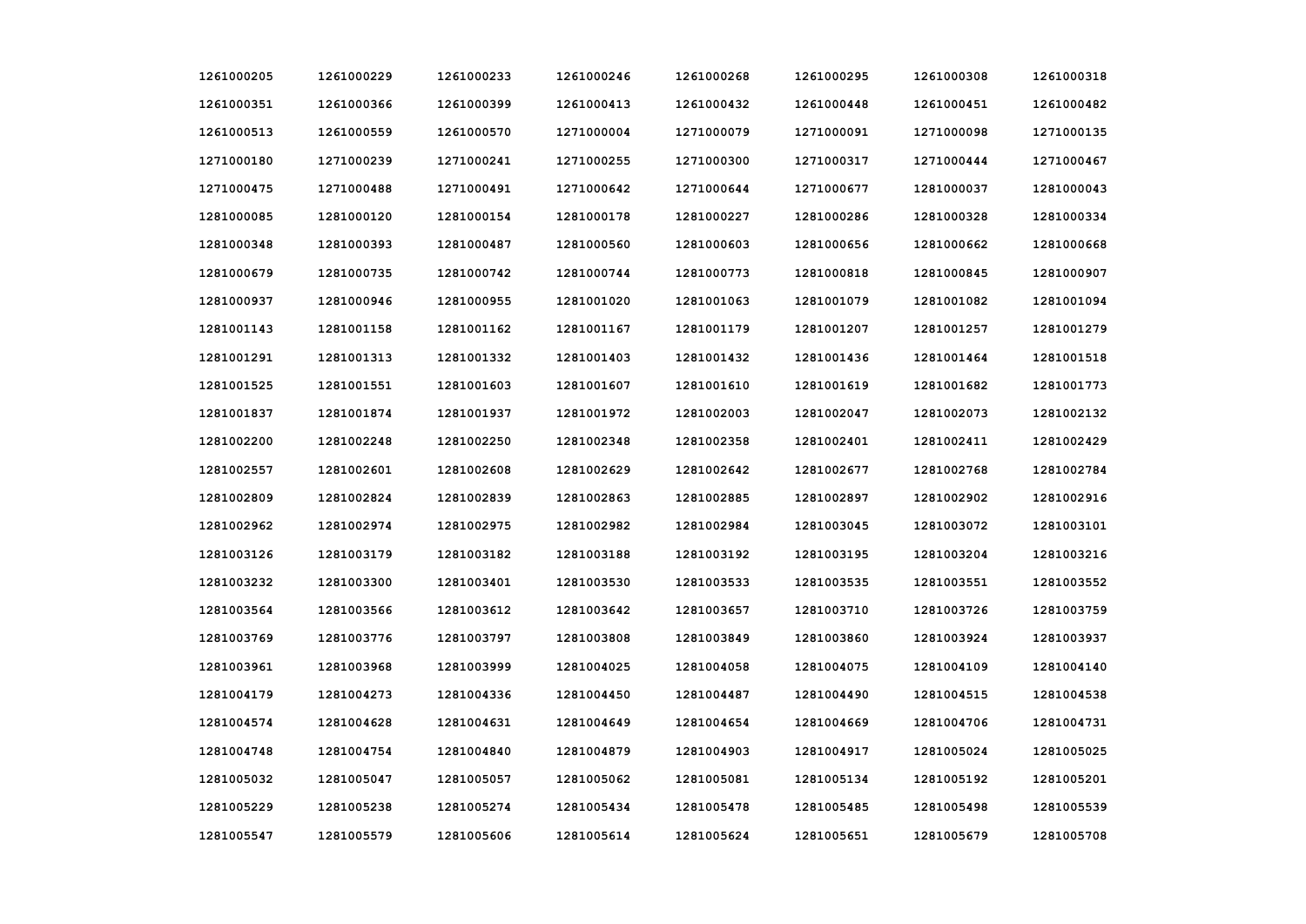| | | | | | | | |
|---|---|---|---|---|---|---|---|
| 1261000205 | 1261000229 | 1261000233 | 1261000246 | 1261000268 | 1261000295 | 1261000308 | 1261000318 |
| 1261000351 | 1261000366 | 1261000399 | 1261000413 | 1261000432 | 1261000448 | 1261000451 | 1261000482 |
| 1261000513 | 1261000559 | 1261000570 | 1271000004 | 1271000079 | 1271000091 | 1271000098 | 1271000135 |
| 1271000180 | 1271000239 | 1271000241 | 1271000255 | 1271000300 | 1271000317 | 1271000444 | 1271000467 |
| 1271000475 | 1271000488 | 1271000491 | 1271000642 | 1271000644 | 1271000677 | 1281000037 | 1281000043 |
| 1281000085 | 1281000120 | 1281000154 | 1281000178 | 1281000227 | 1281000286 | 1281000328 | 1281000334 |
| 1281000348 | 1281000393 | 1281000487 | 1281000560 | 1281000603 | 1281000656 | 1281000662 | 1281000668 |
| 1281000679 | 1281000735 | 1281000742 | 1281000744 | 1281000773 | 1281000818 | 1281000845 | 1281000907 |
| 1281000937 | 1281000946 | 1281000955 | 1281001020 | 1281001063 | 1281001079 | 1281001082 | 1281001094 |
| 1281001143 | 1281001158 | 1281001162 | 1281001167 | 1281001179 | 1281001207 | 1281001257 | 1281001279 |
| 1281001291 | 1281001313 | 1281001332 | 1281001403 | 1281001432 | 1281001436 | 1281001464 | 1281001518 |
| 1281001525 | 1281001551 | 1281001603 | 1281001607 | 1281001610 | 1281001619 | 1281001682 | 1281001773 |
| 1281001837 | 1281001874 | 1281001937 | 1281001972 | 1281002003 | 1281002047 | 1281002073 | 1281002132 |
| 1281002200 | 1281002248 | 1281002250 | 1281002348 | 1281002358 | 1281002401 | 1281002411 | 1281002429 |
| 1281002557 | 1281002601 | 1281002608 | 1281002629 | 1281002642 | 1281002677 | 1281002768 | 1281002784 |
| 1281002809 | 1281002824 | 1281002839 | 1281002863 | 1281002885 | 1281002897 | 1281002902 | 1281002916 |
| 1281002962 | 1281002974 | 1281002975 | 1281002982 | 1281002984 | 1281003045 | 1281003072 | 1281003101 |
| 1281003126 | 1281003179 | 1281003182 | 1281003188 | 1281003192 | 1281003195 | 1281003204 | 1281003216 |
| 1281003232 | 1281003300 | 1281003401 | 1281003530 | 1281003533 | 1281003535 | 1281003551 | 1281003552 |
| 1281003564 | 1281003566 | 1281003612 | 1281003642 | 1281003657 | 1281003710 | 1281003726 | 1281003759 |
| 1281003769 | 1281003776 | 1281003797 | 1281003808 | 1281003849 | 1281003860 | 1281003924 | 1281003937 |
| 1281003961 | 1281003968 | 1281003999 | 1281004025 | 1281004058 | 1281004075 | 1281004109 | 1281004140 |
| 1281004179 | 1281004273 | 1281004336 | 1281004450 | 1281004487 | 1281004490 | 1281004515 | 1281004538 |
| 1281004574 | 1281004628 | 1281004631 | 1281004649 | 1281004654 | 1281004669 | 1281004706 | 1281004731 |
| 1281004748 | 1281004754 | 1281004840 | 1281004879 | 1281004903 | 1281004917 | 1281005024 | 1281005025 |
| 1281005032 | 1281005047 | 1281005057 | 1281005062 | 1281005081 | 1281005134 | 1281005192 | 1281005201 |
| 1281005229 | 1281005238 | 1281005274 | 1281005434 | 1281005478 | 1281005485 | 1281005498 | 1281005539 |
| 1281005547 | 1281005579 | 1281005606 | 1281005614 | 1281005624 | 1281005651 | 1281005679 | 1281005708 |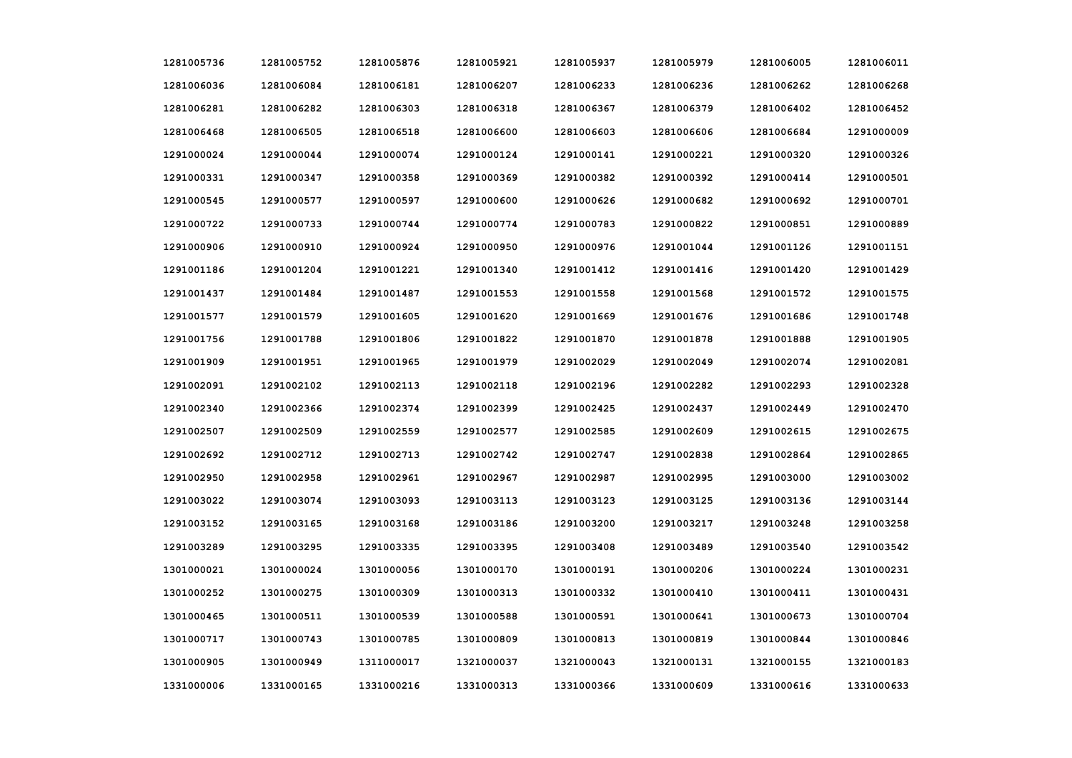| 1281005736 | 1281005752 | 1281005876 | 1281005921 | 1281005937 | 1281005979 | 1281006005 | 1281006011 |
|---|---|---|---|---|---|---|---|
| 1281006036 | 1281006084 | 1281006181 | 1281006207 | 1281006233 | 1281006236 | 1281006262 | 1281006268 |
| 1281006281 | 1281006282 | 1281006303 | 1281006318 | 1281006367 | 1281006379 | 1281006402 | 1281006452 |
| 1281006468 | 1281006505 | 1281006518 | 1281006600 | 1281006603 | 1281006606 | 1281006684 | 1291000009 |
| 1291000024 | 1291000044 | 1291000074 | 1291000124 | 1291000141 | 1291000221 | 1291000320 | 1291000326 |
| 1291000331 | 1291000347 | 1291000358 | 1291000369 | 1291000382 | 1291000392 | 1291000414 | 1291000501 |
| 1291000545 | 1291000577 | 1291000597 | 1291000600 | 1291000626 | 1291000682 | 1291000692 | 1291000701 |
| 1291000722 | 1291000733 | 1291000744 | 1291000774 | 1291000783 | 1291000822 | 1291000851 | 1291000889 |
| 1291000906 | 1291000910 | 1291000924 | 1291000950 | 1291000976 | 1291001044 | 1291001126 | 1291001151 |
| 1291001186 | 1291001204 | 1291001221 | 1291001340 | 1291001412 | 1291001416 | 1291001420 | 1291001429 |
| 1291001437 | 1291001484 | 1291001487 | 1291001553 | 1291001558 | 1291001568 | 1291001572 | 1291001575 |
| 1291001577 | 1291001579 | 1291001605 | 1291001620 | 1291001669 | 1291001676 | 1291001686 | 1291001748 |
| 1291001756 | 1291001788 | 1291001806 | 1291001822 | 1291001870 | 1291001878 | 1291001888 | 1291001905 |
| 1291001909 | 1291001951 | 1291001965 | 1291001979 | 1291002029 | 1291002049 | 1291002074 | 1291002081 |
| 1291002091 | 1291002102 | 1291002113 | 1291002118 | 1291002196 | 1291002282 | 1291002293 | 1291002328 |
| 1291002340 | 1291002366 | 1291002374 | 1291002399 | 1291002425 | 1291002437 | 1291002449 | 1291002470 |
| 1291002507 | 1291002509 | 1291002559 | 1291002577 | 1291002585 | 1291002609 | 1291002615 | 1291002675 |
| 1291002692 | 1291002712 | 1291002713 | 1291002742 | 1291002747 | 1291002838 | 1291002864 | 1291002865 |
| 1291002950 | 1291002958 | 1291002961 | 1291002967 | 1291002987 | 1291002995 | 1291003000 | 1291003002 |
| 1291003022 | 1291003074 | 1291003093 | 1291003113 | 1291003123 | 1291003125 | 1291003136 | 1291003144 |
| 1291003152 | 1291003165 | 1291003168 | 1291003186 | 1291003200 | 1291003217 | 1291003248 | 1291003258 |
| 1291003289 | 1291003295 | 1291003335 | 1291003395 | 1291003408 | 1291003489 | 1291003540 | 1291003542 |
| 1301000021 | 1301000024 | 1301000056 | 1301000170 | 1301000191 | 1301000206 | 1301000224 | 1301000231 |
| 1301000252 | 1301000275 | 1301000309 | 1301000313 | 1301000332 | 1301000410 | 1301000411 | 1301000431 |
| 1301000465 | 1301000511 | 1301000539 | 1301000588 | 1301000591 | 1301000641 | 1301000673 | 1301000704 |
| 1301000717 | 1301000743 | 1301000785 | 1301000809 | 1301000813 | 1301000819 | 1301000844 | 1301000846 |
| 1301000905 | 1301000949 | 1311000017 | 1321000037 | 1321000043 | 1321000131 | 1321000155 | 1321000183 |
| 1331000006 | 1331000165 | 1331000216 | 1331000313 | 1331000366 | 1331000609 | 1331000616 | 1331000633 |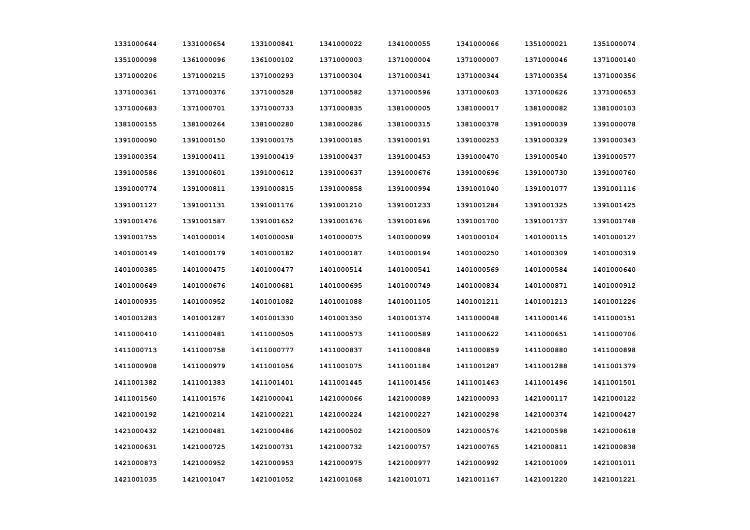| 1331000644 | 1331000654 | 1331000841 | 1341000022 | 1341000055 | 1341000066 | 1351000021 | 1351000074 |
|---|---|---|---|---|---|---|---|
| 1351000098 | 1361000096 | 1361000102 | 1371000003 | 1371000004 | 1371000007 | 1371000046 | 1371000140 |
| 1371000206 | 1371000215 | 1371000293 | 1371000304 | 1371000341 | 1371000344 | 1371000354 | 1371000356 |
| 1371000361 | 1371000376 | 1371000528 | 1371000582 | 1371000596 | 1371000603 | 1371000626 | 1371000653 |
| 1371000683 | 1371000701 | 1371000733 | 1371000835 | 1381000005 | 1381000017 | 1381000082 | 1381000103 |
| 1381000155 | 1381000264 | 1381000280 | 1381000286 | 1381000315 | 1381000378 | 1391000039 | 1391000078 |
| 1391000090 | 1391000150 | 1391000175 | 1391000185 | 1391000191 | 1391000253 | 1391000329 | 1391000343 |
| 1391000354 | 1391000411 | 1391000419 | 1391000437 | 1391000453 | 1391000470 | 1391000540 | 1391000577 |
| 1391000586 | 1391000601 | 1391000612 | 1391000637 | 1391000676 | 1391000696 | 1391000730 | 1391000760 |
| 1391000774 | 1391000811 | 1391000815 | 1391000858 | 1391000994 | 1391001040 | 1391001077 | 1391001116 |
| 1391001127 | 1391001131 | 1391001176 | 1391001210 | 1391001233 | 1391001284 | 1391001325 | 1391001425 |
| 1391001476 | 1391001587 | 1391001652 | 1391001676 | 1391001696 | 1391001700 | 1391001737 | 1391001748 |
| 1391001755 | 1401000014 | 1401000058 | 1401000075 | 1401000099 | 1401000104 | 1401000115 | 1401000127 |
| 1401000149 | 1401000179 | 1401000182 | 1401000187 | 1401000194 | 1401000250 | 1401000309 | 1401000319 |
| 1401000385 | 1401000475 | 1401000477 | 1401000514 | 1401000541 | 1401000569 | 1401000584 | 1401000640 |
| 1401000649 | 1401000676 | 1401000681 | 1401000695 | 1401000749 | 1401000834 | 1401000871 | 1401000912 |
| 1401000935 | 1401000952 | 1401001082 | 1401001088 | 1401001105 | 1401001211 | 1401001213 | 1401001226 |
| 1401001283 | 1401001287 | 1401001330 | 1401001350 | 1401001374 | 1411000048 | 1411000146 | 1411000151 |
| 1411000410 | 1411000481 | 1411000505 | 1411000573 | 1411000589 | 1411000622 | 1411000651 | 1411000706 |
| 1411000713 | 1411000758 | 1411000777 | 1411000837 | 1411000848 | 1411000859 | 1411000880 | 1411000898 |
| 1411000908 | 1411000979 | 1411001056 | 1411001075 | 1411001184 | 1411001287 | 1411001288 | 1411001379 |
| 1411001382 | 1411001383 | 1411001401 | 1411001445 | 1411001456 | 1411001463 | 1411001496 | 1411001501 |
| 1411001560 | 1411001576 | 1421000041 | 1421000066 | 1421000089 | 1421000093 | 1421000117 | 1421000122 |
| 1421000192 | 1421000214 | 1421000221 | 1421000224 | 1421000227 | 1421000298 | 1421000374 | 1421000427 |
| 1421000432 | 1421000481 | 1421000486 | 1421000502 | 1421000509 | 1421000576 | 1421000598 | 1421000618 |
| 1421000631 | 1421000725 | 1421000731 | 1421000732 | 1421000757 | 1421000765 | 1421000811 | 1421000838 |
| 1421000873 | 1421000952 | 1421000953 | 1421000975 | 1421000977 | 1421000992 | 1421001009 | 1421001011 |
| 1421001035 | 1421001047 | 1421001052 | 1421001068 | 1421001071 | 1421001167 | 1421001220 | 1421001221 |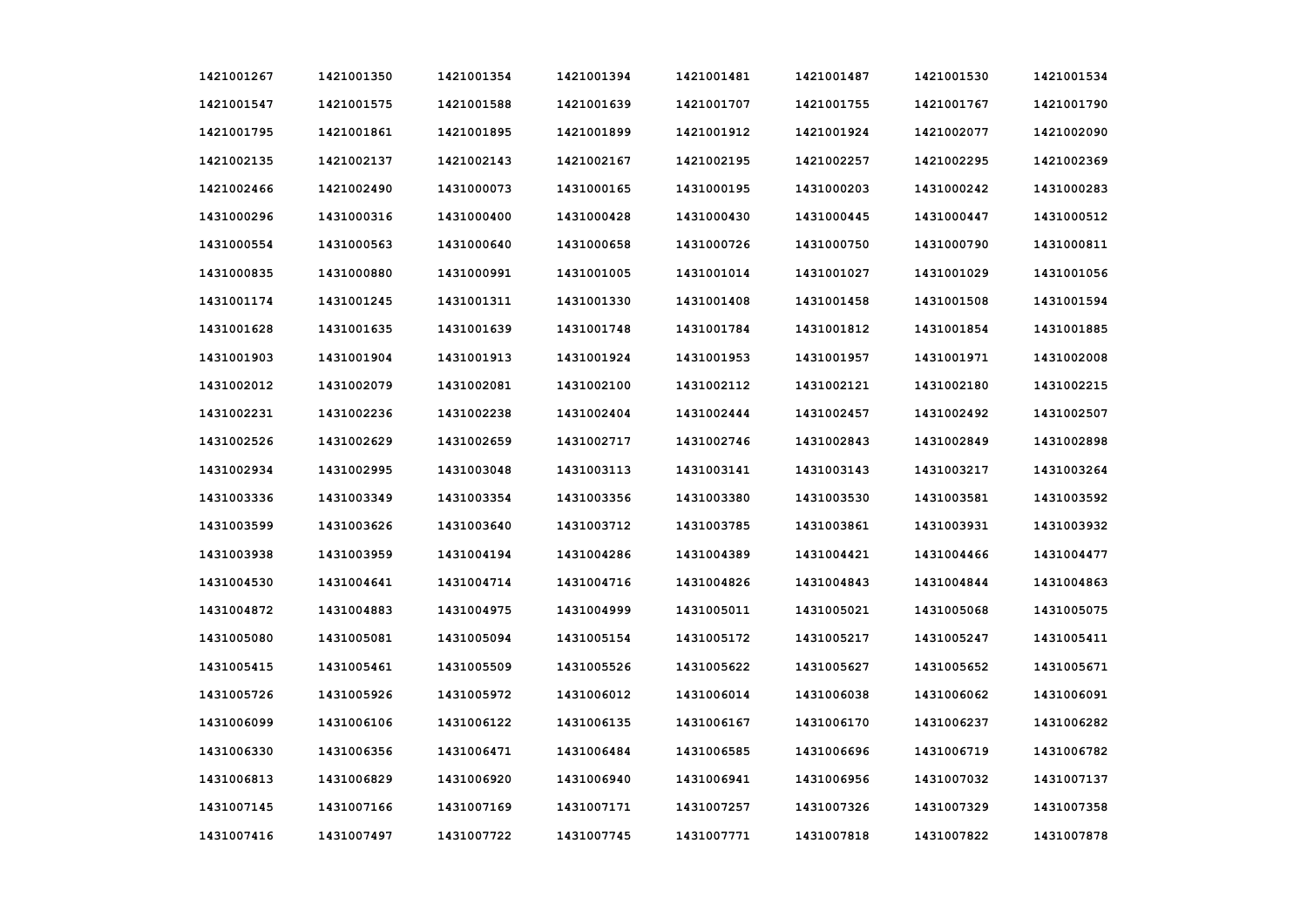| | | | | | | | |
|---|---|---|---|---|---|---|---|
| 1421001267 | 1421001350 | 1421001354 | 1421001394 | 1421001481 | 1421001487 | 1421001530 | 1421001534 |
| 1421001547 | 1421001575 | 1421001588 | 1421001639 | 1421001707 | 1421001755 | 1421001767 | 1421001790 |
| 1421001795 | 1421001861 | 1421001895 | 1421001899 | 1421001912 | 1421001924 | 1421002077 | 1421002090 |
| 1421002135 | 1421002137 | 1421002143 | 1421002167 | 1421002195 | 1421002257 | 1421002295 | 1421002369 |
| 1421002466 | 1421002490 | 1431000073 | 1431000165 | 1431000195 | 1431000203 | 1431000242 | 1431000283 |
| 1431000296 | 1431000316 | 1431000400 | 1431000428 | 1431000430 | 1431000445 | 1431000447 | 1431000512 |
| 1431000554 | 1431000563 | 1431000640 | 1431000658 | 1431000726 | 1431000750 | 1431000790 | 1431000811 |
| 1431000835 | 1431000880 | 1431000991 | 1431001005 | 1431001014 | 1431001027 | 1431001029 | 1431001056 |
| 1431001174 | 1431001245 | 1431001311 | 1431001330 | 1431001408 | 1431001458 | 1431001508 | 1431001594 |
| 1431001628 | 1431001635 | 1431001639 | 1431001748 | 1431001784 | 1431001812 | 1431001854 | 1431001885 |
| 1431001903 | 1431001904 | 1431001913 | 1431001924 | 1431001953 | 1431001957 | 1431001971 | 1431002008 |
| 1431002012 | 1431002079 | 1431002081 | 1431002100 | 1431002112 | 1431002121 | 1431002180 | 1431002215 |
| 1431002231 | 1431002236 | 1431002238 | 1431002404 | 1431002444 | 1431002457 | 1431002492 | 1431002507 |
| 1431002526 | 1431002629 | 1431002659 | 1431002717 | 1431002746 | 1431002843 | 1431002849 | 1431002898 |
| 1431002934 | 1431002995 | 1431003048 | 1431003113 | 1431003141 | 1431003143 | 1431003217 | 1431003264 |
| 1431003336 | 1431003349 | 1431003354 | 1431003356 | 1431003380 | 1431003530 | 1431003581 | 1431003592 |
| 1431003599 | 1431003626 | 1431003640 | 1431003712 | 1431003785 | 1431003861 | 1431003931 | 1431003932 |
| 1431003938 | 1431003959 | 1431004194 | 1431004286 | 1431004389 | 1431004421 | 1431004466 | 1431004477 |
| 1431004530 | 1431004641 | 1431004714 | 1431004716 | 1431004826 | 1431004843 | 1431004844 | 1431004863 |
| 1431004872 | 1431004883 | 1431004975 | 1431004999 | 1431005011 | 1431005021 | 1431005068 | 1431005075 |
| 1431005080 | 1431005081 | 1431005094 | 1431005154 | 1431005172 | 1431005217 | 1431005247 | 1431005411 |
| 1431005415 | 1431005461 | 1431005509 | 1431005526 | 1431005622 | 1431005627 | 1431005652 | 1431005671 |
| 1431005726 | 1431005926 | 1431005972 | 1431006012 | 1431006014 | 1431006038 | 1431006062 | 1431006091 |
| 1431006099 | 1431006106 | 1431006122 | 1431006135 | 1431006167 | 1431006170 | 1431006237 | 1431006282 |
| 1431006330 | 1431006356 | 1431006471 | 1431006484 | 1431006585 | 1431006696 | 1431006719 | 1431006782 |
| 1431006813 | 1431006829 | 1431006920 | 1431006940 | 1431006941 | 1431006956 | 1431007032 | 1431007137 |
| 1431007145 | 1431007166 | 1431007169 | 1431007171 | 1431007257 | 1431007326 | 1431007329 | 1431007358 |
| 1431007416 | 1431007497 | 1431007722 | 1431007745 | 1431007771 | 1431007818 | 1431007822 | 1431007878 |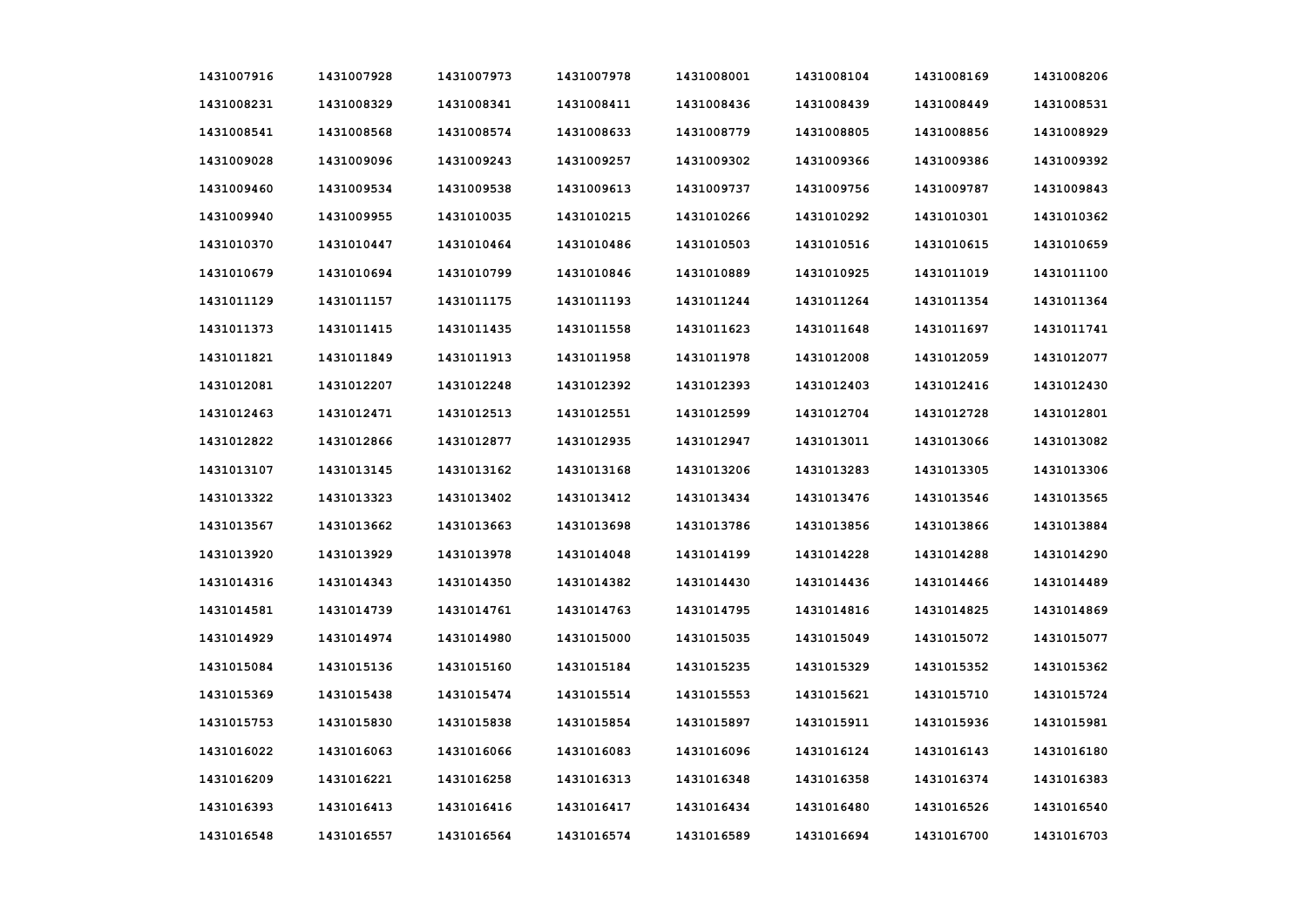| | | | | | | | |
|---|---|---|---|---|---|---|---|
| 1431007916 | 1431007928 | 1431007973 | 1431007978 | 1431008001 | 1431008104 | 1431008169 | 1431008206 |
| 1431008231 | 1431008329 | 1431008341 | 1431008411 | 1431008436 | 1431008439 | 1431008449 | 1431008531 |
| 1431008541 | 1431008568 | 1431008574 | 1431008633 | 1431008779 | 1431008805 | 1431008856 | 1431008929 |
| 1431009028 | 1431009096 | 1431009243 | 1431009257 | 1431009302 | 1431009366 | 1431009386 | 1431009392 |
| 1431009460 | 1431009534 | 1431009538 | 1431009613 | 1431009737 | 1431009756 | 1431009787 | 1431009843 |
| 1431009940 | 1431009955 | 1431010035 | 1431010215 | 1431010266 | 1431010292 | 1431010301 | 1431010362 |
| 1431010370 | 1431010447 | 1431010464 | 1431010486 | 1431010503 | 1431010516 | 1431010615 | 1431010659 |
| 1431010679 | 1431010694 | 1431010799 | 1431010846 | 1431010889 | 1431010925 | 1431011019 | 1431011100 |
| 1431011129 | 1431011157 | 1431011175 | 1431011193 | 1431011244 | 1431011264 | 1431011354 | 1431011364 |
| 1431011373 | 1431011415 | 1431011435 | 1431011558 | 1431011623 | 1431011648 | 1431011697 | 1431011741 |
| 1431011821 | 1431011849 | 1431011913 | 1431011958 | 1431011978 | 1431012008 | 1431012059 | 1431012077 |
| 1431012081 | 1431012207 | 1431012248 | 1431012392 | 1431012393 | 1431012403 | 1431012416 | 1431012430 |
| 1431012463 | 1431012471 | 1431012513 | 1431012551 | 1431012599 | 1431012704 | 1431012728 | 1431012801 |
| 1431012822 | 1431012866 | 1431012877 | 1431012935 | 1431012947 | 1431013011 | 1431013066 | 1431013082 |
| 1431013107 | 1431013145 | 1431013162 | 1431013168 | 1431013206 | 1431013283 | 1431013305 | 1431013306 |
| 1431013322 | 1431013323 | 1431013402 | 1431013412 | 1431013434 | 1431013476 | 1431013546 | 1431013565 |
| 1431013567 | 1431013662 | 1431013663 | 1431013698 | 1431013786 | 1431013856 | 1431013866 | 1431013884 |
| 1431013920 | 1431013929 | 1431013978 | 1431014048 | 1431014199 | 1431014228 | 1431014288 | 1431014290 |
| 1431014316 | 1431014343 | 1431014350 | 1431014382 | 1431014430 | 1431014436 | 1431014466 | 1431014489 |
| 1431014581 | 1431014739 | 1431014761 | 1431014763 | 1431014795 | 1431014816 | 1431014825 | 1431014869 |
| 1431014929 | 1431014974 | 1431014980 | 1431015000 | 1431015035 | 1431015049 | 1431015072 | 1431015077 |
| 1431015084 | 1431015136 | 1431015160 | 1431015184 | 1431015235 | 1431015329 | 1431015352 | 1431015362 |
| 1431015369 | 1431015438 | 1431015474 | 1431015514 | 1431015553 | 1431015621 | 1431015710 | 1431015724 |
| 1431015753 | 1431015830 | 1431015838 | 1431015854 | 1431015897 | 1431015911 | 1431015936 | 1431015981 |
| 1431016022 | 1431016063 | 1431016066 | 1431016083 | 1431016096 | 1431016124 | 1431016143 | 1431016180 |
| 1431016209 | 1431016221 | 1431016258 | 1431016313 | 1431016348 | 1431016358 | 1431016374 | 1431016383 |
| 1431016393 | 1431016413 | 1431016416 | 1431016417 | 1431016434 | 1431016480 | 1431016526 | 1431016540 |
| 1431016548 | 1431016557 | 1431016564 | 1431016574 | 1431016589 | 1431016694 | 1431016700 | 1431016703 |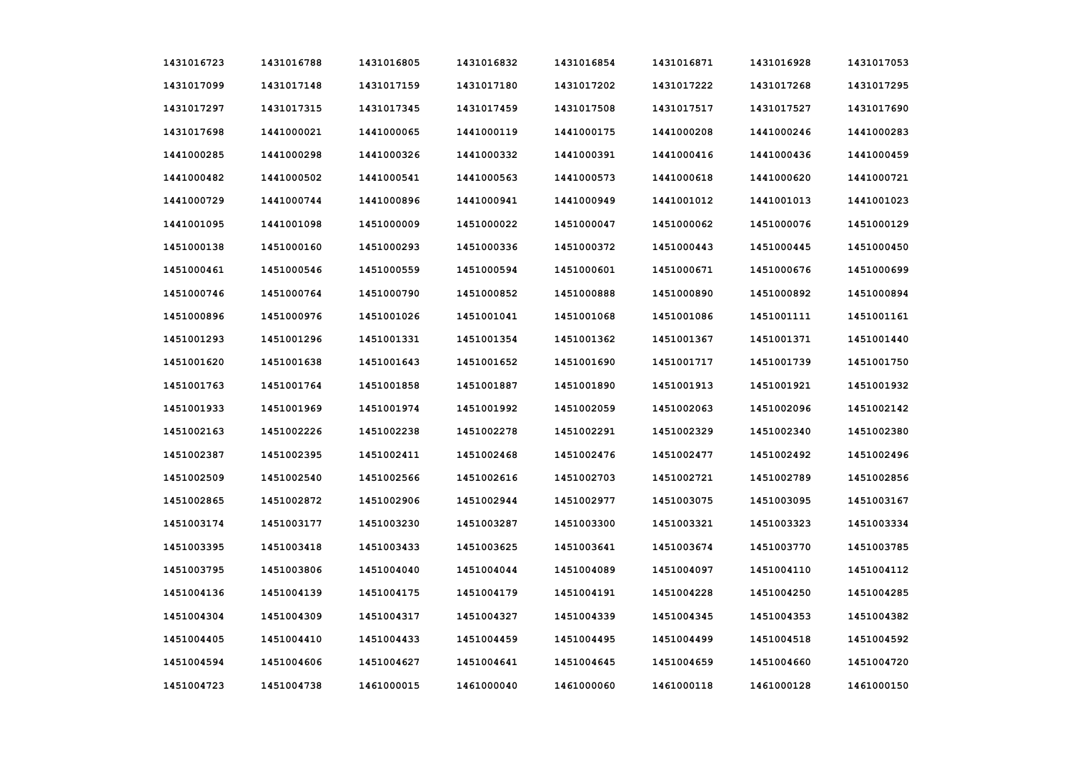| | | | | | | | |
|---|---|---|---|---|---|---|---|
| 1431016723 | 1431016788 | 1431016805 | 1431016832 | 1431016854 | 1431016871 | 1431016928 | 1431017053 |
| 1431017099 | 1431017148 | 1431017159 | 1431017180 | 1431017202 | 1431017222 | 1431017268 | 1431017295 |
| 1431017297 | 1431017315 | 1431017345 | 1431017459 | 1431017508 | 1431017517 | 1431017527 | 1431017690 |
| 1431017698 | 1441000021 | 1441000065 | 1441000119 | 1441000175 | 1441000208 | 1441000246 | 1441000283 |
| 1441000285 | 1441000298 | 1441000326 | 1441000332 | 1441000391 | 1441000416 | 1441000436 | 1441000459 |
| 1441000482 | 1441000502 | 1441000541 | 1441000563 | 1441000573 | 1441000618 | 1441000620 | 1441000721 |
| 1441000729 | 1441000744 | 1441000896 | 1441000941 | 1441000949 | 1441001012 | 1441001013 | 1441001023 |
| 1441001095 | 1441001098 | 1451000009 | 1451000022 | 1451000047 | 1451000062 | 1451000076 | 1451000129 |
| 1451000138 | 1451000160 | 1451000293 | 1451000336 | 1451000372 | 1451000443 | 1451000445 | 1451000450 |
| 1451000461 | 1451000546 | 1451000559 | 1451000594 | 1451000601 | 1451000671 | 1451000676 | 1451000699 |
| 1451000746 | 1451000764 | 1451000790 | 1451000852 | 1451000888 | 1451000890 | 1451000892 | 1451000894 |
| 1451000896 | 1451000976 | 1451001026 | 1451001041 | 1451001068 | 1451001086 | 1451001111 | 1451001161 |
| 1451001293 | 1451001296 | 1451001331 | 1451001354 | 1451001362 | 1451001367 | 1451001371 | 1451001440 |
| 1451001620 | 1451001638 | 1451001643 | 1451001652 | 1451001690 | 1451001717 | 1451001739 | 1451001750 |
| 1451001763 | 1451001764 | 1451001858 | 1451001887 | 1451001890 | 1451001913 | 1451001921 | 1451001932 |
| 1451001933 | 1451001969 | 1451001974 | 1451001992 | 1451002059 | 1451002063 | 1451002096 | 1451002142 |
| 1451002163 | 1451002226 | 1451002238 | 1451002278 | 1451002291 | 1451002329 | 1451002340 | 1451002380 |
| 1451002387 | 1451002395 | 1451002411 | 1451002468 | 1451002476 | 1451002477 | 1451002492 | 1451002496 |
| 1451002509 | 1451002540 | 1451002566 | 1451002616 | 1451002703 | 1451002721 | 1451002789 | 1451002856 |
| 1451002865 | 1451002872 | 1451002906 | 1451002944 | 1451002977 | 1451003075 | 1451003095 | 1451003167 |
| 1451003174 | 1451003177 | 1451003230 | 1451003287 | 1451003300 | 1451003321 | 1451003323 | 1451003334 |
| 1451003395 | 1451003418 | 1451003433 | 1451003625 | 1451003641 | 1451003674 | 1451003770 | 1451003785 |
| 1451003795 | 1451003806 | 1451004040 | 1451004044 | 1451004089 | 1451004097 | 1451004110 | 1451004112 |
| 1451004136 | 1451004139 | 1451004175 | 1451004179 | 1451004191 | 1451004228 | 1451004250 | 1451004285 |
| 1451004304 | 1451004309 | 1451004317 | 1451004327 | 1451004339 | 1451004345 | 1451004353 | 1451004382 |
| 1451004405 | 1451004410 | 1451004433 | 1451004459 | 1451004495 | 1451004499 | 1451004518 | 1451004592 |
| 1451004594 | 1451004606 | 1451004627 | 1451004641 | 1451004645 | 1451004659 | 1451004660 | 1451004720 |
| 1451004723 | 1451004738 | 1461000015 | 1461000040 | 1461000060 | 1461000118 | 1461000128 | 1461000150 |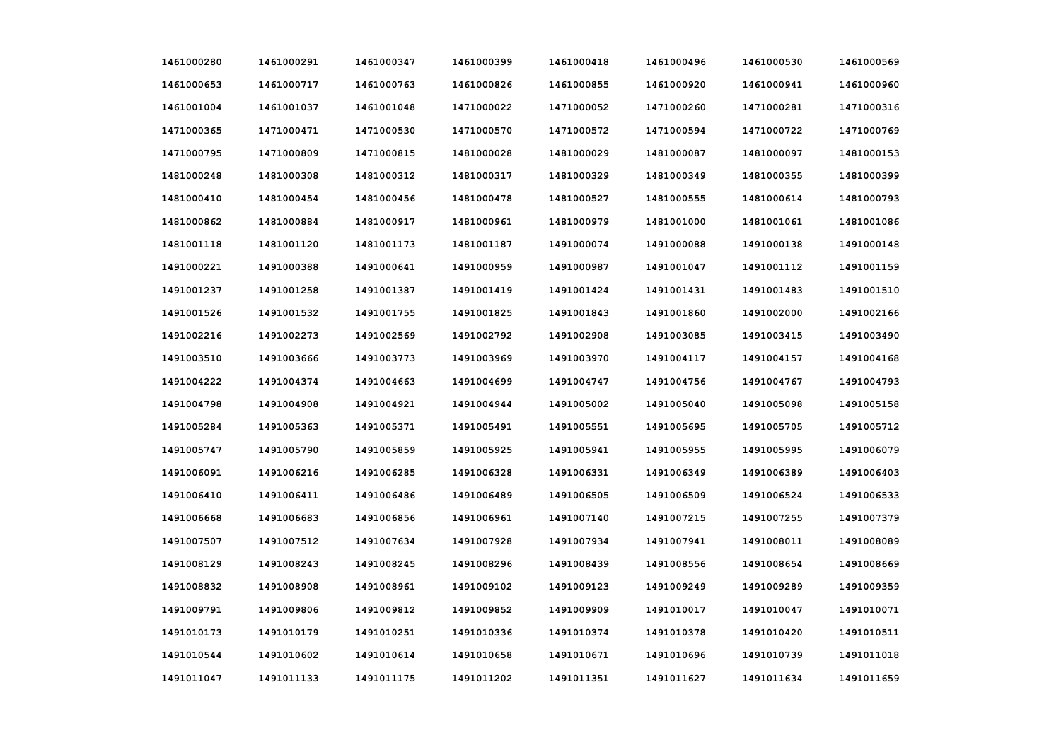| | | | | | | | |
|---|---|---|---|---|---|---|---|
| 1461000280 | 1461000291 | 1461000347 | 1461000399 | 1461000418 | 1461000496 | 1461000530 | 1461000569 |
| 1461000653 | 1461000717 | 1461000763 | 1461000826 | 1461000855 | 1461000920 | 1461000941 | 1461000960 |
| 1461001004 | 1461001037 | 1461001048 | 1471000022 | 1471000052 | 1471000260 | 1471000281 | 1471000316 |
| 1471000365 | 1471000471 | 1471000530 | 1471000570 | 1471000572 | 1471000594 | 1471000722 | 1471000769 |
| 1471000795 | 1471000809 | 1471000815 | 1481000028 | 1481000029 | 1481000087 | 1481000097 | 1481000153 |
| 1481000248 | 1481000308 | 1481000312 | 1481000317 | 1481000329 | 1481000349 | 1481000355 | 1481000399 |
| 1481000410 | 1481000454 | 1481000456 | 1481000478 | 1481000527 | 1481000555 | 1481000614 | 1481000793 |
| 1481000862 | 1481000884 | 1481000917 | 1481000961 | 1481000979 | 1481001000 | 1481001061 | 1481001086 |
| 1481001118 | 1481001120 | 1481001173 | 1481001187 | 1491000074 | 1491000088 | 1491000138 | 1491000148 |
| 1491000221 | 1491000388 | 1491000641 | 1491000959 | 1491000987 | 1491001047 | 1491001112 | 1491001159 |
| 1491001237 | 1491001258 | 1491001387 | 1491001419 | 1491001424 | 1491001431 | 1491001483 | 1491001510 |
| 1491001526 | 1491001532 | 1491001755 | 1491001825 | 1491001843 | 1491001860 | 1491002000 | 1491002166 |
| 1491002216 | 1491002273 | 1491002569 | 1491002792 | 1491002908 | 1491003085 | 1491003415 | 1491003490 |
| 1491003510 | 1491003666 | 1491003773 | 1491003969 | 1491003970 | 1491004117 | 1491004157 | 1491004168 |
| 1491004222 | 1491004374 | 1491004663 | 1491004699 | 1491004747 | 1491004756 | 1491004767 | 1491004793 |
| 1491004798 | 1491004908 | 1491004921 | 1491004944 | 1491005002 | 1491005040 | 1491005098 | 1491005158 |
| 1491005284 | 1491005363 | 1491005371 | 1491005491 | 1491005551 | 1491005695 | 1491005705 | 1491005712 |
| 1491005747 | 1491005790 | 1491005859 | 1491005925 | 1491005941 | 1491005955 | 1491005995 | 1491006079 |
| 1491006091 | 1491006216 | 1491006285 | 1491006328 | 1491006331 | 1491006349 | 1491006389 | 1491006403 |
| 1491006410 | 1491006411 | 1491006486 | 1491006489 | 1491006505 | 1491006509 | 1491006524 | 1491006533 |
| 1491006668 | 1491006683 | 1491006856 | 1491006961 | 1491007140 | 1491007215 | 1491007255 | 1491007379 |
| 1491007507 | 1491007512 | 1491007634 | 1491007928 | 1491007934 | 1491007941 | 1491008011 | 1491008089 |
| 1491008129 | 1491008243 | 1491008245 | 1491008296 | 1491008439 | 1491008556 | 1491008654 | 1491008669 |
| 1491008832 | 1491008908 | 1491008961 | 1491009102 | 1491009123 | 1491009249 | 1491009289 | 1491009359 |
| 1491009791 | 1491009806 | 1491009812 | 1491009852 | 1491009909 | 1491010017 | 1491010047 | 1491010071 |
| 1491010173 | 1491010179 | 1491010251 | 1491010336 | 1491010374 | 1491010378 | 1491010420 | 1491010511 |
| 1491010544 | 1491010602 | 1491010614 | 1491010658 | 1491010671 | 1491010696 | 1491010739 | 1491011018 |
| 1491011047 | 1491011133 | 1491011175 | 1491011202 | 1491011351 | 1491011627 | 1491011634 | 1491011659 |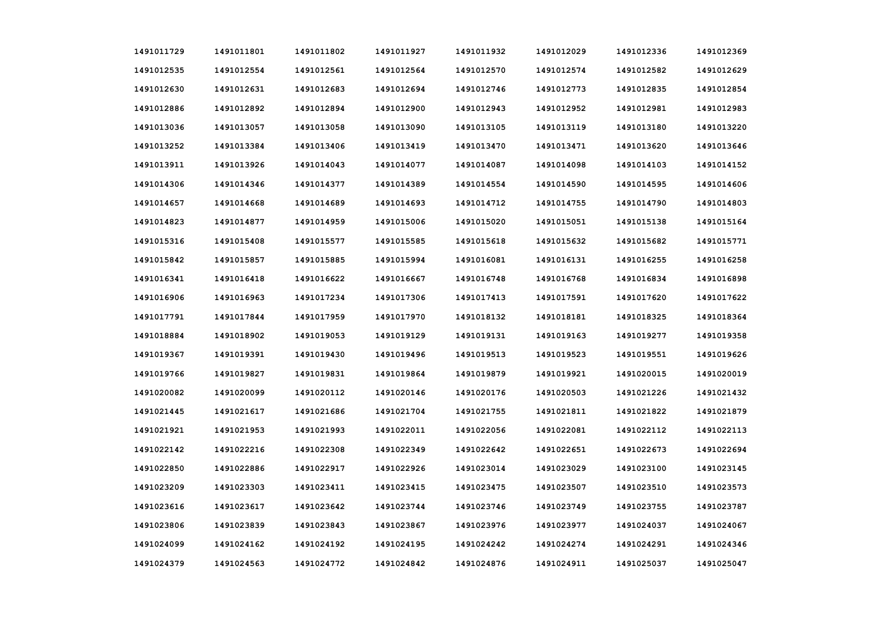| | | | | | | | |
|---|---|---|---|---|---|---|---|
| 1491011729 | 1491011801 | 1491011802 | 1491011927 | 1491011932 | 1491012029 | 1491012336 | 1491012369 |
| 1491012535 | 1491012554 | 1491012561 | 1491012564 | 1491012570 | 1491012574 | 1491012582 | 1491012629 |
| 1491012630 | 1491012631 | 1491012683 | 1491012694 | 1491012746 | 1491012773 | 1491012835 | 1491012854 |
| 1491012886 | 1491012892 | 1491012894 | 1491012900 | 1491012943 | 1491012952 | 1491012981 | 1491012983 |
| 1491013036 | 1491013057 | 1491013058 | 1491013090 | 1491013105 | 1491013119 | 1491013180 | 1491013220 |
| 1491013252 | 1491013384 | 1491013406 | 1491013419 | 1491013470 | 1491013471 | 1491013620 | 1491013646 |
| 1491013911 | 1491013926 | 1491014043 | 1491014077 | 1491014087 | 1491014098 | 1491014103 | 1491014152 |
| 1491014306 | 1491014346 | 1491014377 | 1491014389 | 1491014554 | 1491014590 | 1491014595 | 1491014606 |
| 1491014657 | 1491014668 | 1491014689 | 1491014693 | 1491014712 | 1491014755 | 1491014790 | 1491014803 |
| 1491014823 | 1491014877 | 1491014959 | 1491015006 | 1491015020 | 1491015051 | 1491015138 | 1491015164 |
| 1491015316 | 1491015408 | 1491015577 | 1491015585 | 1491015618 | 1491015632 | 1491015682 | 1491015771 |
| 1491015842 | 1491015857 | 1491015885 | 1491015994 | 1491016081 | 1491016131 | 1491016255 | 1491016258 |
| 1491016341 | 1491016418 | 1491016622 | 1491016667 | 1491016748 | 1491016768 | 1491016834 | 1491016898 |
| 1491016906 | 1491016963 | 1491017234 | 1491017306 | 1491017413 | 1491017591 | 1491017620 | 1491017622 |
| 1491017791 | 1491017844 | 1491017959 | 1491017970 | 1491018132 | 1491018181 | 1491018325 | 1491018364 |
| 1491018884 | 1491018902 | 1491019053 | 1491019129 | 1491019131 | 1491019163 | 1491019277 | 1491019358 |
| 1491019367 | 1491019391 | 1491019430 | 1491019496 | 1491019513 | 1491019523 | 1491019551 | 1491019626 |
| 1491019766 | 1491019827 | 1491019831 | 1491019864 | 1491019879 | 1491019921 | 1491020015 | 1491020019 |
| 1491020082 | 1491020099 | 1491020112 | 1491020146 | 1491020176 | 1491020503 | 1491021226 | 1491021432 |
| 1491021445 | 1491021617 | 1491021686 | 1491021704 | 1491021755 | 1491021811 | 1491021822 | 1491021879 |
| 1491021921 | 1491021953 | 1491021993 | 1491022011 | 1491022056 | 1491022081 | 1491022112 | 1491022113 |
| 1491022142 | 1491022216 | 1491022308 | 1491022349 | 1491022642 | 1491022651 | 1491022673 | 1491022694 |
| 1491022850 | 1491022886 | 1491022917 | 1491022926 | 1491023014 | 1491023029 | 1491023100 | 1491023145 |
| 1491023209 | 1491023303 | 1491023411 | 1491023415 | 1491023475 | 1491023507 | 1491023510 | 1491023573 |
| 1491023616 | 1491023617 | 1491023642 | 1491023744 | 1491023746 | 1491023749 | 1491023755 | 1491023787 |
| 1491023806 | 1491023839 | 1491023843 | 1491023867 | 1491023976 | 1491023977 | 1491024037 | 1491024067 |
| 1491024099 | 1491024162 | 1491024192 | 1491024195 | 1491024242 | 1491024274 | 1491024291 | 1491024346 |
| 1491024379 | 1491024563 | 1491024772 | 1491024842 | 1491024876 | 1491024911 | 1491025037 | 1491025047 |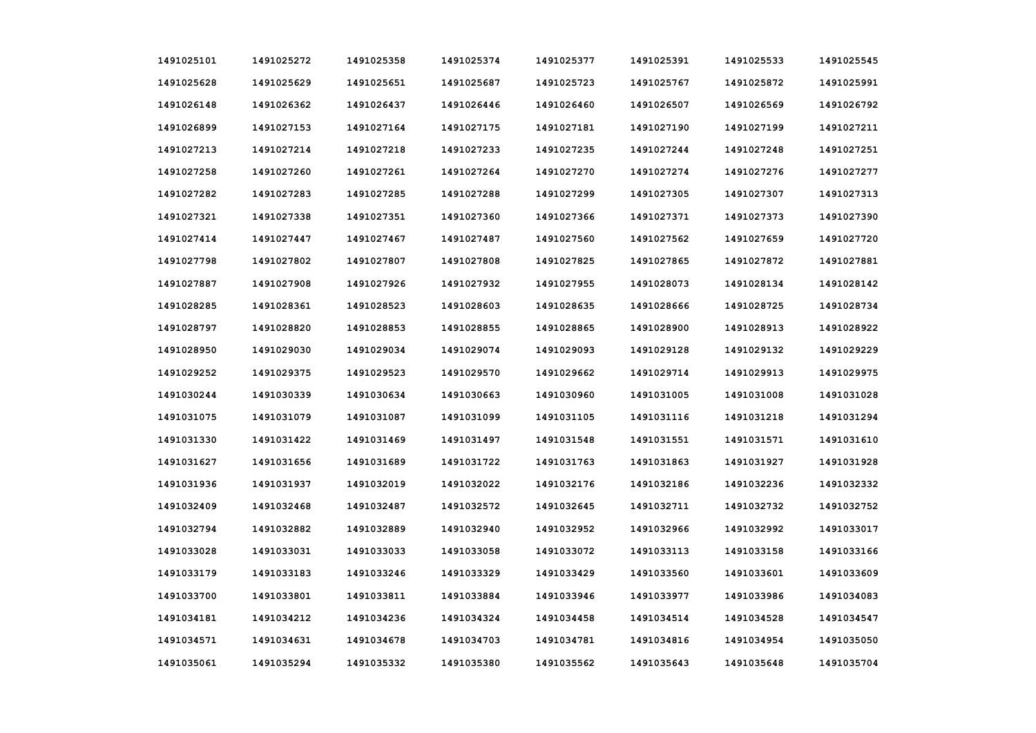| | | | | | | | |
|---|---|---|---|---|---|---|---|
| 1491025101 | 1491025272 | 1491025358 | 1491025374 | 1491025377 | 1491025391 | 1491025533 | 1491025545 |
| 1491025628 | 1491025629 | 1491025651 | 1491025687 | 1491025723 | 1491025767 | 1491025872 | 1491025991 |
| 1491026148 | 1491026362 | 1491026437 | 1491026446 | 1491026460 | 1491026507 | 1491026569 | 1491026792 |
| 1491026899 | 1491027153 | 1491027164 | 1491027175 | 1491027181 | 1491027190 | 1491027199 | 1491027211 |
| 1491027213 | 1491027214 | 1491027218 | 1491027233 | 1491027235 | 1491027244 | 1491027248 | 1491027251 |
| 1491027258 | 1491027260 | 1491027261 | 1491027264 | 1491027270 | 1491027274 | 1491027276 | 1491027277 |
| 1491027282 | 1491027283 | 1491027285 | 1491027288 | 1491027299 | 1491027305 | 1491027307 | 1491027313 |
| 1491027321 | 1491027338 | 1491027351 | 1491027360 | 1491027366 | 1491027371 | 1491027373 | 1491027390 |
| 1491027414 | 1491027447 | 1491027467 | 1491027487 | 1491027560 | 1491027562 | 1491027659 | 1491027720 |
| 1491027798 | 1491027802 | 1491027807 | 1491027808 | 1491027825 | 1491027865 | 1491027872 | 1491027881 |
| 1491027887 | 1491027908 | 1491027926 | 1491027932 | 1491027955 | 1491028073 | 1491028134 | 1491028142 |
| 1491028285 | 1491028361 | 1491028523 | 1491028603 | 1491028635 | 1491028666 | 1491028725 | 1491028734 |
| 1491028797 | 1491028820 | 1491028853 | 1491028855 | 1491028865 | 1491028900 | 1491028913 | 1491028922 |
| 1491028950 | 1491029030 | 1491029034 | 1491029074 | 1491029093 | 1491029128 | 1491029132 | 1491029229 |
| 1491029252 | 1491029375 | 1491029523 | 1491029570 | 1491029662 | 1491029714 | 1491029913 | 1491029975 |
| 1491030244 | 1491030339 | 1491030634 | 1491030663 | 1491030960 | 1491031005 | 1491031008 | 1491031028 |
| 1491031075 | 1491031079 | 1491031087 | 1491031099 | 1491031105 | 1491031116 | 1491031218 | 1491031294 |
| 1491031330 | 1491031422 | 1491031469 | 1491031497 | 1491031548 | 1491031551 | 1491031571 | 1491031610 |
| 1491031627 | 1491031656 | 1491031689 | 1491031722 | 1491031763 | 1491031863 | 1491031927 | 1491031928 |
| 1491031936 | 1491031937 | 1491032019 | 1491032022 | 1491032176 | 1491032186 | 1491032236 | 1491032332 |
| 1491032409 | 1491032468 | 1491032487 | 1491032572 | 1491032645 | 1491032711 | 1491032732 | 1491032752 |
| 1491032794 | 1491032882 | 1491032889 | 1491032940 | 1491032952 | 1491032966 | 1491032992 | 1491033017 |
| 1491033028 | 1491033031 | 1491033033 | 1491033058 | 1491033072 | 1491033113 | 1491033158 | 1491033166 |
| 1491033179 | 1491033183 | 1491033246 | 1491033329 | 1491033429 | 1491033560 | 1491033601 | 1491033609 |
| 1491033700 | 1491033801 | 1491033811 | 1491033884 | 1491033946 | 1491033977 | 1491033986 | 1491034083 |
| 1491034181 | 1491034212 | 1491034236 | 1491034324 | 1491034458 | 1491034514 | 1491034528 | 1491034547 |
| 1491034571 | 1491034631 | 1491034678 | 1491034703 | 1491034781 | 1491034816 | 1491034954 | 1491035050 |
| 1491035061 | 1491035294 | 1491035332 | 1491035380 | 1491035562 | 1491035643 | 1491035648 | 1491035704 |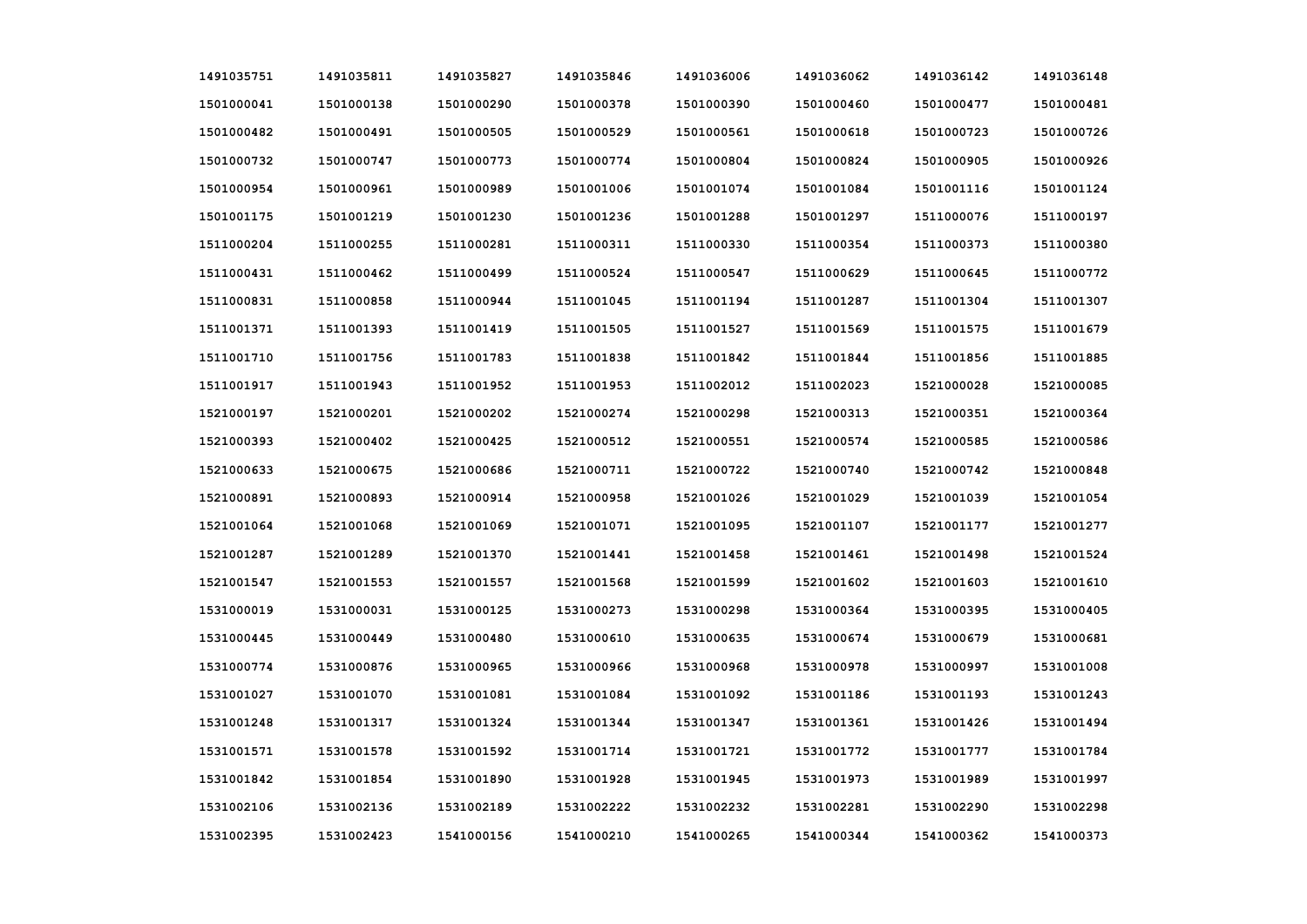| | | | | | | | |
|---|---|---|---|---|---|---|---|
| 1491035751 | 1491035811 | 1491035827 | 1491035846 | 1491036006 | 1491036062 | 1491036142 | 1491036148 |
| 1501000041 | 1501000138 | 1501000290 | 1501000378 | 1501000390 | 1501000460 | 1501000477 | 1501000481 |
| 1501000482 | 1501000491 | 1501000505 | 1501000529 | 1501000561 | 1501000618 | 1501000723 | 1501000726 |
| 1501000732 | 1501000747 | 1501000773 | 1501000774 | 1501000804 | 1501000824 | 1501000905 | 1501000926 |
| 1501000954 | 1501000961 | 1501000989 | 1501001006 | 1501001074 | 1501001084 | 1501001116 | 1501001124 |
| 1501001175 | 1501001219 | 1501001230 | 1501001236 | 1501001288 | 1501001297 | 1511000076 | 1511000197 |
| 1511000204 | 1511000255 | 1511000281 | 1511000311 | 1511000330 | 1511000354 | 1511000373 | 1511000380 |
| 1511000431 | 1511000462 | 1511000499 | 1511000524 | 1511000547 | 1511000629 | 1511000645 | 1511000772 |
| 1511000831 | 1511000858 | 1511000944 | 1511001045 | 1511001194 | 1511001287 | 1511001304 | 1511001307 |
| 1511001371 | 1511001393 | 1511001419 | 1511001505 | 1511001527 | 1511001569 | 1511001575 | 1511001679 |
| 1511001710 | 1511001756 | 1511001783 | 1511001838 | 1511001842 | 1511001844 | 1511001856 | 1511001885 |
| 1511001917 | 1511001943 | 1511001952 | 1511001953 | 1511002012 | 1511002023 | 1521000028 | 1521000085 |
| 1521000197 | 1521000201 | 1521000202 | 1521000274 | 1521000298 | 1521000313 | 1521000351 | 1521000364 |
| 1521000393 | 1521000402 | 1521000425 | 1521000512 | 1521000551 | 1521000574 | 1521000585 | 1521000586 |
| 1521000633 | 1521000675 | 1521000686 | 1521000711 | 1521000722 | 1521000740 | 1521000742 | 1521000848 |
| 1521000891 | 1521000893 | 1521000914 | 1521000958 | 1521001026 | 1521001029 | 1521001039 | 1521001054 |
| 1521001064 | 1521001068 | 1521001069 | 1521001071 | 1521001095 | 1521001107 | 1521001177 | 1521001277 |
| 1521001287 | 1521001289 | 1521001370 | 1521001441 | 1521001458 | 1521001461 | 1521001498 | 1521001524 |
| 1521001547 | 1521001553 | 1521001557 | 1521001568 | 1521001599 | 1521001602 | 1521001603 | 1521001610 |
| 1531000019 | 1531000031 | 1531000125 | 1531000273 | 1531000298 | 1531000364 | 1531000395 | 1531000405 |
| 1531000445 | 1531000449 | 1531000480 | 1531000610 | 1531000635 | 1531000674 | 1531000679 | 1531000681 |
| 1531000774 | 1531000876 | 1531000965 | 1531000966 | 1531000968 | 1531000978 | 1531000997 | 1531001008 |
| 1531001027 | 1531001070 | 1531001081 | 1531001084 | 1531001092 | 1531001186 | 1531001193 | 1531001243 |
| 1531001248 | 1531001317 | 1531001324 | 1531001344 | 1531001347 | 1531001361 | 1531001426 | 1531001494 |
| 1531001571 | 1531001578 | 1531001592 | 1531001714 | 1531001721 | 1531001772 | 1531001777 | 1531001784 |
| 1531001842 | 1531001854 | 1531001890 | 1531001928 | 1531001945 | 1531001973 | 1531001989 | 1531001997 |
| 1531002106 | 1531002136 | 1531002189 | 1531002222 | 1531002232 | 1531002281 | 1531002290 | 1531002298 |
| 1531002395 | 1531002423 | 1541000156 | 1541000210 | 1541000265 | 1541000344 | 1541000362 | 1541000373 |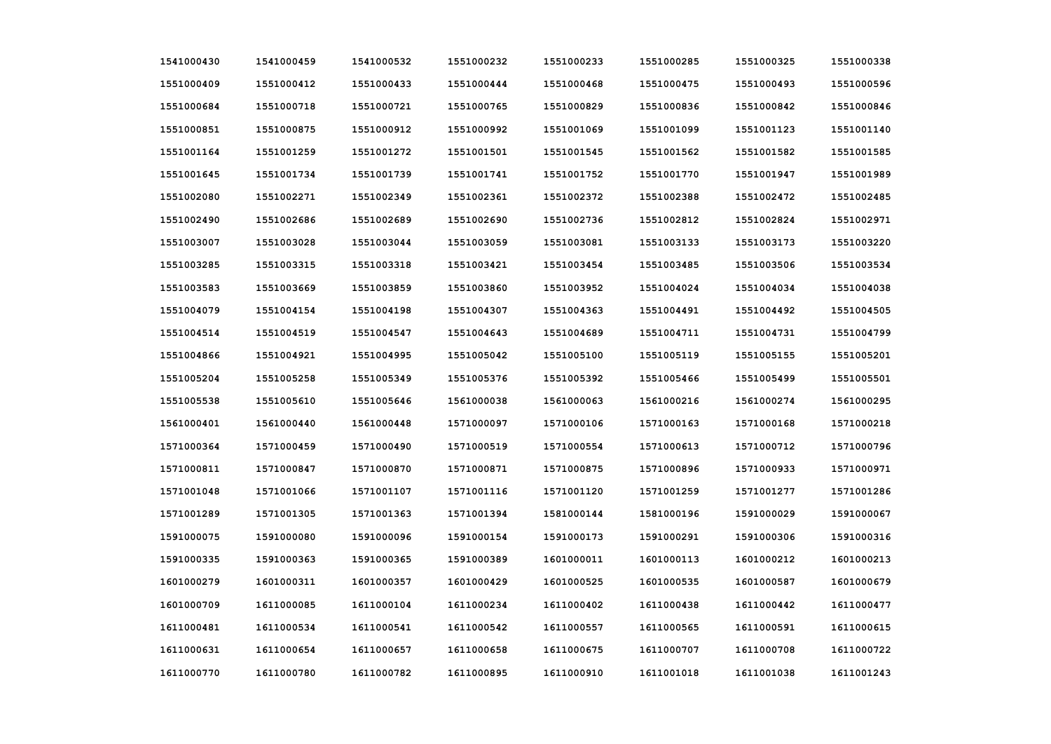| | | | | | | | |
|---|---|---|---|---|---|---|---|
| 1541000430 | 1541000459 | 1541000532 | 1551000232 | 1551000233 | 1551000285 | 1551000325 | 1551000338 |
| 1551000409 | 1551000412 | 1551000433 | 1551000444 | 1551000468 | 1551000475 | 1551000493 | 1551000596 |
| 1551000684 | 1551000718 | 1551000721 | 1551000765 | 1551000829 | 1551000836 | 1551000842 | 1551000846 |
| 1551000851 | 1551000875 | 1551000912 | 1551000992 | 1551001069 | 1551001099 | 1551001123 | 1551001140 |
| 1551001164 | 1551001259 | 1551001272 | 1551001501 | 1551001545 | 1551001562 | 1551001582 | 1551001585 |
| 1551001645 | 1551001734 | 1551001739 | 1551001741 | 1551001752 | 1551001770 | 1551001947 | 1551001989 |
| 1551002080 | 1551002271 | 1551002349 | 1551002361 | 1551002372 | 1551002388 | 1551002472 | 1551002485 |
| 1551002490 | 1551002686 | 1551002689 | 1551002690 | 1551002736 | 1551002812 | 1551002824 | 1551002971 |
| 1551003007 | 1551003028 | 1551003044 | 1551003059 | 1551003081 | 1551003133 | 1551003173 | 1551003220 |
| 1551003285 | 1551003315 | 1551003318 | 1551003421 | 1551003454 | 1551003485 | 1551003506 | 1551003534 |
| 1551003583 | 1551003669 | 1551003859 | 1551003860 | 1551003952 | 1551004024 | 1551004034 | 1551004038 |
| 1551004079 | 1551004154 | 1551004198 | 1551004307 | 1551004363 | 1551004491 | 1551004492 | 1551004505 |
| 1551004514 | 1551004519 | 1551004547 | 1551004643 | 1551004689 | 1551004711 | 1551004731 | 1551004799 |
| 1551004866 | 1551004921 | 1551004995 | 1551005042 | 1551005100 | 1551005119 | 1551005155 | 1551005201 |
| 1551005204 | 1551005258 | 1551005349 | 1551005376 | 1551005392 | 1551005466 | 1551005499 | 1551005501 |
| 1551005538 | 1551005610 | 1551005646 | 1561000038 | 1561000063 | 1561000216 | 1561000274 | 1561000295 |
| 1561000401 | 1561000440 | 1561000448 | 1571000097 | 1571000106 | 1571000163 | 1571000168 | 1571000218 |
| 1571000364 | 1571000459 | 1571000490 | 1571000519 | 1571000554 | 1571000613 | 1571000712 | 1571000796 |
| 1571000811 | 1571000847 | 1571000870 | 1571000871 | 1571000875 | 1571000896 | 1571000933 | 1571000971 |
| 1571001048 | 1571001066 | 1571001107 | 1571001116 | 1571001120 | 1571001259 | 1571001277 | 1571001286 |
| 1571001289 | 1571001305 | 1571001363 | 1571001394 | 1581000144 | 1581000196 | 1591000029 | 1591000067 |
| 1591000075 | 1591000080 | 1591000096 | 1591000154 | 1591000173 | 1591000291 | 1591000306 | 1591000316 |
| 1591000335 | 1591000363 | 1591000365 | 1591000389 | 1601000011 | 1601000113 | 1601000212 | 1601000213 |
| 1601000279 | 1601000311 | 1601000357 | 1601000429 | 1601000525 | 1601000535 | 1601000587 | 1601000679 |
| 1601000709 | 1611000085 | 1611000104 | 1611000234 | 1611000402 | 1611000438 | 1611000442 | 1611000477 |
| 1611000481 | 1611000534 | 1611000541 | 1611000542 | 1611000557 | 1611000565 | 1611000591 | 1611000615 |
| 1611000631 | 1611000654 | 1611000657 | 1611000658 | 1611000675 | 1611000707 | 1611000708 | 1611000722 |
| 1611000770 | 1611000780 | 1611000782 | 1611000895 | 1611000910 | 1611001018 | 1611001038 | 1611001243 |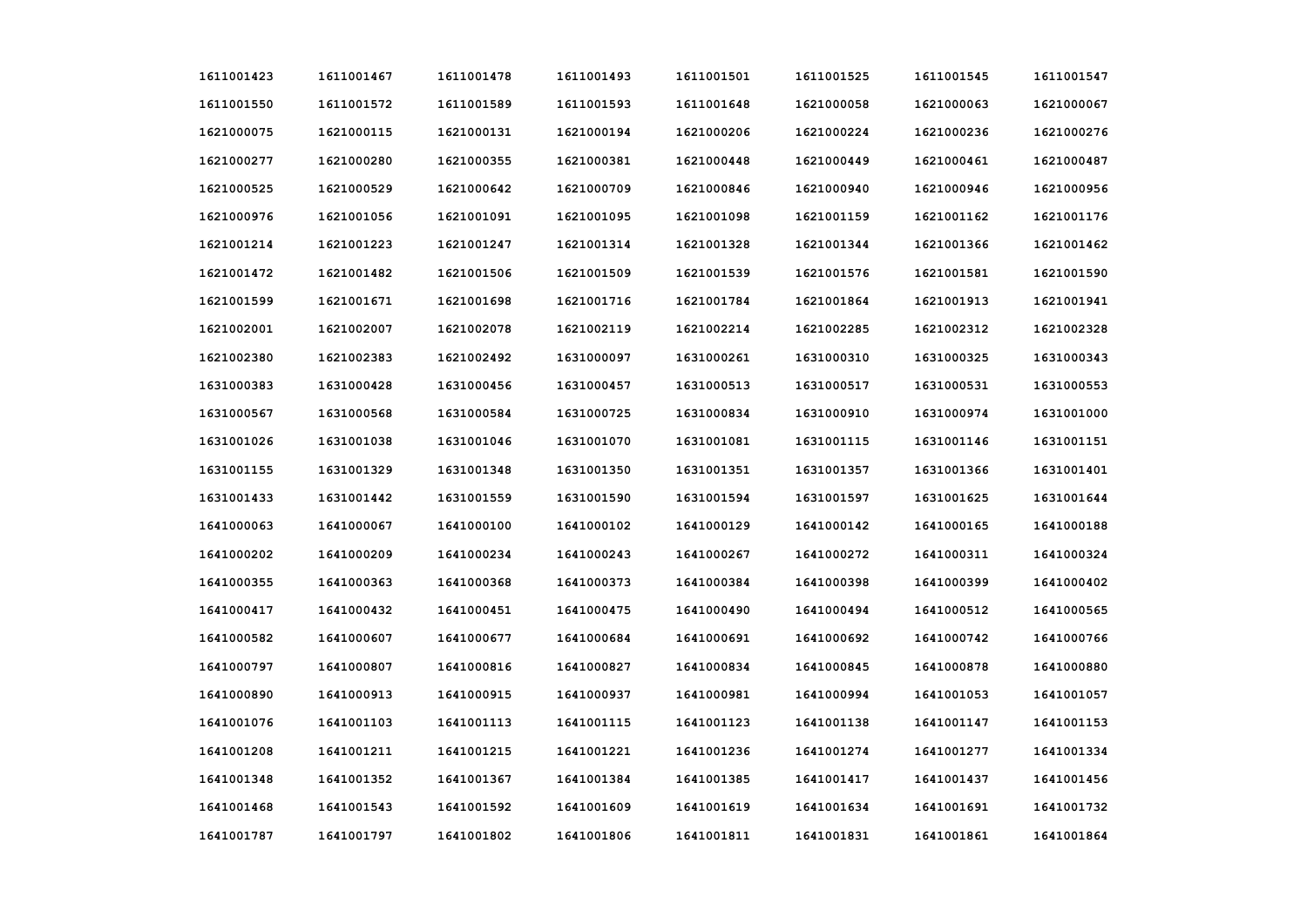| | | | | | | | |
|---|---|---|---|---|---|---|---|
| 1611001423 | 1611001467 | 1611001478 | 1611001493 | 1611001501 | 1611001525 | 1611001545 | 1611001547 |
| 1611001550 | 1611001572 | 1611001589 | 1611001593 | 1611001648 | 1621000058 | 1621000063 | 1621000067 |
| 1621000075 | 1621000115 | 1621000131 | 1621000194 | 1621000206 | 1621000224 | 1621000236 | 1621000276 |
| 1621000277 | 1621000280 | 1621000355 | 1621000381 | 1621000448 | 1621000449 | 1621000461 | 1621000487 |
| 1621000525 | 1621000529 | 1621000642 | 1621000709 | 1621000846 | 1621000940 | 1621000946 | 1621000956 |
| 1621000976 | 1621001056 | 1621001091 | 1621001095 | 1621001098 | 1621001159 | 1621001162 | 1621001176 |
| 1621001214 | 1621001223 | 1621001247 | 1621001314 | 1621001328 | 1621001344 | 1621001366 | 1621001462 |
| 1621001472 | 1621001482 | 1621001506 | 1621001509 | 1621001539 | 1621001576 | 1621001581 | 1621001590 |
| 1621001599 | 1621001671 | 1621001698 | 1621001716 | 1621001784 | 1621001864 | 1621001913 | 1621001941 |
| 1621002001 | 1621002007 | 1621002078 | 1621002119 | 1621002214 | 1621002285 | 1621002312 | 1621002328 |
| 1621002380 | 1621002383 | 1621002492 | 1631000097 | 1631000261 | 1631000310 | 1631000325 | 1631000343 |
| 1631000383 | 1631000428 | 1631000456 | 1631000457 | 1631000513 | 1631000517 | 1631000531 | 1631000553 |
| 1631000567 | 1631000568 | 1631000584 | 1631000725 | 1631000834 | 1631000910 | 1631000974 | 1631001000 |
| 1631001026 | 1631001038 | 1631001046 | 1631001070 | 1631001081 | 1631001115 | 1631001146 | 1631001151 |
| 1631001155 | 1631001329 | 1631001348 | 1631001350 | 1631001351 | 1631001357 | 1631001366 | 1631001401 |
| 1631001433 | 1631001442 | 1631001559 | 1631001590 | 1631001594 | 1631001597 | 1631001625 | 1631001644 |
| 1641000063 | 1641000067 | 1641000100 | 1641000102 | 1641000129 | 1641000142 | 1641000165 | 1641000188 |
| 1641000202 | 1641000209 | 1641000234 | 1641000243 | 1641000267 | 1641000272 | 1641000311 | 1641000324 |
| 1641000355 | 1641000363 | 1641000368 | 1641000373 | 1641000384 | 1641000398 | 1641000399 | 1641000402 |
| 1641000417 | 1641000432 | 1641000451 | 1641000475 | 1641000490 | 1641000494 | 1641000512 | 1641000565 |
| 1641000582 | 1641000607 | 1641000677 | 1641000684 | 1641000691 | 1641000692 | 1641000742 | 1641000766 |
| 1641000797 | 1641000807 | 1641000816 | 1641000827 | 1641000834 | 1641000845 | 1641000878 | 1641000880 |
| 1641000890 | 1641000913 | 1641000915 | 1641000937 | 1641000981 | 1641000994 | 1641001053 | 1641001057 |
| 1641001076 | 1641001103 | 1641001113 | 1641001115 | 1641001123 | 1641001138 | 1641001147 | 1641001153 |
| 1641001208 | 1641001211 | 1641001215 | 1641001221 | 1641001236 | 1641001274 | 1641001277 | 1641001334 |
| 1641001348 | 1641001352 | 1641001367 | 1641001384 | 1641001385 | 1641001417 | 1641001437 | 1641001456 |
| 1641001468 | 1641001543 | 1641001592 | 1641001609 | 1641001619 | 1641001634 | 1641001691 | 1641001732 |
| 1641001787 | 1641001797 | 1641001802 | 1641001806 | 1641001811 | 1641001831 | 1641001861 | 1641001864 |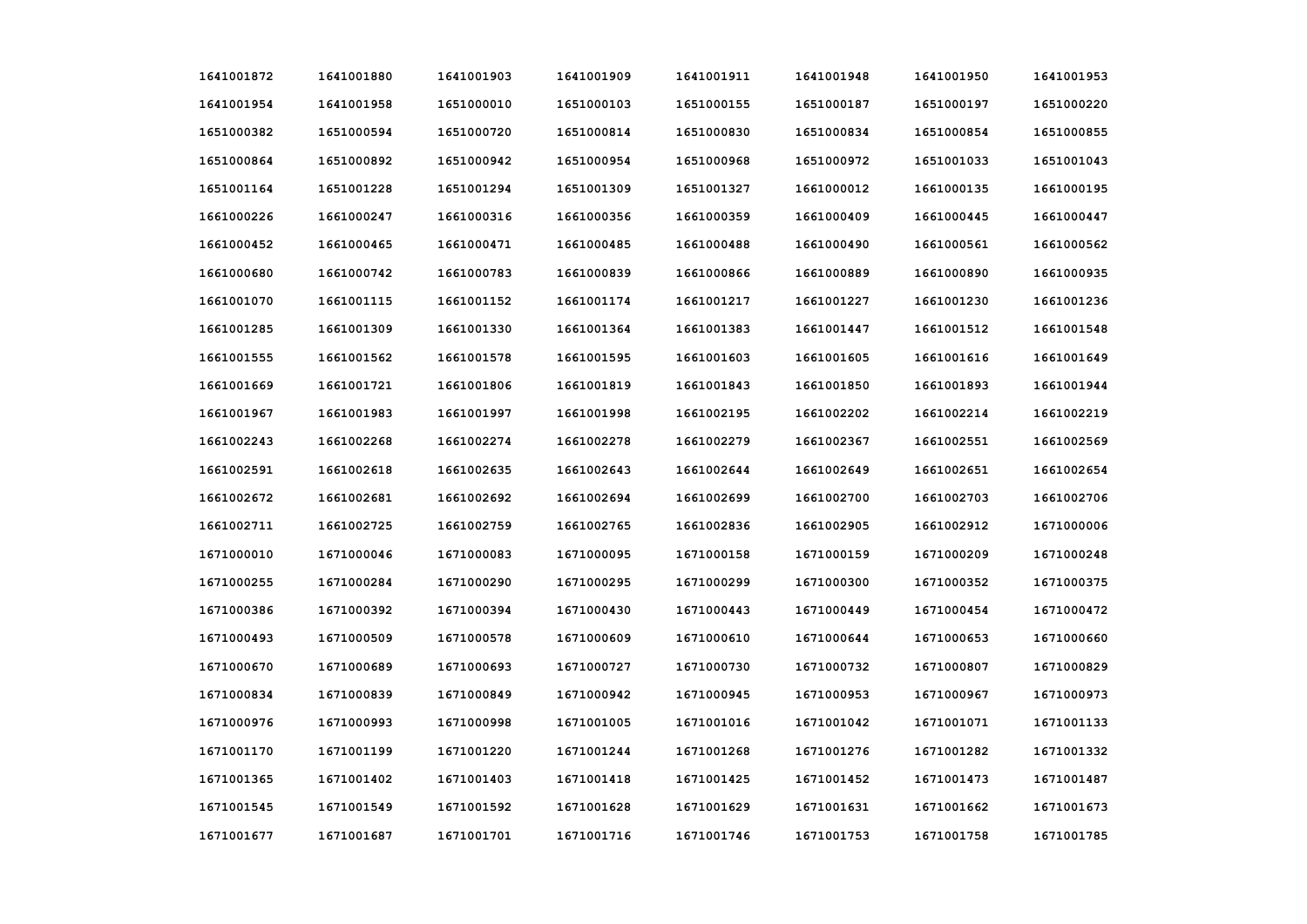| | | | | | | | |
|---|---|---|---|---|---|---|---|
| 1641001872 | 1641001880 | 1641001903 | 1641001909 | 1641001911 | 1641001948 | 1641001950 | 1641001953 |
| 1641001954 | 1641001958 | 1651000010 | 1651000103 | 1651000155 | 1651000187 | 1651000197 | 1651000220 |
| 1651000382 | 1651000594 | 1651000720 | 1651000814 | 1651000830 | 1651000834 | 1651000854 | 1651000855 |
| 1651000864 | 1651000892 | 1651000942 | 1651000954 | 1651000968 | 1651000972 | 1651001033 | 1651001043 |
| 1651001164 | 1651001228 | 1651001294 | 1651001309 | 1651001327 | 1661000012 | 1661000135 | 1661000195 |
| 1661000226 | 1661000247 | 1661000316 | 1661000356 | 1661000359 | 1661000409 | 1661000445 | 1661000447 |
| 1661000452 | 1661000465 | 1661000471 | 1661000485 | 1661000488 | 1661000490 | 1661000561 | 1661000562 |
| 1661000680 | 1661000742 | 1661000783 | 1661000839 | 1661000866 | 1661000889 | 1661000890 | 1661000935 |
| 1661001070 | 1661001115 | 1661001152 | 1661001174 | 1661001217 | 1661001227 | 1661001230 | 1661001236 |
| 1661001285 | 1661001309 | 1661001330 | 1661001364 | 1661001383 | 1661001447 | 1661001512 | 1661001548 |
| 1661001555 | 1661001562 | 1661001578 | 1661001595 | 1661001603 | 1661001605 | 1661001616 | 1661001649 |
| 1661001669 | 1661001721 | 1661001806 | 1661001819 | 1661001843 | 1661001850 | 1661001893 | 1661001944 |
| 1661001967 | 1661001983 | 1661001997 | 1661001998 | 1661002195 | 1661002202 | 1661002214 | 1661002219 |
| 1661002243 | 1661002268 | 1661002274 | 1661002278 | 1661002279 | 1661002367 | 1661002551 | 1661002569 |
| 1661002591 | 1661002618 | 1661002635 | 1661002643 | 1661002644 | 1661002649 | 1661002651 | 1661002654 |
| 1661002672 | 1661002681 | 1661002692 | 1661002694 | 1661002699 | 1661002700 | 1661002703 | 1661002706 |
| 1661002711 | 1661002725 | 1661002759 | 1661002765 | 1661002836 | 1661002905 | 1661002912 | 1671000006 |
| 1671000010 | 1671000046 | 1671000083 | 1671000095 | 1671000158 | 1671000159 | 1671000209 | 1671000248 |
| 1671000255 | 1671000284 | 1671000290 | 1671000295 | 1671000299 | 1671000300 | 1671000352 | 1671000375 |
| 1671000386 | 1671000392 | 1671000394 | 1671000430 | 1671000443 | 1671000449 | 1671000454 | 1671000472 |
| 1671000493 | 1671000509 | 1671000578 | 1671000609 | 1671000610 | 1671000644 | 1671000653 | 1671000660 |
| 1671000670 | 1671000689 | 1671000693 | 1671000727 | 1671000730 | 1671000732 | 1671000807 | 1671000829 |
| 1671000834 | 1671000839 | 1671000849 | 1671000942 | 1671000945 | 1671000953 | 1671000967 | 1671000973 |
| 1671000976 | 1671000993 | 1671000998 | 1671001005 | 1671001016 | 1671001042 | 1671001071 | 1671001133 |
| 1671001170 | 1671001199 | 1671001220 | 1671001244 | 1671001268 | 1671001276 | 1671001282 | 1671001332 |
| 1671001365 | 1671001402 | 1671001403 | 1671001418 | 1671001425 | 1671001452 | 1671001473 | 1671001487 |
| 1671001545 | 1671001549 | 1671001592 | 1671001628 | 1671001629 | 1671001631 | 1671001662 | 1671001673 |
| 1671001677 | 1671001687 | 1671001701 | 1671001716 | 1671001746 | 1671001753 | 1671001758 | 1671001785 |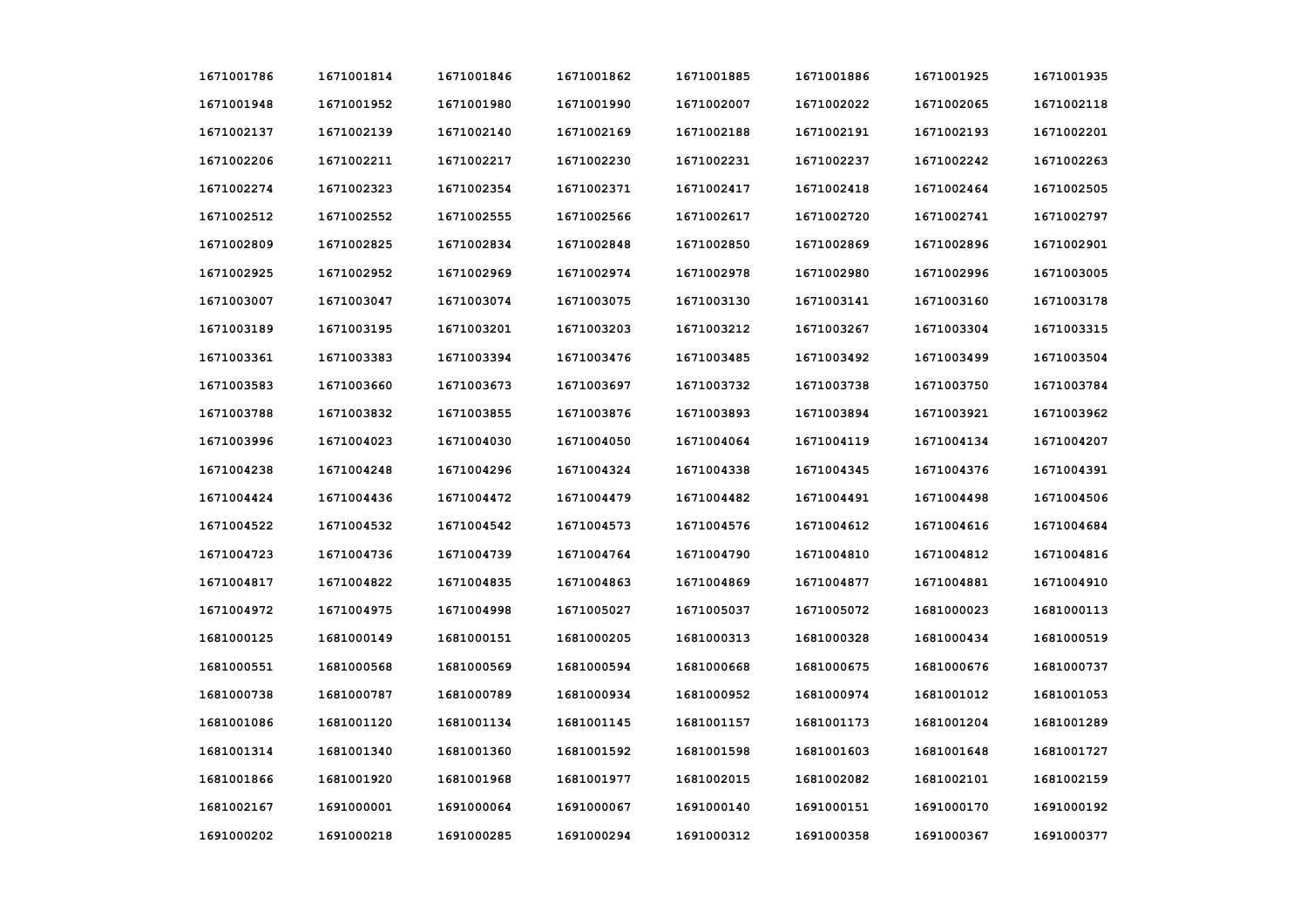| | | | | | | | |
|---|---|---|---|---|---|---|---|
| 1671001786 | 1671001814 | 1671001846 | 1671001862 | 1671001885 | 1671001886 | 1671001925 | 1671001935 |
| 1671001948 | 1671001952 | 1671001980 | 1671001990 | 1671002007 | 1671002022 | 1671002065 | 1671002118 |
| 1671002137 | 1671002139 | 1671002140 | 1671002169 | 1671002188 | 1671002191 | 1671002193 | 1671002201 |
| 1671002206 | 1671002211 | 1671002217 | 1671002230 | 1671002231 | 1671002237 | 1671002242 | 1671002263 |
| 1671002274 | 1671002323 | 1671002354 | 1671002371 | 1671002417 | 1671002418 | 1671002464 | 1671002505 |
| 1671002512 | 1671002552 | 1671002555 | 1671002566 | 1671002617 | 1671002720 | 1671002741 | 1671002797 |
| 1671002809 | 1671002825 | 1671002834 | 1671002848 | 1671002850 | 1671002869 | 1671002896 | 1671002901 |
| 1671002925 | 1671002952 | 1671002969 | 1671002974 | 1671002978 | 1671002980 | 1671002996 | 1671003005 |
| 1671003007 | 1671003047 | 1671003074 | 1671003075 | 1671003130 | 1671003141 | 1671003160 | 1671003178 |
| 1671003189 | 1671003195 | 1671003201 | 1671003203 | 1671003212 | 1671003267 | 1671003304 | 1671003315 |
| 1671003361 | 1671003383 | 1671003394 | 1671003476 | 1671003485 | 1671003492 | 1671003499 | 1671003504 |
| 1671003583 | 1671003660 | 1671003673 | 1671003697 | 1671003732 | 1671003738 | 1671003750 | 1671003784 |
| 1671003788 | 1671003832 | 1671003855 | 1671003876 | 1671003893 | 1671003894 | 1671003921 | 1671003962 |
| 1671003996 | 1671004023 | 1671004030 | 1671004050 | 1671004064 | 1671004119 | 1671004134 | 1671004207 |
| 1671004238 | 1671004248 | 1671004296 | 1671004324 | 1671004338 | 1671004345 | 1671004376 | 1671004391 |
| 1671004424 | 1671004436 | 1671004472 | 1671004479 | 1671004482 | 1671004491 | 1671004498 | 1671004506 |
| 1671004522 | 1671004532 | 1671004542 | 1671004573 | 1671004576 | 1671004612 | 1671004616 | 1671004684 |
| 1671004723 | 1671004736 | 1671004739 | 1671004764 | 1671004790 | 1671004810 | 1671004812 | 1671004816 |
| 1671004817 | 1671004822 | 1671004835 | 1671004863 | 1671004869 | 1671004877 | 1671004881 | 1671004910 |
| 1671004972 | 1671004975 | 1671004998 | 1671005027 | 1671005037 | 1671005072 | 1681000023 | 1681000113 |
| 1681000125 | 1681000149 | 1681000151 | 1681000205 | 1681000313 | 1681000328 | 1681000434 | 1681000519 |
| 1681000551 | 1681000568 | 1681000569 | 1681000594 | 1681000668 | 1681000675 | 1681000676 | 1681000737 |
| 1681000738 | 1681000787 | 1681000789 | 1681000934 | 1681000952 | 1681000974 | 1681001012 | 1681001053 |
| 1681001086 | 1681001120 | 1681001134 | 1681001145 | 1681001157 | 1681001173 | 1681001204 | 1681001289 |
| 1681001314 | 1681001340 | 1681001360 | 1681001592 | 1681001598 | 1681001603 | 1681001648 | 1681001727 |
| 1681001866 | 1681001920 | 1681001968 | 1681001977 | 1681002015 | 1681002082 | 1681002101 | 1681002159 |
| 1681002167 | 1691000001 | 1691000064 | 1691000067 | 1691000140 | 1691000151 | 1691000170 | 1691000192 |
| 1691000202 | 1691000218 | 1691000285 | 1691000294 | 1691000312 | 1691000358 | 1691000367 | 1691000377 |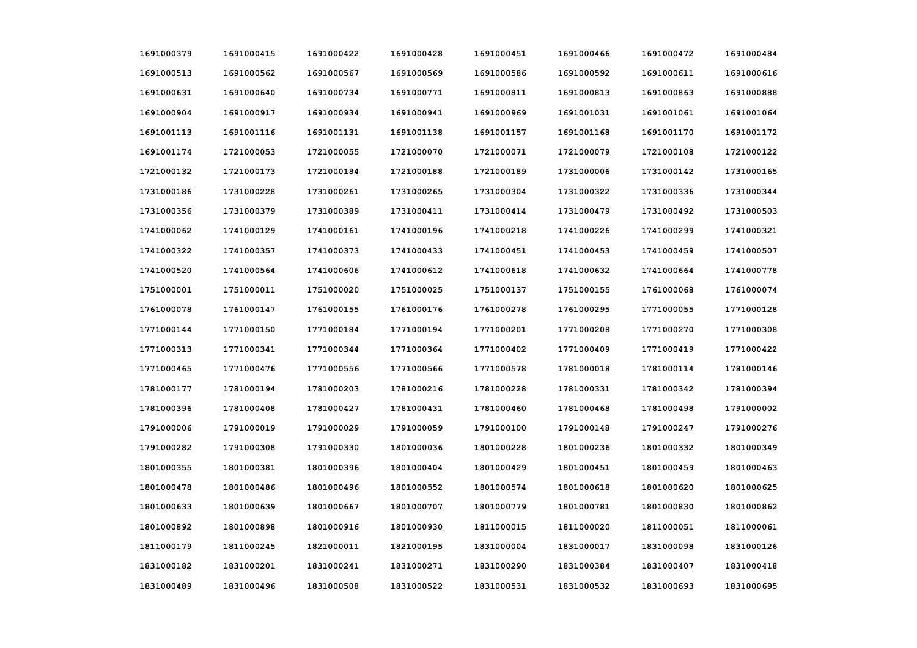| | | | | | | | |
|---|---|---|---|---|---|---|---|
| 1691000379 | 1691000415 | 1691000422 | 1691000428 | 1691000451 | 1691000466 | 1691000472 | 1691000484 |
| 1691000513 | 1691000562 | 1691000567 | 1691000569 | 1691000586 | 1691000592 | 1691000611 | 1691000616 |
| 1691000631 | 1691000640 | 1691000734 | 1691000771 | 1691000811 | 1691000813 | 1691000863 | 1691000888 |
| 1691000904 | 1691000917 | 1691000934 | 1691000941 | 1691000969 | 1691001031 | 1691001061 | 1691001064 |
| 1691001113 | 1691001116 | 1691001131 | 1691001138 | 1691001157 | 1691001168 | 1691001170 | 1691001172 |
| 1691001174 | 1721000053 | 1721000055 | 1721000070 | 1721000071 | 1721000079 | 1721000108 | 1721000122 |
| 1721000132 | 1721000173 | 1721000184 | 1721000188 | 1721000189 | 1731000006 | 1731000142 | 1731000165 |
| 1731000186 | 1731000228 | 1731000261 | 1731000265 | 1731000304 | 1731000322 | 1731000336 | 1731000344 |
| 1731000356 | 1731000379 | 1731000389 | 1731000411 | 1731000414 | 1731000479 | 1731000492 | 1731000503 |
| 1741000062 | 1741000129 | 1741000161 | 1741000196 | 1741000218 | 1741000226 | 1741000299 | 1741000321 |
| 1741000322 | 1741000357 | 1741000373 | 1741000433 | 1741000451 | 1741000453 | 1741000459 | 1741000507 |
| 1741000520 | 1741000564 | 1741000606 | 1741000612 | 1741000618 | 1741000632 | 1741000664 | 1741000778 |
| 1751000001 | 1751000011 | 1751000020 | 1751000025 | 1751000137 | 1751000155 | 1761000068 | 1761000074 |
| 1761000078 | 1761000147 | 1761000155 | 1761000176 | 1761000278 | 1761000295 | 1771000055 | 1771000128 |
| 1771000144 | 1771000150 | 1771000184 | 1771000194 | 1771000201 | 1771000208 | 1771000270 | 1771000308 |
| 1771000313 | 1771000341 | 1771000344 | 1771000364 | 1771000402 | 1771000409 | 1771000419 | 1771000422 |
| 1771000465 | 1771000476 | 1771000556 | 1771000566 | 1771000578 | 1781000018 | 1781000114 | 1781000146 |
| 1781000177 | 1781000194 | 1781000203 | 1781000216 | 1781000228 | 1781000331 | 1781000342 | 1781000394 |
| 1781000396 | 1781000408 | 1781000427 | 1781000431 | 1781000460 | 1781000468 | 1781000498 | 1791000002 |
| 1791000006 | 1791000019 | 1791000029 | 1791000059 | 1791000100 | 1791000148 | 1791000247 | 1791000276 |
| 1791000282 | 1791000308 | 1791000330 | 1801000036 | 1801000228 | 1801000236 | 1801000332 | 1801000349 |
| 1801000355 | 1801000381 | 1801000396 | 1801000404 | 1801000429 | 1801000451 | 1801000459 | 1801000463 |
| 1801000478 | 1801000486 | 1801000496 | 1801000552 | 1801000574 | 1801000618 | 1801000620 | 1801000625 |
| 1801000633 | 1801000639 | 1801000667 | 1801000707 | 1801000779 | 1801000781 | 1801000830 | 1801000862 |
| 1801000892 | 1801000898 | 1801000916 | 1801000930 | 1811000015 | 1811000020 | 1811000051 | 1811000061 |
| 1811000179 | 1811000245 | 1821000011 | 1821000195 | 1831000004 | 1831000017 | 1831000098 | 1831000126 |
| 1831000182 | 1831000201 | 1831000241 | 1831000271 | 1831000290 | 1831000384 | 1831000407 | 1831000418 |
| 1831000489 | 1831000496 | 1831000508 | 1831000522 | 1831000531 | 1831000532 | 1831000693 | 1831000695 |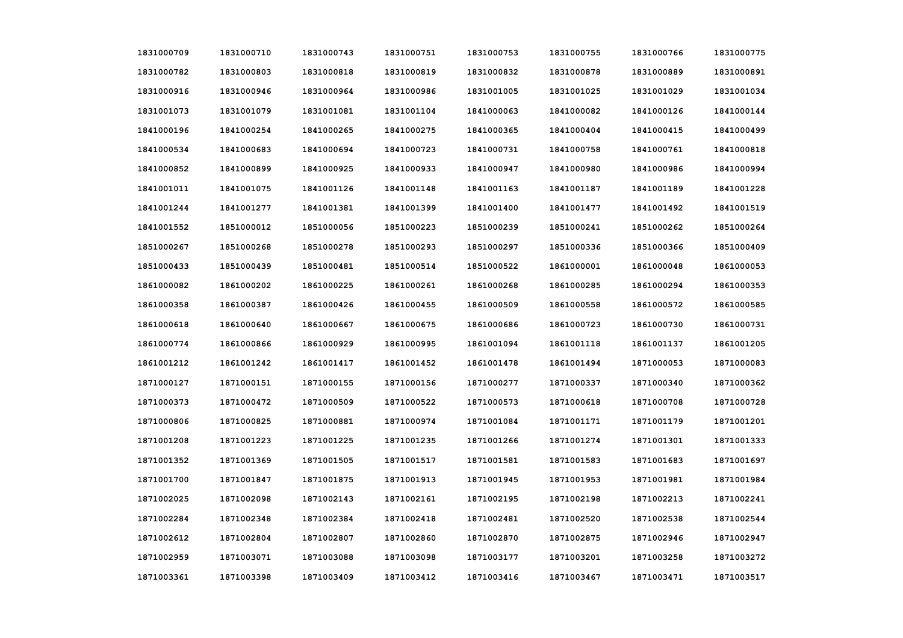| | | | | | | | |
|---|---|---|---|---|---|---|---|
| 1831000709 | 1831000710 | 1831000743 | 1831000751 | 1831000753 | 1831000755 | 1831000766 | 1831000775 |
| 1831000782 | 1831000803 | 1831000818 | 1831000819 | 1831000832 | 1831000878 | 1831000889 | 1831000891 |
| 1831000916 | 1831000946 | 1831000964 | 1831000986 | 1831001005 | 1831001025 | 1831001029 | 1831001034 |
| 1831001073 | 1831001079 | 1831001081 | 1831001104 | 1841000063 | 1841000082 | 1841000126 | 1841000144 |
| 1841000196 | 1841000254 | 1841000265 | 1841000275 | 1841000365 | 1841000404 | 1841000415 | 1841000499 |
| 1841000534 | 1841000683 | 1841000694 | 1841000723 | 1841000731 | 1841000758 | 1841000761 | 1841000818 |
| 1841000852 | 1841000899 | 1841000925 | 1841000933 | 1841000947 | 1841000980 | 1841000986 | 1841000994 |
| 1841001011 | 1841001075 | 1841001126 | 1841001148 | 1841001163 | 1841001187 | 1841001189 | 1841001228 |
| 1841001244 | 1841001277 | 1841001381 | 1841001399 | 1841001400 | 1841001477 | 1841001492 | 1841001519 |
| 1841001552 | 1851000012 | 1851000056 | 1851000223 | 1851000239 | 1851000241 | 1851000262 | 1851000264 |
| 1851000267 | 1851000268 | 1851000278 | 1851000293 | 1851000297 | 1851000336 | 1851000366 | 1851000409 |
| 1851000433 | 1851000439 | 1851000481 | 1851000514 | 1851000522 | 1861000001 | 1861000048 | 1861000053 |
| 1861000082 | 1861000202 | 1861000225 | 1861000261 | 1861000268 | 1861000285 | 1861000294 | 1861000353 |
| 1861000358 | 1861000387 | 1861000426 | 1861000455 | 1861000509 | 1861000558 | 1861000572 | 1861000585 |
| 1861000618 | 1861000640 | 1861000667 | 1861000675 | 1861000686 | 1861000723 | 1861000730 | 1861000731 |
| 1861000774 | 1861000866 | 1861000929 | 1861000995 | 1861001094 | 1861001118 | 1861001137 | 1861001205 |
| 1861001212 | 1861001242 | 1861001417 | 1861001452 | 1861001478 | 1861001494 | 1871000053 | 1871000083 |
| 1871000127 | 1871000151 | 1871000155 | 1871000156 | 1871000277 | 1871000337 | 1871000340 | 1871000362 |
| 1871000373 | 1871000472 | 1871000509 | 1871000522 | 1871000573 | 1871000618 | 1871000708 | 1871000728 |
| 1871000806 | 1871000825 | 1871000881 | 1871000974 | 1871001084 | 1871001171 | 1871001179 | 1871001201 |
| 1871001208 | 1871001223 | 1871001225 | 1871001235 | 1871001266 | 1871001274 | 1871001301 | 1871001333 |
| 1871001352 | 1871001369 | 1871001505 | 1871001517 | 1871001581 | 1871001583 | 1871001683 | 1871001697 |
| 1871001700 | 1871001847 | 1871001875 | 1871001913 | 1871001945 | 1871001953 | 1871001981 | 1871001984 |
| 1871002025 | 1871002098 | 1871002143 | 1871002161 | 1871002195 | 1871002198 | 1871002213 | 1871002241 |
| 1871002284 | 1871002348 | 1871002384 | 1871002418 | 1871002481 | 1871002520 | 1871002538 | 1871002544 |
| 1871002612 | 1871002804 | 1871002807 | 1871002860 | 1871002870 | 1871002875 | 1871002946 | 1871002947 |
| 1871002959 | 1871003071 | 1871003088 | 1871003098 | 1871003177 | 1871003201 | 1871003258 | 1871003272 |
| 1871003361 | 1871003398 | 1871003409 | 1871003412 | 1871003416 | 1871003467 | 1871003471 | 1871003517 |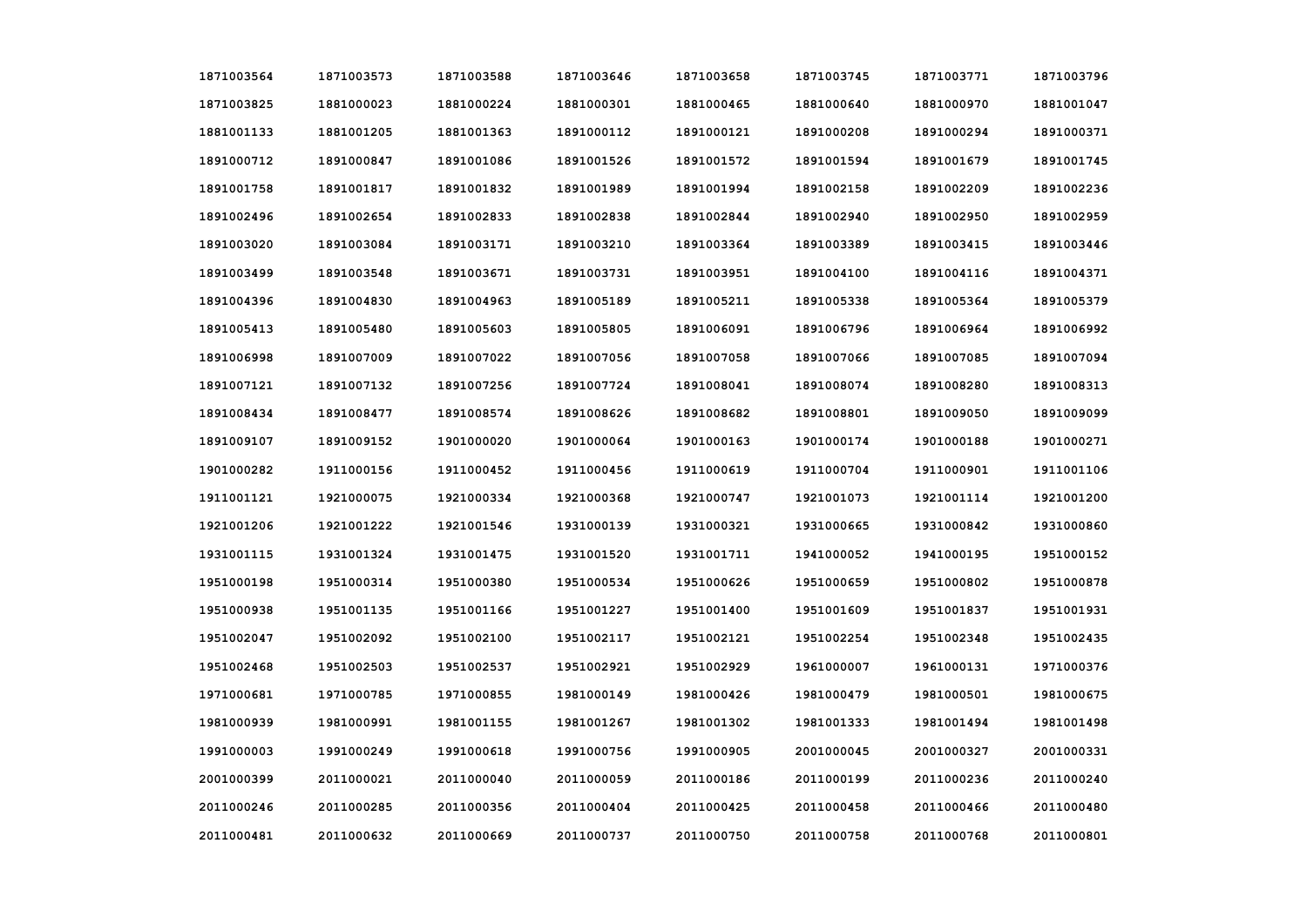| | | | | | | | |
|---|---|---|---|---|---|---|---|
| 1871003564 | 1871003573 | 1871003588 | 1871003646 | 1871003658 | 1871003745 | 1871003771 | 1871003796 |
| 1871003825 | 1881000023 | 1881000224 | 1881000301 | 1881000465 | 1881000640 | 1881000970 | 1881001047 |
| 1881001133 | 1881001205 | 1881001363 | 1891000112 | 1891000121 | 1891000208 | 1891000294 | 1891000371 |
| 1891000712 | 1891000847 | 1891001086 | 1891001526 | 1891001572 | 1891001594 | 1891001679 | 1891001745 |
| 1891001758 | 1891001817 | 1891001832 | 1891001989 | 1891001994 | 1891002158 | 1891002209 | 1891002236 |
| 1891002496 | 1891002654 | 1891002833 | 1891002838 | 1891002844 | 1891002940 | 1891002950 | 1891002959 |
| 1891003020 | 1891003084 | 1891003171 | 1891003210 | 1891003364 | 1891003389 | 1891003415 | 1891003446 |
| 1891003499 | 1891003548 | 1891003671 | 1891003731 | 1891003951 | 1891004100 | 1891004116 | 1891004371 |
| 1891004396 | 1891004830 | 1891004963 | 1891005189 | 1891005211 | 1891005338 | 1891005364 | 1891005379 |
| 1891005413 | 1891005480 | 1891005603 | 1891005805 | 1891006091 | 1891006796 | 1891006964 | 1891006992 |
| 1891006998 | 1891007009 | 1891007022 | 1891007056 | 1891007058 | 1891007066 | 1891007085 | 1891007094 |
| 1891007121 | 1891007132 | 1891007256 | 1891007724 | 1891008041 | 1891008074 | 1891008280 | 1891008313 |
| 1891008434 | 1891008477 | 1891008574 | 1891008626 | 1891008682 | 1891008801 | 1891009050 | 1891009099 |
| 1891009107 | 1891009152 | 1901000020 | 1901000064 | 1901000163 | 1901000174 | 1901000188 | 1901000271 |
| 1901000282 | 1911000156 | 1911000452 | 1911000456 | 1911000619 | 1911000704 | 1911000901 | 1911001106 |
| 1911001121 | 1921000075 | 1921000334 | 1921000368 | 1921000747 | 1921001073 | 1921001114 | 1921001200 |
| 1921001206 | 1921001222 | 1921001546 | 1931000139 | 1931000321 | 1931000665 | 1931000842 | 1931000860 |
| 1931001115 | 1931001324 | 1931001475 | 1931001520 | 1931001711 | 1941000052 | 1941000195 | 1951000152 |
| 1951000198 | 1951000314 | 1951000380 | 1951000534 | 1951000626 | 1951000659 | 1951000802 | 1951000878 |
| 1951000938 | 1951001135 | 1951001166 | 1951001227 | 1951001400 | 1951001609 | 1951001837 | 1951001931 |
| 1951002047 | 1951002092 | 1951002100 | 1951002117 | 1951002121 | 1951002254 | 1951002348 | 1951002435 |
| 1951002468 | 1951002503 | 1951002537 | 1951002921 | 1951002929 | 1961000007 | 1961000131 | 1971000376 |
| 1971000681 | 1971000785 | 1971000855 | 1981000149 | 1981000426 | 1981000479 | 1981000501 | 1981000675 |
| 1981000939 | 1981000991 | 1981001155 | 1981001267 | 1981001302 | 1981001333 | 1981001494 | 1981001498 |
| 1991000003 | 1991000249 | 1991000618 | 1991000756 | 1991000905 | 2001000045 | 2001000327 | 2001000331 |
| 2001000399 | 2011000021 | 2011000040 | 2011000059 | 2011000186 | 2011000199 | 2011000236 | 2011000240 |
| 2011000246 | 2011000285 | 2011000356 | 2011000404 | 2011000425 | 2011000458 | 2011000466 | 2011000480 |
| 2011000481 | 2011000632 | 2011000669 | 2011000737 | 2011000750 | 2011000758 | 2011000768 | 2011000801 |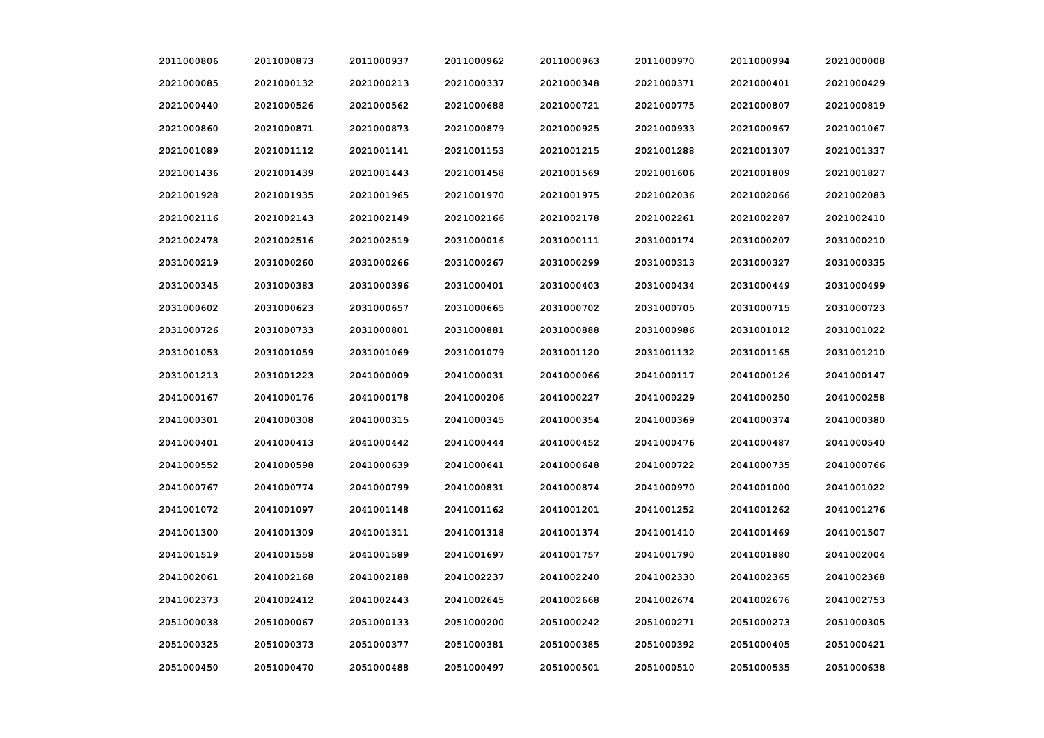| | | | | | | | |
|---|---|---|---|---|---|---|---|
| 2011000806 | 2011000873 | 2011000937 | 2011000962 | 2011000963 | 2011000970 | 2011000994 | 2021000008 |
| 2021000085 | 2021000132 | 2021000213 | 2021000337 | 2021000348 | 2021000371 | 2021000401 | 2021000429 |
| 2021000440 | 2021000526 | 2021000562 | 2021000688 | 2021000721 | 2021000775 | 2021000807 | 2021000819 |
| 2021000860 | 2021000871 | 2021000873 | 2021000879 | 2021000925 | 2021000933 | 2021000967 | 2021001067 |
| 2021001089 | 2021001112 | 2021001141 | 2021001153 | 2021001215 | 2021001288 | 2021001307 | 2021001337 |
| 2021001436 | 2021001439 | 2021001443 | 2021001458 | 2021001569 | 2021001606 | 2021001809 | 2021001827 |
| 2021001928 | 2021001935 | 2021001965 | 2021001970 | 2021001975 | 2021002036 | 2021002066 | 2021002083 |
| 2021002116 | 2021002143 | 2021002149 | 2021002166 | 2021002178 | 2021002261 | 2021002287 | 2021002410 |
| 2021002478 | 2021002516 | 2021002519 | 2031000016 | 2031000111 | 2031000174 | 2031000207 | 2031000210 |
| 2031000219 | 2031000260 | 2031000266 | 2031000267 | 2031000299 | 2031000313 | 2031000327 | 2031000335 |
| 2031000345 | 2031000383 | 2031000396 | 2031000401 | 2031000403 | 2031000434 | 2031000449 | 2031000499 |
| 2031000602 | 2031000623 | 2031000657 | 2031000665 | 2031000702 | 2031000705 | 2031000715 | 2031000723 |
| 2031000726 | 2031000733 | 2031000801 | 2031000881 | 2031000888 | 2031000986 | 2031001012 | 2031001022 |
| 2031001053 | 2031001059 | 2031001069 | 2031001079 | 2031001120 | 2031001132 | 2031001165 | 2031001210 |
| 2031001213 | 2031001223 | 2041000009 | 2041000031 | 2041000066 | 2041000117 | 2041000126 | 2041000147 |
| 2041000167 | 2041000176 | 2041000178 | 2041000206 | 2041000227 | 2041000229 | 2041000250 | 2041000258 |
| 2041000301 | 2041000308 | 2041000315 | 2041000345 | 2041000354 | 2041000369 | 2041000374 | 2041000380 |
| 2041000401 | 2041000413 | 2041000442 | 2041000444 | 2041000452 | 2041000476 | 2041000487 | 2041000540 |
| 2041000552 | 2041000598 | 2041000639 | 2041000641 | 2041000648 | 2041000722 | 2041000735 | 2041000766 |
| 2041000767 | 2041000774 | 2041000799 | 2041000831 | 2041000874 | 2041000970 | 2041001000 | 2041001022 |
| 2041001072 | 2041001097 | 2041001148 | 2041001162 | 2041001201 | 2041001252 | 2041001262 | 2041001276 |
| 2041001300 | 2041001309 | 2041001311 | 2041001318 | 2041001374 | 2041001410 | 2041001469 | 2041001507 |
| 2041001519 | 2041001558 | 2041001589 | 2041001697 | 2041001757 | 2041001790 | 2041001880 | 2041002004 |
| 2041002061 | 2041002168 | 2041002188 | 2041002237 | 2041002240 | 2041002330 | 2041002365 | 2041002368 |
| 2041002373 | 2041002412 | 2041002443 | 2041002645 | 2041002668 | 2041002674 | 2041002676 | 2041002753 |
| 2051000038 | 2051000067 | 2051000133 | 2051000200 | 2051000242 | 2051000271 | 2051000273 | 2051000305 |
| 2051000325 | 2051000373 | 2051000377 | 2051000381 | 2051000385 | 2051000392 | 2051000405 | 2051000421 |
| 2051000450 | 2051000470 | 2051000488 | 2051000497 | 2051000501 | 2051000510 | 2051000535 | 2051000638 |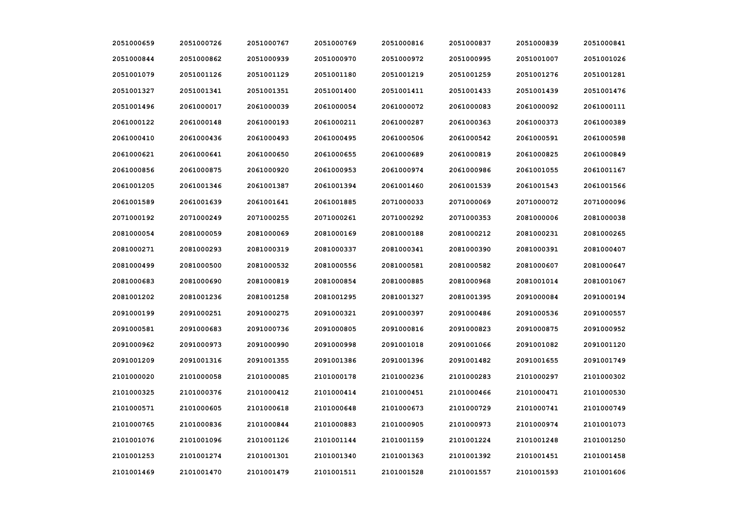| | | | | | | | |
|---|---|---|---|---|---|---|---|
| 2051000659 | 2051000726 | 2051000767 | 2051000769 | 2051000816 | 2051000837 | 2051000839 | 2051000841 |
| 2051000844 | 2051000862 | 2051000939 | 2051000970 | 2051000972 | 2051000995 | 2051001007 | 2051001026 |
| 2051001079 | 2051001126 | 2051001129 | 2051001180 | 2051001219 | 2051001259 | 2051001276 | 2051001281 |
| 2051001327 | 2051001341 | 2051001351 | 2051001400 | 2051001411 | 2051001433 | 2051001439 | 2051001476 |
| 2051001496 | 2061000017 | 2061000039 | 2061000054 | 2061000072 | 2061000083 | 2061000092 | 2061000111 |
| 2061000122 | 2061000148 | 2061000193 | 2061000211 | 2061000287 | 2061000363 | 2061000373 | 2061000389 |
| 2061000410 | 2061000436 | 2061000493 | 2061000495 | 2061000506 | 2061000542 | 2061000591 | 2061000598 |
| 2061000621 | 2061000641 | 2061000650 | 2061000655 | 2061000689 | 2061000819 | 2061000825 | 2061000849 |
| 2061000856 | 2061000875 | 2061000920 | 2061000953 | 2061000974 | 2061000986 | 2061001055 | 2061001167 |
| 2061001205 | 2061001346 | 2061001387 | 2061001394 | 2061001460 | 2061001539 | 2061001543 | 2061001566 |
| 2061001589 | 2061001639 | 2061001641 | 2061001885 | 2071000033 | 2071000069 | 2071000072 | 2071000096 |
| 2071000192 | 2071000249 | 2071000255 | 2071000261 | 2071000292 | 2071000353 | 2081000006 | 2081000038 |
| 2081000054 | 2081000059 | 2081000069 | 2081000169 | 2081000188 | 2081000212 | 2081000231 | 2081000265 |
| 2081000271 | 2081000293 | 2081000319 | 2081000337 | 2081000341 | 2081000390 | 2081000391 | 2081000407 |
| 2081000499 | 2081000500 | 2081000532 | 2081000556 | 2081000581 | 2081000582 | 2081000607 | 2081000647 |
| 2081000683 | 2081000690 | 2081000819 | 2081000854 | 2081000885 | 2081000968 | 2081001014 | 2081001067 |
| 2081001202 | 2081001236 | 2081001258 | 2081001295 | 2081001327 | 2081001395 | 2091000084 | 2091000194 |
| 2091000199 | 2091000251 | 2091000275 | 2091000321 | 2091000397 | 2091000486 | 2091000536 | 2091000557 |
| 2091000581 | 2091000683 | 2091000736 | 2091000805 | 2091000816 | 2091000823 | 2091000875 | 2091000952 |
| 2091000962 | 2091000973 | 2091000990 | 2091000998 | 2091001018 | 2091001066 | 2091001082 | 2091001120 |
| 2091001209 | 2091001316 | 2091001355 | 2091001386 | 2091001396 | 2091001482 | 2091001655 | 2091001749 |
| 2101000020 | 2101000058 | 2101000085 | 2101000178 | 2101000236 | 2101000283 | 2101000297 | 2101000302 |
| 2101000325 | 2101000376 | 2101000412 | 2101000414 | 2101000451 | 2101000466 | 2101000471 | 2101000530 |
| 2101000571 | 2101000605 | 2101000618 | 2101000648 | 2101000673 | 2101000729 | 2101000741 | 2101000749 |
| 2101000765 | 2101000836 | 2101000844 | 2101000883 | 2101000905 | 2101000973 | 2101000974 | 2101001073 |
| 2101001076 | 2101001096 | 2101001126 | 2101001144 | 2101001159 | 2101001224 | 2101001248 | 2101001250 |
| 2101001253 | 2101001274 | 2101001301 | 2101001340 | 2101001363 | 2101001392 | 2101001451 | 2101001458 |
| 2101001469 | 2101001470 | 2101001479 | 2101001511 | 2101001528 | 2101001557 | 2101001593 | 2101001606 |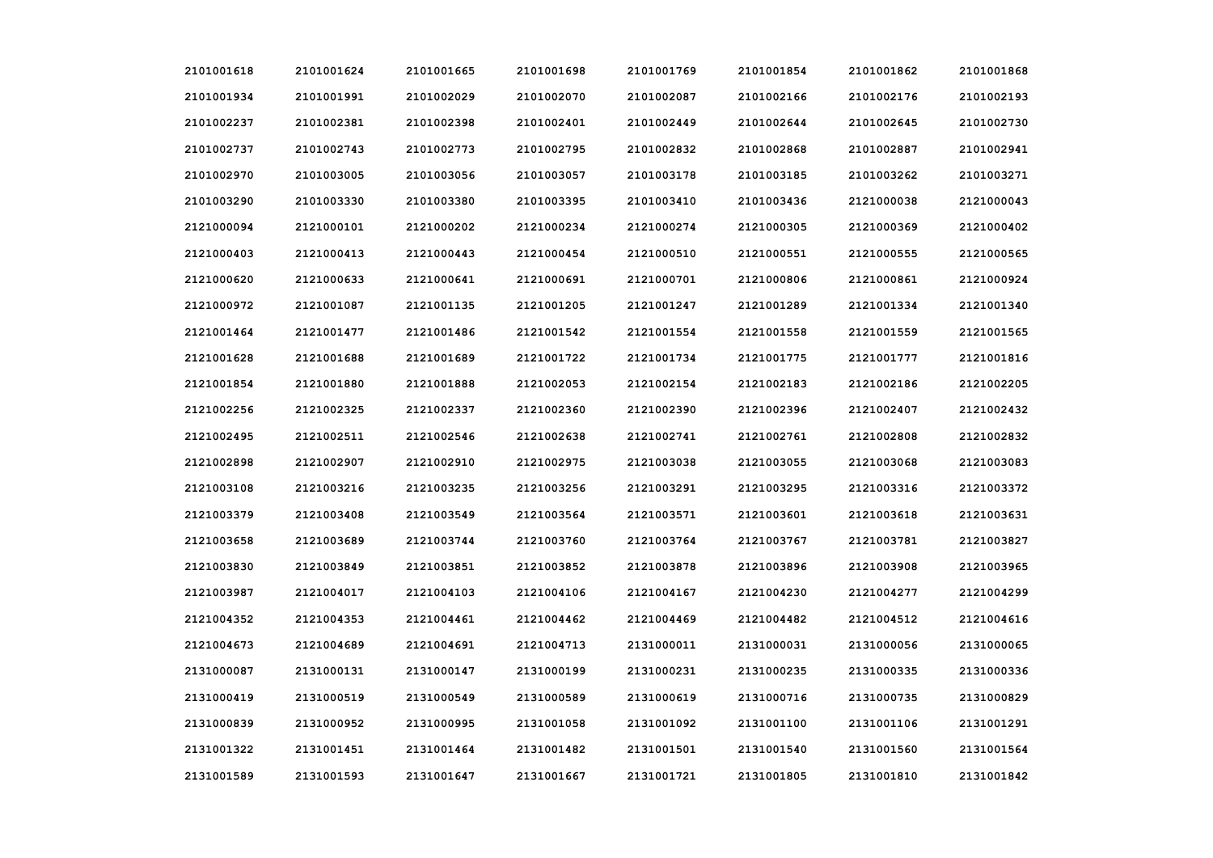| | | | | | | | |
|---|---|---|---|---|---|---|---|
| 2101001618 | 2101001624 | 2101001665 | 2101001698 | 2101001769 | 2101001854 | 2101001862 | 2101001868 |
| 2101001934 | 2101001991 | 2101002029 | 2101002070 | 2101002087 | 2101002166 | 2101002176 | 2101002193 |
| 2101002237 | 2101002381 | 2101002398 | 2101002401 | 2101002449 | 2101002644 | 2101002645 | 2101002730 |
| 2101002737 | 2101002743 | 2101002773 | 2101002795 | 2101002832 | 2101002868 | 2101002887 | 2101002941 |
| 2101002970 | 2101003005 | 2101003056 | 2101003057 | 2101003178 | 2101003185 | 2101003262 | 2101003271 |
| 2101003290 | 2101003330 | 2101003380 | 2101003395 | 2101003410 | 2101003436 | 2121000038 | 2121000043 |
| 2121000094 | 2121000101 | 2121000202 | 2121000234 | 2121000274 | 2121000305 | 2121000369 | 2121000402 |
| 2121000403 | 2121000413 | 2121000443 | 2121000454 | 2121000510 | 2121000551 | 2121000555 | 2121000565 |
| 2121000620 | 2121000633 | 2121000641 | 2121000691 | 2121000701 | 2121000806 | 2121000861 | 2121000924 |
| 2121000972 | 2121001087 | 2121001135 | 2121001205 | 2121001247 | 2121001289 | 2121001334 | 2121001340 |
| 2121001464 | 2121001477 | 2121001486 | 2121001542 | 2121001554 | 2121001558 | 2121001559 | 2121001565 |
| 2121001628 | 2121001688 | 2121001689 | 2121001722 | 2121001734 | 2121001775 | 2121001777 | 2121001816 |
| 2121001854 | 2121001880 | 2121001888 | 2121002053 | 2121002154 | 2121002183 | 2121002186 | 2121002205 |
| 2121002256 | 2121002325 | 2121002337 | 2121002360 | 2121002390 | 2121002396 | 2121002407 | 2121002432 |
| 2121002495 | 2121002511 | 2121002546 | 2121002638 | 2121002741 | 2121002761 | 2121002808 | 2121002832 |
| 2121002898 | 2121002907 | 2121002910 | 2121002975 | 2121003038 | 2121003055 | 2121003068 | 2121003083 |
| 2121003108 | 2121003216 | 2121003235 | 2121003256 | 2121003291 | 2121003295 | 2121003316 | 2121003372 |
| 2121003379 | 2121003408 | 2121003549 | 2121003564 | 2121003571 | 2121003601 | 2121003618 | 2121003631 |
| 2121003658 | 2121003689 | 2121003744 | 2121003760 | 2121003764 | 2121003767 | 2121003781 | 2121003827 |
| 2121003830 | 2121003849 | 2121003851 | 2121003852 | 2121003878 | 2121003896 | 2121003908 | 2121003965 |
| 2121003987 | 2121004017 | 2121004103 | 2121004106 | 2121004167 | 2121004230 | 2121004277 | 2121004299 |
| 2121004352 | 2121004353 | 2121004461 | 2121004462 | 2121004469 | 2121004482 | 2121004512 | 2121004616 |
| 2121004673 | 2121004689 | 2121004691 | 2121004713 | 2131000011 | 2131000031 | 2131000056 | 2131000065 |
| 2131000087 | 2131000131 | 2131000147 | 2131000199 | 2131000231 | 2131000235 | 2131000335 | 2131000336 |
| 2131000419 | 2131000519 | 2131000549 | 2131000589 | 2131000619 | 2131000716 | 2131000735 | 2131000829 |
| 2131000839 | 2131000952 | 2131000995 | 2131001058 | 2131001092 | 2131001100 | 2131001106 | 2131001291 |
| 2131001322 | 2131001451 | 2131001464 | 2131001482 | 2131001501 | 2131001540 | 2131001560 | 2131001564 |
| 2131001589 | 2131001593 | 2131001647 | 2131001667 | 2131001721 | 2131001805 | 2131001810 | 2131001842 |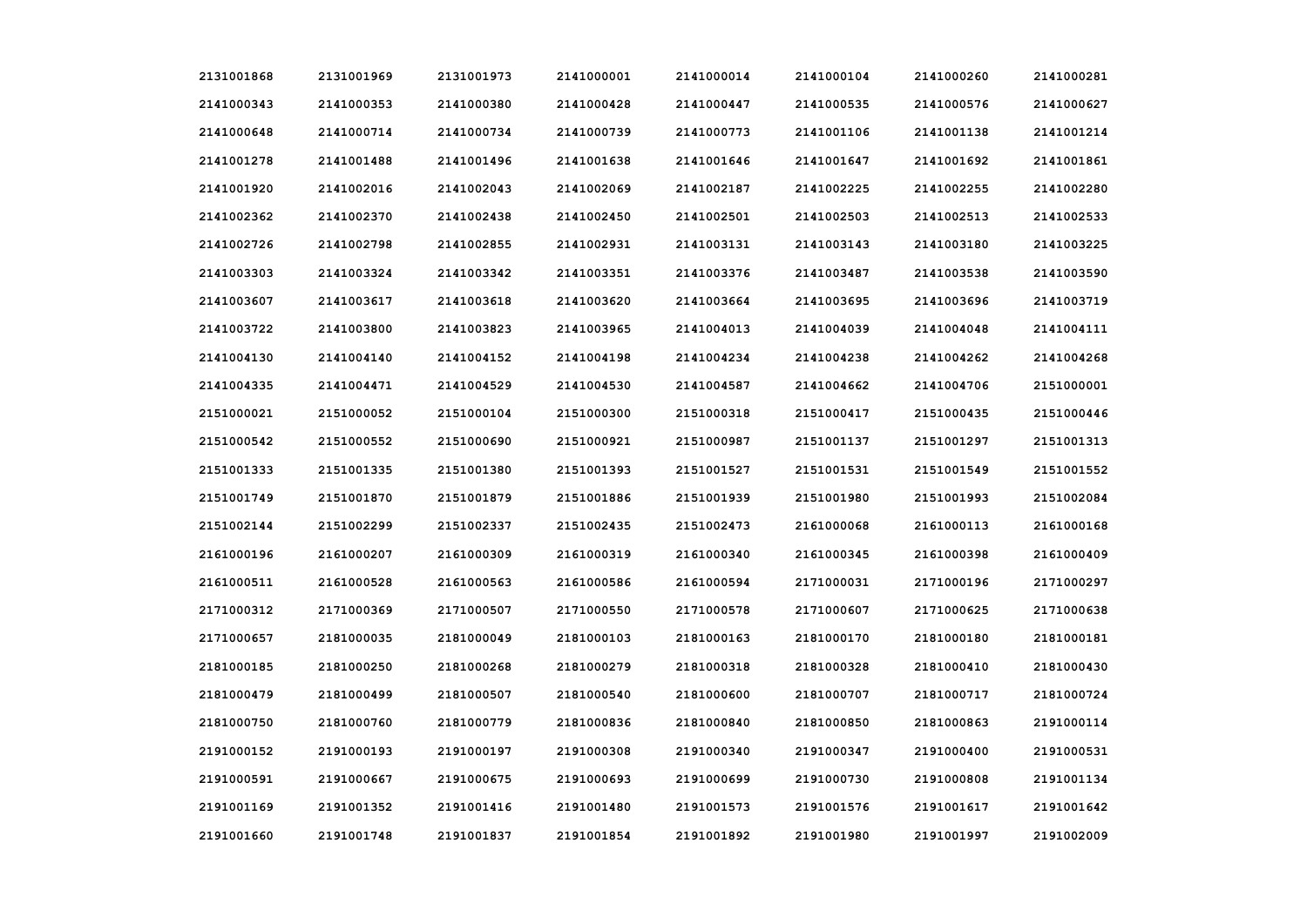| | | | | | | | |
|---|---|---|---|---|---|---|---|
| 2131001868 | 2131001969 | 2131001973 | 2141000001 | 2141000014 | 2141000104 | 2141000260 | 2141000281 |
| 2141000343 | 2141000353 | 2141000380 | 2141000428 | 2141000447 | 2141000535 | 2141000576 | 2141000627 |
| 2141000648 | 2141000714 | 2141000734 | 2141000739 | 2141000773 | 2141001106 | 2141001138 | 2141001214 |
| 2141001278 | 2141001488 | 2141001496 | 2141001638 | 2141001646 | 2141001647 | 2141001692 | 2141001861 |
| 2141001920 | 2141002016 | 2141002043 | 2141002069 | 2141002187 | 2141002225 | 2141002255 | 2141002280 |
| 2141002362 | 2141002370 | 2141002438 | 2141002450 | 2141002501 | 2141002503 | 2141002513 | 2141002533 |
| 2141002726 | 2141002798 | 2141002855 | 2141002931 | 2141003131 | 2141003143 | 2141003180 | 2141003225 |
| 2141003303 | 2141003324 | 2141003342 | 2141003351 | 2141003376 | 2141003487 | 2141003538 | 2141003590 |
| 2141003607 | 2141003617 | 2141003618 | 2141003620 | 2141003664 | 2141003695 | 2141003696 | 2141003719 |
| 2141003722 | 2141003800 | 2141003823 | 2141003965 | 2141004013 | 2141004039 | 2141004048 | 2141004111 |
| 2141004130 | 2141004140 | 2141004152 | 2141004198 | 2141004234 | 2141004238 | 2141004262 | 2141004268 |
| 2141004335 | 2141004471 | 2141004529 | 2141004530 | 2141004587 | 2141004662 | 2141004706 | 2151000001 |
| 2151000021 | 2151000052 | 2151000104 | 2151000300 | 2151000318 | 2151000417 | 2151000435 | 2151000446 |
| 2151000542 | 2151000552 | 2151000690 | 2151000921 | 2151000987 | 2151001137 | 2151001297 | 2151001313 |
| 2151001333 | 2151001335 | 2151001380 | 2151001393 | 2151001527 | 2151001531 | 2151001549 | 2151001552 |
| 2151001749 | 2151001870 | 2151001879 | 2151001886 | 2151001939 | 2151001980 | 2151001993 | 2151002084 |
| 2151002144 | 2151002299 | 2151002337 | 2151002435 | 2151002473 | 2161000068 | 2161000113 | 2161000168 |
| 2161000196 | 2161000207 | 2161000309 | 2161000319 | 2161000340 | 2161000345 | 2161000398 | 2161000409 |
| 2161000511 | 2161000528 | 2161000563 | 2161000586 | 2161000594 | 2171000031 | 2171000196 | 2171000297 |
| 2171000312 | 2171000369 | 2171000507 | 2171000550 | 2171000578 | 2171000607 | 2171000625 | 2171000638 |
| 2171000657 | 2181000035 | 2181000049 | 2181000103 | 2181000163 | 2181000170 | 2181000180 | 2181000181 |
| 2181000185 | 2181000250 | 2181000268 | 2181000279 | 2181000318 | 2181000328 | 2181000410 | 2181000430 |
| 2181000479 | 2181000499 | 2181000507 | 2181000540 | 2181000600 | 2181000707 | 2181000717 | 2181000724 |
| 2181000750 | 2181000760 | 2181000779 | 2181000836 | 2181000840 | 2181000850 | 2181000863 | 2191000114 |
| 2191000152 | 2191000193 | 2191000197 | 2191000308 | 2191000340 | 2191000347 | 2191000400 | 2191000531 |
| 2191000591 | 2191000667 | 2191000675 | 2191000693 | 2191000699 | 2191000730 | 2191000808 | 2191001134 |
| 2191001169 | 2191001352 | 2191001416 | 2191001480 | 2191001573 | 2191001576 | 2191001617 | 2191001642 |
| 2191001660 | 2191001748 | 2191001837 | 2191001854 | 2191001892 | 2191001980 | 2191001997 | 2191002009 |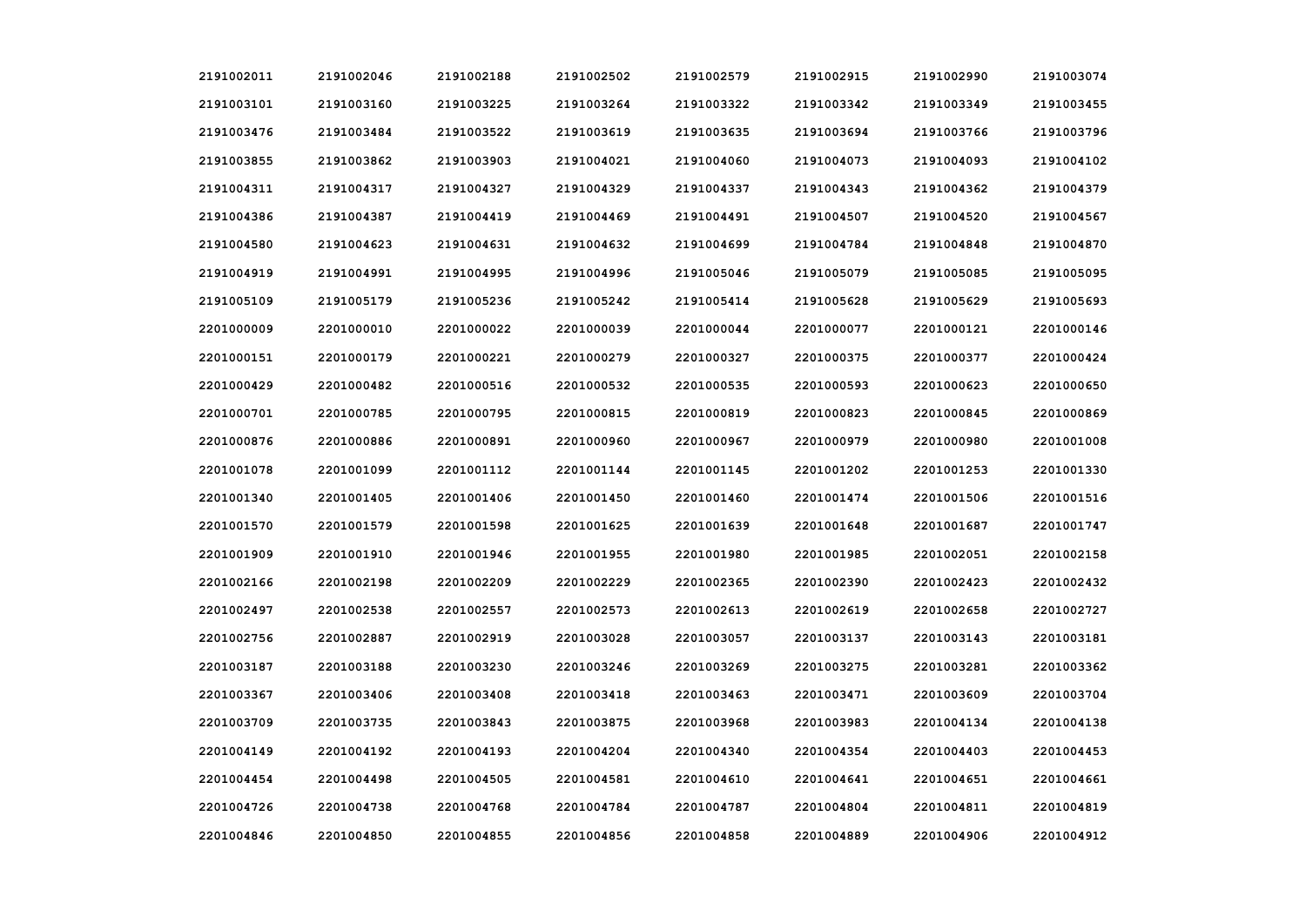| | | | | | | | |
|---|---|---|---|---|---|---|---|
| 2191002011 | 2191002046 | 2191002188 | 2191002502 | 2191002579 | 2191002915 | 2191002990 | 2191003074 |
| 2191003101 | 2191003160 | 2191003225 | 2191003264 | 2191003322 | 2191003342 | 2191003349 | 2191003455 |
| 2191003476 | 2191003484 | 2191003522 | 2191003619 | 2191003635 | 2191003694 | 2191003766 | 2191003796 |
| 2191003855 | 2191003862 | 2191003903 | 2191004021 | 2191004060 | 2191004073 | 2191004093 | 2191004102 |
| 2191004311 | 2191004317 | 2191004327 | 2191004329 | 2191004337 | 2191004343 | 2191004362 | 2191004379 |
| 2191004386 | 2191004387 | 2191004419 | 2191004469 | 2191004491 | 2191004507 | 2191004520 | 2191004567 |
| 2191004580 | 2191004623 | 2191004631 | 2191004632 | 2191004699 | 2191004784 | 2191004848 | 2191004870 |
| 2191004919 | 2191004991 | 2191004995 | 2191004996 | 2191005046 | 2191005079 | 2191005085 | 2191005095 |
| 2191005109 | 2191005179 | 2191005236 | 2191005242 | 2191005414 | 2191005628 | 2191005629 | 2191005693 |
| 2201000009 | 2201000010 | 2201000022 | 2201000039 | 2201000044 | 2201000077 | 2201000121 | 2201000146 |
| 2201000151 | 2201000179 | 2201000221 | 2201000279 | 2201000327 | 2201000375 | 2201000377 | 2201000424 |
| 2201000429 | 2201000482 | 2201000516 | 2201000532 | 2201000535 | 2201000593 | 2201000623 | 2201000650 |
| 2201000701 | 2201000785 | 2201000795 | 2201000815 | 2201000819 | 2201000823 | 2201000845 | 2201000869 |
| 2201000876 | 2201000886 | 2201000891 | 2201000960 | 2201000967 | 2201000979 | 2201000980 | 2201001008 |
| 2201001078 | 2201001099 | 2201001112 | 2201001144 | 2201001145 | 2201001202 | 2201001253 | 2201001330 |
| 2201001340 | 2201001405 | 2201001406 | 2201001450 | 2201001460 | 2201001474 | 2201001506 | 2201001516 |
| 2201001570 | 2201001579 | 2201001598 | 2201001625 | 2201001639 | 2201001648 | 2201001687 | 2201001747 |
| 2201001909 | 2201001910 | 2201001946 | 2201001955 | 2201001980 | 2201001985 | 2201002051 | 2201002158 |
| 2201002166 | 2201002198 | 2201002209 | 2201002229 | 2201002365 | 2201002390 | 2201002423 | 2201002432 |
| 2201002497 | 2201002538 | 2201002557 | 2201002573 | 2201002613 | 2201002619 | 2201002658 | 2201002727 |
| 2201002756 | 2201002887 | 2201002919 | 2201003028 | 2201003057 | 2201003137 | 2201003143 | 2201003181 |
| 2201003187 | 2201003188 | 2201003230 | 2201003246 | 2201003269 | 2201003275 | 2201003281 | 2201003362 |
| 2201003367 | 2201003406 | 2201003408 | 2201003418 | 2201003463 | 2201003471 | 2201003609 | 2201003704 |
| 2201003709 | 2201003735 | 2201003843 | 2201003875 | 2201003968 | 2201003983 | 2201004134 | 2201004138 |
| 2201004149 | 2201004192 | 2201004193 | 2201004204 | 2201004340 | 2201004354 | 2201004403 | 2201004453 |
| 2201004454 | 2201004498 | 2201004505 | 2201004581 | 2201004610 | 2201004641 | 2201004651 | 2201004661 |
| 2201004726 | 2201004738 | 2201004768 | 2201004784 | 2201004787 | 2201004804 | 2201004811 | 2201004819 |
| 2201004846 | 2201004850 | 2201004855 | 2201004856 | 2201004858 | 2201004889 | 2201004906 | 2201004912 |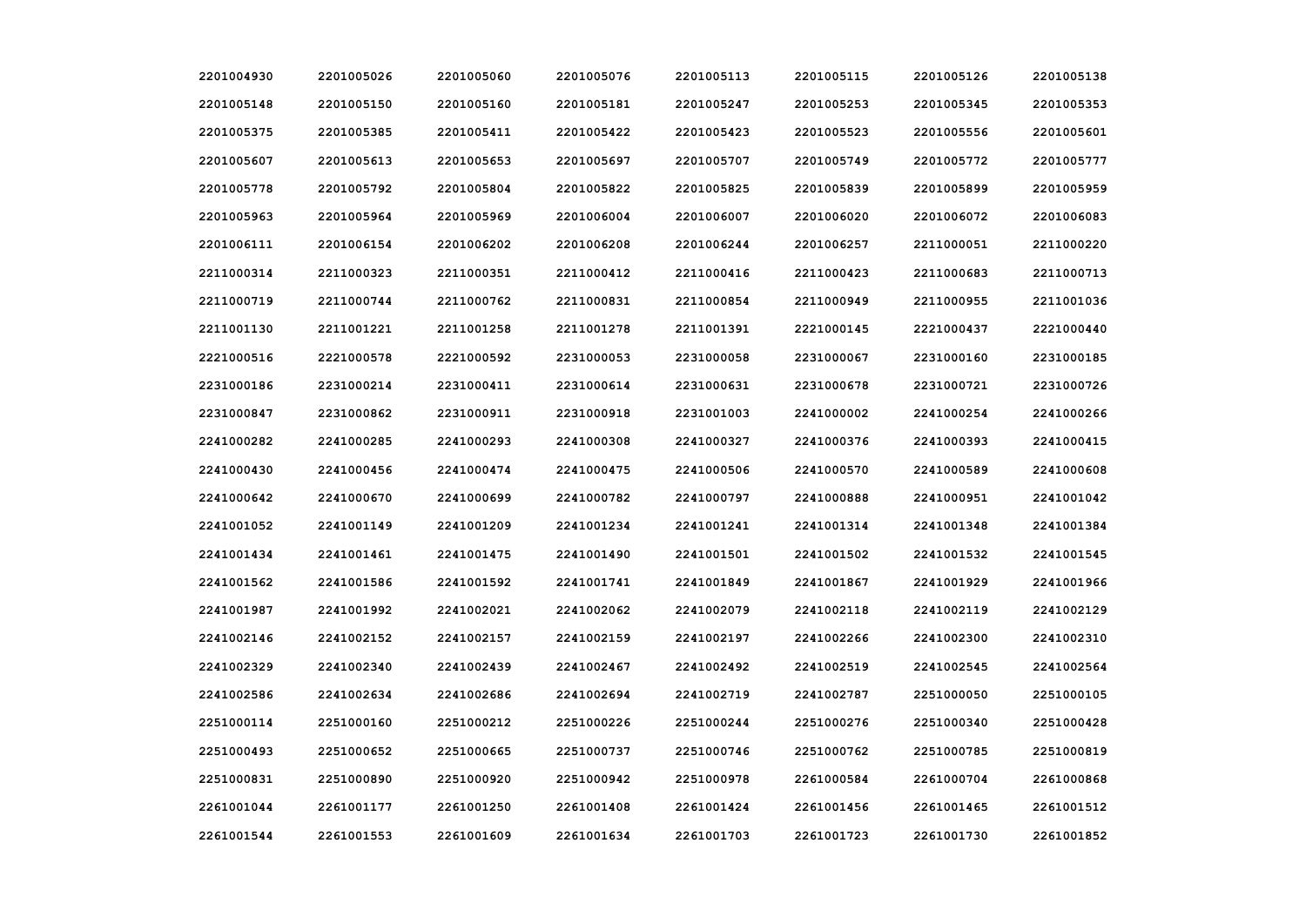| | | | | | | | |
|---|---|---|---|---|---|---|---|
| 2201004930 | 2201005026 | 2201005060 | 2201005076 | 2201005113 | 2201005115 | 2201005126 | 2201005138 |
| 2201005148 | 2201005150 | 2201005160 | 2201005181 | 2201005247 | 2201005253 | 2201005345 | 2201005353 |
| 2201005375 | 2201005385 | 2201005411 | 2201005422 | 2201005423 | 2201005523 | 2201005556 | 2201005601 |
| 2201005607 | 2201005613 | 2201005653 | 2201005697 | 2201005707 | 2201005749 | 2201005772 | 2201005777 |
| 2201005778 | 2201005792 | 2201005804 | 2201005822 | 2201005825 | 2201005839 | 2201005899 | 2201005959 |
| 2201005963 | 2201005964 | 2201005969 | 2201006004 | 2201006007 | 2201006020 | 2201006072 | 2201006083 |
| 2201006111 | 2201006154 | 2201006202 | 2201006208 | 2201006244 | 2201006257 | 2211000051 | 2211000220 |
| 2211000314 | 2211000323 | 2211000351 | 2211000412 | 2211000416 | 2211000423 | 2211000683 | 2211000713 |
| 2211000719 | 2211000744 | 2211000762 | 2211000831 | 2211000854 | 2211000949 | 2211000955 | 2211001036 |
| 2211001130 | 2211001221 | 2211001258 | 2211001278 | 2211001391 | 2221000145 | 2221000437 | 2221000440 |
| 2221000516 | 2221000578 | 2221000592 | 2231000053 | 2231000058 | 2231000067 | 2231000160 | 2231000185 |
| 2231000186 | 2231000214 | 2231000411 | 2231000614 | 2231000631 | 2231000678 | 2231000721 | 2231000726 |
| 2231000847 | 2231000862 | 2231000911 | 2231000918 | 2231001003 | 2241000002 | 2241000254 | 2241000266 |
| 2241000282 | 2241000285 | 2241000293 | 2241000308 | 2241000327 | 2241000376 | 2241000393 | 2241000415 |
| 2241000430 | 2241000456 | 2241000474 | 2241000475 | 2241000506 | 2241000570 | 2241000589 | 2241000608 |
| 2241000642 | 2241000670 | 2241000699 | 2241000782 | 2241000797 | 2241000888 | 2241000951 | 2241001042 |
| 2241001052 | 2241001149 | 2241001209 | 2241001234 | 2241001241 | 2241001314 | 2241001348 | 2241001384 |
| 2241001434 | 2241001461 | 2241001475 | 2241001490 | 2241001501 | 2241001502 | 2241001532 | 2241001545 |
| 2241001562 | 2241001586 | 2241001592 | 2241001741 | 2241001849 | 2241001867 | 2241001929 | 2241001966 |
| 2241001987 | 2241001992 | 2241002021 | 2241002062 | 2241002079 | 2241002118 | 2241002119 | 2241002129 |
| 2241002146 | 2241002152 | 2241002157 | 2241002159 | 2241002197 | 2241002266 | 2241002300 | 2241002310 |
| 2241002329 | 2241002340 | 2241002439 | 2241002467 | 2241002492 | 2241002519 | 2241002545 | 2241002564 |
| 2241002586 | 2241002634 | 2241002686 | 2241002694 | 2241002719 | 2241002787 | 2251000050 | 2251000105 |
| 2251000114 | 2251000160 | 2251000212 | 2251000226 | 2251000244 | 2251000276 | 2251000340 | 2251000428 |
| 2251000493 | 2251000652 | 2251000665 | 2251000737 | 2251000746 | 2251000762 | 2251000785 | 2251000819 |
| 2251000831 | 2251000890 | 2251000920 | 2251000942 | 2251000978 | 2261000584 | 2261000704 | 2261000868 |
| 2261001044 | 2261001177 | 2261001250 | 2261001408 | 2261001424 | 2261001456 | 2261001465 | 2261001512 |
| 2261001544 | 2261001553 | 2261001609 | 2261001634 | 2261001703 | 2261001723 | 2261001730 | 2261001852 |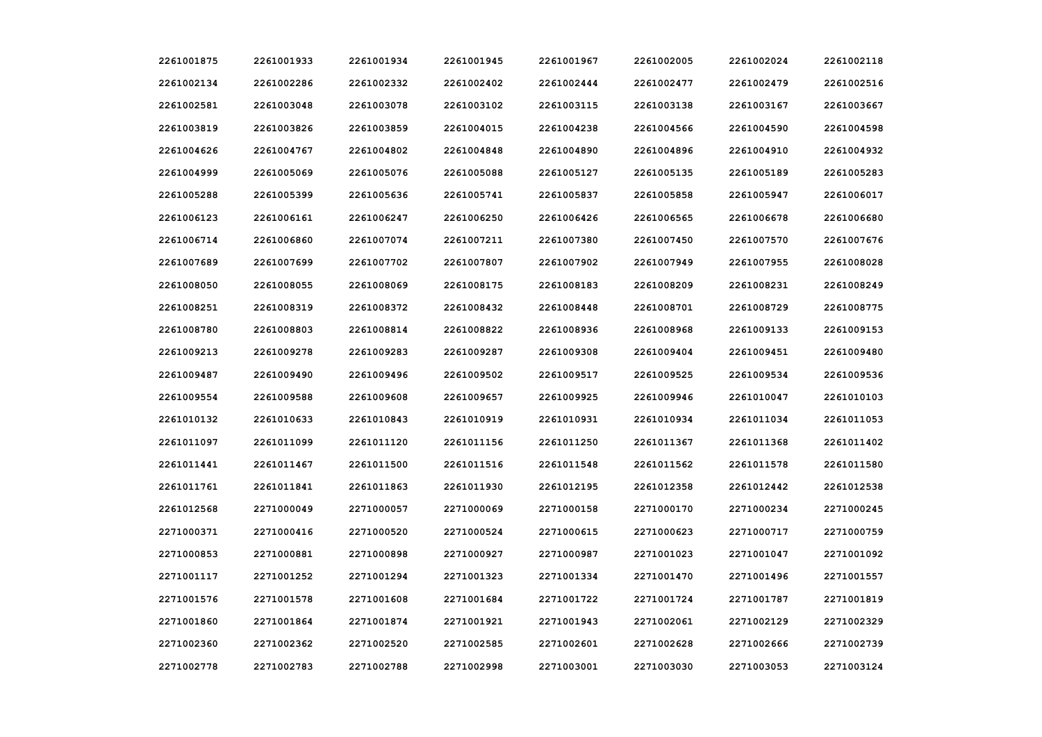| | | | | | | | |
|---|---|---|---|---|---|---|---|
| 2261001875 | 2261001933 | 2261001934 | 2261001945 | 2261001967 | 2261002005 | 2261002024 | 2261002118 |
| 2261002134 | 2261002286 | 2261002332 | 2261002402 | 2261002444 | 2261002477 | 2261002479 | 2261002516 |
| 2261002581 | 2261003048 | 2261003078 | 2261003102 | 2261003115 | 2261003138 | 2261003167 | 2261003667 |
| 2261003819 | 2261003826 | 2261003859 | 2261004015 | 2261004238 | 2261004566 | 2261004590 | 2261004598 |
| 2261004626 | 2261004767 | 2261004802 | 2261004848 | 2261004890 | 2261004896 | 2261004910 | 2261004932 |
| 2261004999 | 2261005069 | 2261005076 | 2261005088 | 2261005127 | 2261005135 | 2261005189 | 2261005283 |
| 2261005288 | 2261005399 | 2261005636 | 2261005741 | 2261005837 | 2261005858 | 2261005947 | 2261006017 |
| 2261006123 | 2261006161 | 2261006247 | 2261006250 | 2261006426 | 2261006565 | 2261006678 | 2261006680 |
| 2261006714 | 2261006860 | 2261007074 | 2261007211 | 2261007380 | 2261007450 | 2261007570 | 2261007676 |
| 2261007689 | 2261007699 | 2261007702 | 2261007807 | 2261007902 | 2261007949 | 2261007955 | 2261008028 |
| 2261008050 | 2261008055 | 2261008069 | 2261008175 | 2261008183 | 2261008209 | 2261008231 | 2261008249 |
| 2261008251 | 2261008319 | 2261008372 | 2261008432 | 2261008448 | 2261008701 | 2261008729 | 2261008775 |
| 2261008780 | 2261008803 | 2261008814 | 2261008822 | 2261008936 | 2261008968 | 2261009133 | 2261009153 |
| 2261009213 | 2261009278 | 2261009283 | 2261009287 | 2261009308 | 2261009404 | 2261009451 | 2261009480 |
| 2261009487 | 2261009490 | 2261009496 | 2261009502 | 2261009517 | 2261009525 | 2261009534 | 2261009536 |
| 2261009554 | 2261009588 | 2261009608 | 2261009657 | 2261009925 | 2261009946 | 2261010047 | 2261010103 |
| 2261010132 | 2261010633 | 2261010843 | 2261010919 | 2261010931 | 2261010934 | 2261011034 | 2261011053 |
| 2261011097 | 2261011099 | 2261011120 | 2261011156 | 2261011250 | 2261011367 | 2261011368 | 2261011402 |
| 2261011441 | 2261011467 | 2261011500 | 2261011516 | 2261011548 | 2261011562 | 2261011578 | 2261011580 |
| 2261011761 | 2261011841 | 2261011863 | 2261011930 | 2261012195 | 2261012358 | 2261012442 | 2261012538 |
| 2261012568 | 2271000049 | 2271000057 | 2271000069 | 2271000158 | 2271000170 | 2271000234 | 2271000245 |
| 2271000371 | 2271000416 | 2271000520 | 2271000524 | 2271000615 | 2271000623 | 2271000717 | 2271000759 |
| 2271000853 | 2271000881 | 2271000898 | 2271000927 | 2271000987 | 2271001023 | 2271001047 | 2271001092 |
| 2271001117 | 2271001252 | 2271001294 | 2271001323 | 2271001334 | 2271001470 | 2271001496 | 2271001557 |
| 2271001576 | 2271001578 | 2271001608 | 2271001684 | 2271001722 | 2271001724 | 2271001787 | 2271001819 |
| 2271001860 | 2271001864 | 2271001874 | 2271001921 | 2271001943 | 2271002061 | 2271002129 | 2271002329 |
| 2271002360 | 2271002362 | 2271002520 | 2271002585 | 2271002601 | 2271002628 | 2271002666 | 2271002739 |
| 2271002778 | 2271002783 | 2271002788 | 2271002998 | 2271003001 | 2271003030 | 2271003053 | 2271003124 |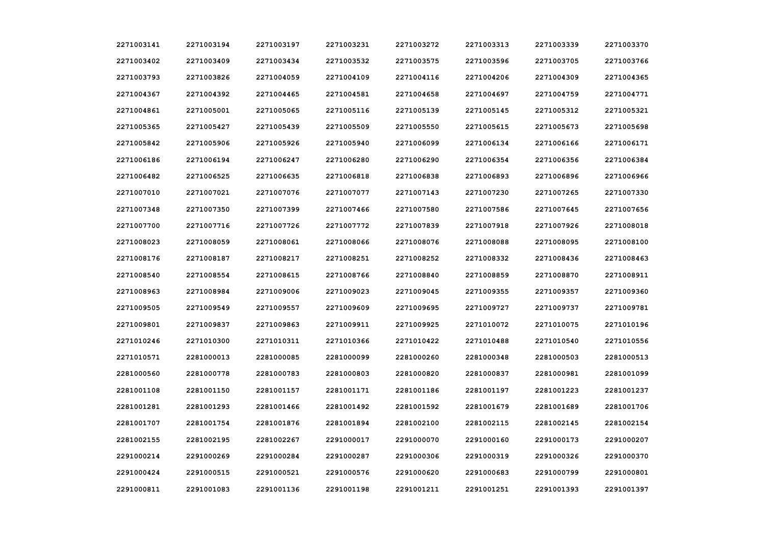| | | | | | | | |
|---|---|---|---|---|---|---|---|
| 2271003141 | 2271003194 | 2271003197 | 2271003231 | 2271003272 | 2271003313 | 2271003339 | 2271003370 |
| 2271003402 | 2271003409 | 2271003434 | 2271003532 | 2271003575 | 2271003596 | 2271003705 | 2271003766 |
| 2271003793 | 2271003826 | 2271004059 | 2271004109 | 2271004116 | 2271004206 | 2271004309 | 2271004365 |
| 2271004367 | 2271004392 | 2271004465 | 2271004581 | 2271004658 | 2271004697 | 2271004759 | 2271004771 |
| 2271004861 | 2271005001 | 2271005065 | 2271005116 | 2271005139 | 2271005145 | 2271005312 | 2271005321 |
| 2271005365 | 2271005427 | 2271005439 | 2271005509 | 2271005550 | 2271005615 | 2271005673 | 2271005698 |
| 2271005842 | 2271005906 | 2271005926 | 2271005940 | 2271006099 | 2271006134 | 2271006166 | 2271006171 |
| 2271006186 | 2271006194 | 2271006247 | 2271006280 | 2271006290 | 2271006354 | 2271006356 | 2271006384 |
| 2271006482 | 2271006525 | 2271006635 | 2271006818 | 2271006838 | 2271006893 | 2271006896 | 2271006966 |
| 2271007010 | 2271007021 | 2271007076 | 2271007077 | 2271007143 | 2271007230 | 2271007265 | 2271007330 |
| 2271007348 | 2271007350 | 2271007399 | 2271007466 | 2271007580 | 2271007586 | 2271007645 | 2271007656 |
| 2271007700 | 2271007716 | 2271007726 | 2271007772 | 2271007839 | 2271007918 | 2271007926 | 2271008018 |
| 2271008023 | 2271008059 | 2271008061 | 2271008066 | 2271008076 | 2271008088 | 2271008095 | 2271008100 |
| 2271008176 | 2271008187 | 2271008217 | 2271008251 | 2271008252 | 2271008332 | 2271008436 | 2271008463 |
| 2271008540 | 2271008554 | 2271008615 | 2271008766 | 2271008840 | 2271008859 | 2271008870 | 2271008911 |
| 2271008963 | 2271008984 | 2271009006 | 2271009023 | 2271009045 | 2271009355 | 2271009357 | 2271009360 |
| 2271009505 | 2271009549 | 2271009557 | 2271009609 | 2271009695 | 2271009727 | 2271009737 | 2271009781 |
| 2271009801 | 2271009837 | 2271009863 | 2271009911 | 2271009925 | 2271010072 | 2271010075 | 2271010196 |
| 2271010246 | 2271010300 | 2271010311 | 2271010366 | 2271010422 | 2271010488 | 2271010540 | 2271010556 |
| 2271010571 | 2281000013 | 2281000085 | 2281000099 | 2281000260 | 2281000348 | 2281000503 | 2281000513 |
| 2281000560 | 2281000778 | 2281000783 | 2281000803 | 2281000820 | 2281000837 | 2281000981 | 2281001099 |
| 2281001108 | 2281001150 | 2281001157 | 2281001171 | 2281001186 | 2281001197 | 2281001223 | 2281001237 |
| 2281001281 | 2281001293 | 2281001466 | 2281001492 | 2281001592 | 2281001679 | 2281001689 | 2281001706 |
| 2281001707 | 2281001754 | 2281001876 | 2281001894 | 2281002100 | 2281002115 | 2281002145 | 2281002154 |
| 2281002155 | 2281002195 | 2281002267 | 2291000017 | 2291000070 | 2291000160 | 2291000173 | 2291000207 |
| 2291000214 | 2291000269 | 2291000284 | 2291000287 | 2291000306 | 2291000319 | 2291000326 | 2291000370 |
| 2291000424 | 2291000515 | 2291000521 | 2291000576 | 2291000620 | 2291000683 | 2291000799 | 2291000801 |
| 2291000811 | 2291001083 | 2291001136 | 2291001198 | 2291001211 | 2291001251 | 2291001393 | 2291001397 |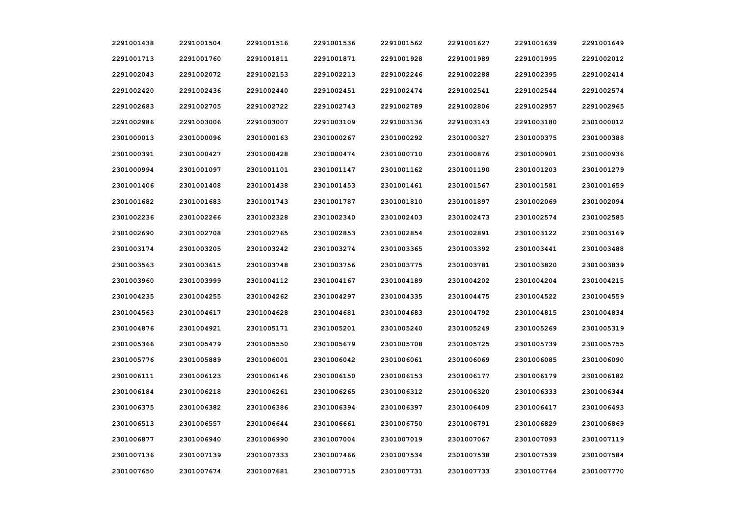| | | | | | | | |
|---|---|---|---|---|---|---|---|
| 2291001438 | 2291001504 | 2291001516 | 2291001536 | 2291001562 | 2291001627 | 2291001639 | 2291001649 |
| 2291001713 | 2291001760 | 2291001811 | 2291001871 | 2291001928 | 2291001989 | 2291001995 | 2291002012 |
| 2291002043 | 2291002072 | 2291002153 | 2291002213 | 2291002246 | 2291002288 | 2291002395 | 2291002414 |
| 2291002420 | 2291002436 | 2291002440 | 2291002451 | 2291002474 | 2291002541 | 2291002544 | 2291002574 |
| 2291002683 | 2291002705 | 2291002722 | 2291002743 | 2291002789 | 2291002806 | 2291002957 | 2291002965 |
| 2291002986 | 2291003006 | 2291003007 | 2291003109 | 2291003136 | 2291003143 | 2291003180 | 2301000012 |
| 2301000013 | 2301000096 | 2301000163 | 2301000267 | 2301000292 | 2301000327 | 2301000375 | 2301000388 |
| 2301000391 | 2301000427 | 2301000428 | 2301000474 | 2301000710 | 2301000876 | 2301000901 | 2301000936 |
| 2301000994 | 2301001097 | 2301001101 | 2301001147 | 2301001162 | 2301001190 | 2301001203 | 2301001279 |
| 2301001406 | 2301001408 | 2301001438 | 2301001453 | 2301001461 | 2301001567 | 2301001581 | 2301001659 |
| 2301001682 | 2301001683 | 2301001743 | 2301001787 | 2301001810 | 2301001897 | 2301002069 | 2301002094 |
| 2301002236 | 2301002266 | 2301002328 | 2301002340 | 2301002403 | 2301002473 | 2301002574 | 2301002585 |
| 2301002690 | 2301002708 | 2301002765 | 2301002853 | 2301002854 | 2301002891 | 2301003122 | 2301003169 |
| 2301003174 | 2301003205 | 2301003242 | 2301003274 | 2301003365 | 2301003392 | 2301003441 | 2301003488 |
| 2301003563 | 2301003615 | 2301003748 | 2301003756 | 2301003775 | 2301003781 | 2301003820 | 2301003839 |
| 2301003960 | 2301003999 | 2301004112 | 2301004167 | 2301004189 | 2301004202 | 2301004204 | 2301004215 |
| 2301004235 | 2301004255 | 2301004262 | 2301004297 | 2301004335 | 2301004475 | 2301004522 | 2301004559 |
| 2301004563 | 2301004617 | 2301004628 | 2301004681 | 2301004683 | 2301004792 | 2301004815 | 2301004834 |
| 2301004876 | 2301004921 | 2301005171 | 2301005201 | 2301005240 | 2301005249 | 2301005269 | 2301005319 |
| 2301005366 | 2301005479 | 2301005550 | 2301005679 | 2301005708 | 2301005725 | 2301005739 | 2301005755 |
| 2301005776 | 2301005889 | 2301006001 | 2301006042 | 2301006061 | 2301006069 | 2301006085 | 2301006090 |
| 2301006111 | 2301006123 | 2301006146 | 2301006150 | 2301006153 | 2301006177 | 2301006179 | 2301006182 |
| 2301006184 | 2301006218 | 2301006261 | 2301006265 | 2301006312 | 2301006320 | 2301006333 | 2301006344 |
| 2301006375 | 2301006382 | 2301006386 | 2301006394 | 2301006397 | 2301006409 | 2301006417 | 2301006493 |
| 2301006513 | 2301006557 | 2301006644 | 2301006661 | 2301006750 | 2301006791 | 2301006829 | 2301006869 |
| 2301006877 | 2301006940 | 2301006990 | 2301007004 | 2301007019 | 2301007067 | 2301007093 | 2301007119 |
| 2301007136 | 2301007139 | 2301007333 | 2301007466 | 2301007534 | 2301007538 | 2301007539 | 2301007584 |
| 2301007650 | 2301007674 | 2301007681 | 2301007715 | 2301007731 | 2301007733 | 2301007764 | 2301007770 |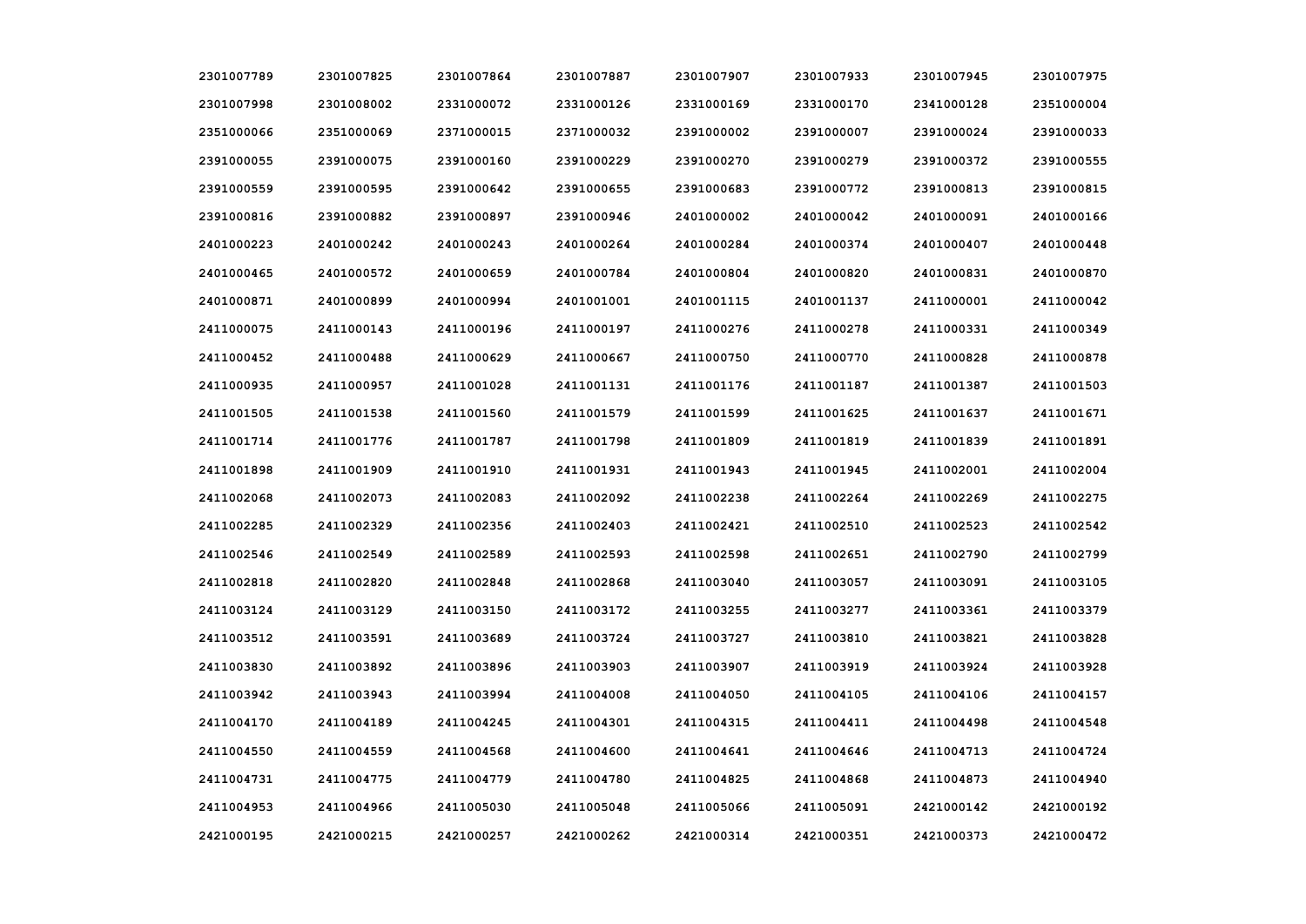| | | | | | | | |
|---|---|---|---|---|---|---|---|
| 2301007789 | 2301007825 | 2301007864 | 2301007887 | 2301007907 | 2301007933 | 2301007945 | 2301007975 |
| 2301007998 | 2301008002 | 2331000072 | 2331000126 | 2331000169 | 2331000170 | 2341000128 | 2351000004 |
| 2351000066 | 2351000069 | 2371000015 | 2371000032 | 2391000002 | 2391000007 | 2391000024 | 2391000033 |
| 2391000055 | 2391000075 | 2391000160 | 2391000229 | 2391000270 | 2391000279 | 2391000372 | 2391000555 |
| 2391000559 | 2391000595 | 2391000642 | 2391000655 | 2391000683 | 2391000772 | 2391000813 | 2391000815 |
| 2391000816 | 2391000882 | 2391000897 | 2391000946 | 2401000002 | 2401000042 | 2401000091 | 2401000166 |
| 2401000223 | 2401000242 | 2401000243 | 2401000264 | 2401000284 | 2401000374 | 2401000407 | 2401000448 |
| 2401000465 | 2401000572 | 2401000659 | 2401000784 | 2401000804 | 2401000820 | 2401000831 | 2401000870 |
| 2401000871 | 2401000899 | 2401000994 | 2401001001 | 2401001115 | 2401001137 | 2411000001 | 2411000042 |
| 2411000075 | 2411000143 | 2411000196 | 2411000197 | 2411000276 | 2411000278 | 2411000331 | 2411000349 |
| 2411000452 | 2411000488 | 2411000629 | 2411000667 | 2411000750 | 2411000770 | 2411000828 | 2411000878 |
| 2411000935 | 2411000957 | 2411001028 | 2411001131 | 2411001176 | 2411001187 | 2411001387 | 2411001503 |
| 2411001505 | 2411001538 | 2411001560 | 2411001579 | 2411001599 | 2411001625 | 2411001637 | 2411001671 |
| 2411001714 | 2411001776 | 2411001787 | 2411001798 | 2411001809 | 2411001819 | 2411001839 | 2411001891 |
| 2411001898 | 2411001909 | 2411001910 | 2411001931 | 2411001943 | 2411001945 | 2411002001 | 2411002004 |
| 2411002068 | 2411002073 | 2411002083 | 2411002092 | 2411002238 | 2411002264 | 2411002269 | 2411002275 |
| 2411002285 | 2411002329 | 2411002356 | 2411002403 | 2411002421 | 2411002510 | 2411002523 | 2411002542 |
| 2411002546 | 2411002549 | 2411002589 | 2411002593 | 2411002598 | 2411002651 | 2411002790 | 2411002799 |
| 2411002818 | 2411002820 | 2411002848 | 2411002868 | 2411003040 | 2411003057 | 2411003091 | 2411003105 |
| 2411003124 | 2411003129 | 2411003150 | 2411003172 | 2411003255 | 2411003277 | 2411003361 | 2411003379 |
| 2411003512 | 2411003591 | 2411003689 | 2411003724 | 2411003727 | 2411003810 | 2411003821 | 2411003828 |
| 2411003830 | 2411003892 | 2411003896 | 2411003903 | 2411003907 | 2411003919 | 2411003924 | 2411003928 |
| 2411003942 | 2411003943 | 2411003994 | 2411004008 | 2411004050 | 2411004105 | 2411004106 | 2411004157 |
| 2411004170 | 2411004189 | 2411004245 | 2411004301 | 2411004315 | 2411004411 | 2411004498 | 2411004548 |
| 2411004550 | 2411004559 | 2411004568 | 2411004600 | 2411004641 | 2411004646 | 2411004713 | 2411004724 |
| 2411004731 | 2411004775 | 2411004779 | 2411004780 | 2411004825 | 2411004868 | 2411004873 | 2411004940 |
| 2411004953 | 2411004966 | 2411005030 | 2411005048 | 2411005066 | 2411005091 | 2421000142 | 2421000192 |
| 2421000195 | 2421000215 | 2421000257 | 2421000262 | 2421000314 | 2421000351 | 2421000373 | 2421000472 |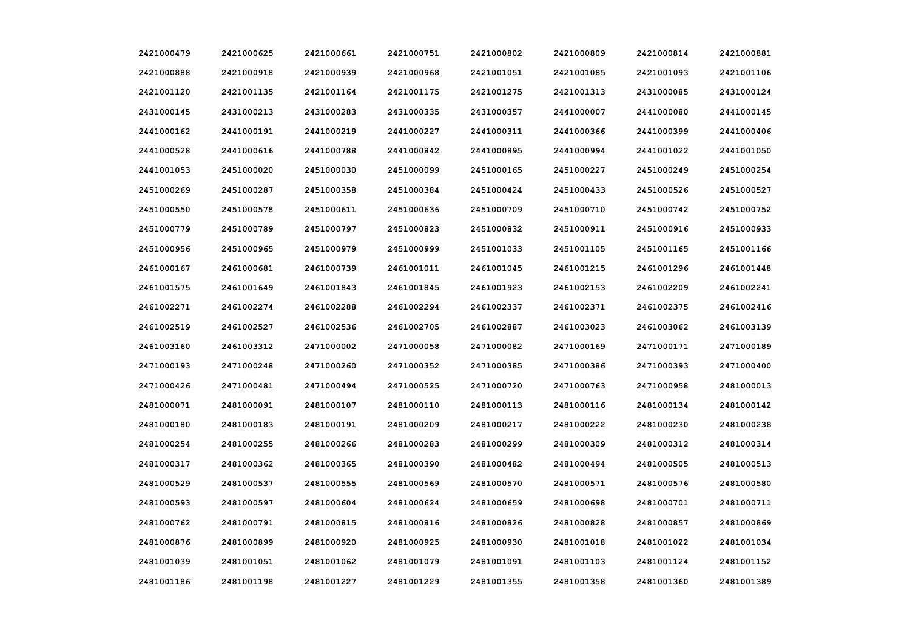| | | | | | | | |
|---|---|---|---|---|---|---|---|
| 2421000479 | 2421000625 | 2421000661 | 2421000751 | 2421000802 | 2421000809 | 2421000814 | 2421000881 |
| 2421000888 | 2421000918 | 2421000939 | 2421000968 | 2421001051 | 2421001085 | 2421001093 | 2421001106 |
| 2421001120 | 2421001135 | 2421001164 | 2421001175 | 2421001275 | 2421001313 | 2431000085 | 2431000124 |
| 2431000145 | 2431000213 | 2431000283 | 2431000335 | 2431000357 | 2441000007 | 2441000080 | 2441000145 |
| 2441000162 | 2441000191 | 2441000219 | 2441000227 | 2441000311 | 2441000366 | 2441000399 | 2441000406 |
| 2441000528 | 2441000616 | 2441000788 | 2441000842 | 2441000895 | 2441000994 | 2441001022 | 2441001050 |
| 2441001053 | 2451000020 | 2451000030 | 2451000099 | 2451000165 | 2451000227 | 2451000249 | 2451000254 |
| 2451000269 | 2451000287 | 2451000358 | 2451000384 | 2451000424 | 2451000433 | 2451000526 | 2451000527 |
| 2451000550 | 2451000578 | 2451000611 | 2451000636 | 2451000709 | 2451000710 | 2451000742 | 2451000752 |
| 2451000779 | 2451000789 | 2451000797 | 2451000823 | 2451000832 | 2451000911 | 2451000916 | 2451000933 |
| 2451000956 | 2451000965 | 2451000979 | 2451000999 | 2451001033 | 2451001105 | 2451001165 | 2451001166 |
| 2461000167 | 2461000681 | 2461000739 | 2461001011 | 2461001045 | 2461001215 | 2461001296 | 2461001448 |
| 2461001575 | 2461001649 | 2461001843 | 2461001845 | 2461001923 | 2461002153 | 2461002209 | 2461002241 |
| 2461002271 | 2461002274 | 2461002288 | 2461002294 | 2461002337 | 2461002371 | 2461002375 | 2461002416 |
| 2461002519 | 2461002527 | 2461002536 | 2461002705 | 2461002887 | 2461003023 | 2461003062 | 2461003139 |
| 2461003160 | 2461003312 | 2471000002 | 2471000058 | 2471000082 | 2471000169 | 2471000171 | 2471000189 |
| 2471000193 | 2471000248 | 2471000260 | 2471000352 | 2471000385 | 2471000386 | 2471000393 | 2471000400 |
| 2471000426 | 2471000481 | 2471000494 | 2471000525 | 2471000720 | 2471000763 | 2471000958 | 2481000013 |
| 2481000071 | 2481000091 | 2481000107 | 2481000110 | 2481000113 | 2481000116 | 2481000134 | 2481000142 |
| 2481000180 | 2481000183 | 2481000191 | 2481000209 | 2481000217 | 2481000222 | 2481000230 | 2481000238 |
| 2481000254 | 2481000255 | 2481000266 | 2481000283 | 2481000299 | 2481000309 | 2481000312 | 2481000314 |
| 2481000317 | 2481000362 | 2481000365 | 2481000390 | 2481000482 | 2481000494 | 2481000505 | 2481000513 |
| 2481000529 | 2481000537 | 2481000555 | 2481000569 | 2481000570 | 2481000571 | 2481000576 | 2481000580 |
| 2481000593 | 2481000597 | 2481000604 | 2481000624 | 2481000659 | 2481000698 | 2481000701 | 2481000711 |
| 2481000762 | 2481000791 | 2481000815 | 2481000816 | 2481000826 | 2481000828 | 2481000857 | 2481000869 |
| 2481000876 | 2481000899 | 2481000920 | 2481000925 | 2481000930 | 2481001018 | 2481001022 | 2481001034 |
| 2481001039 | 2481001051 | 2481001062 | 2481001079 | 2481001091 | 2481001103 | 2481001124 | 2481001152 |
| 2481001186 | 2481001198 | 2481001227 | 2481001229 | 2481001355 | 2481001358 | 2481001360 | 2481001389 |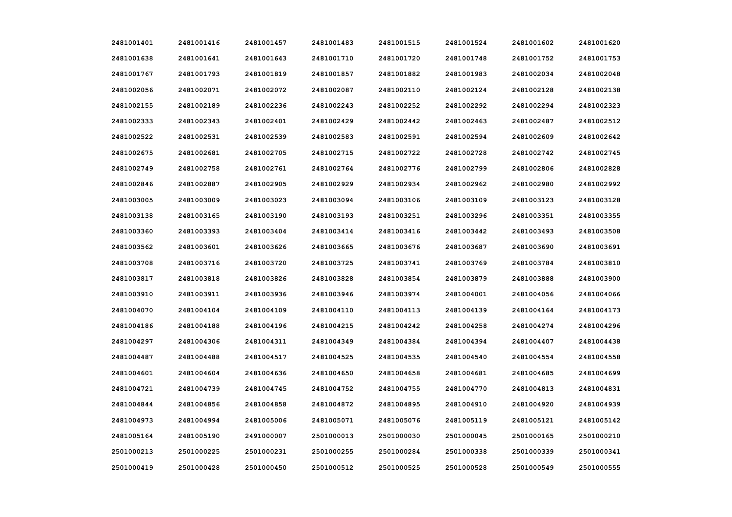| 2481001401 | 2481001416 | 2481001457 | 2481001483 | 2481001515 | 2481001524 | 2481001602 | 2481001620 |
|---|---|---|---|---|---|---|---|
| 2481001638 | 2481001641 | 2481001643 | 2481001710 | 2481001720 | 2481001748 | 2481001752 | 2481001753 |
| 2481001767 | 2481001793 | 2481001819 | 2481001857 | 2481001882 | 2481001983 | 2481002034 | 2481002048 |
| 2481002056 | 2481002071 | 2481002072 | 2481002087 | 2481002110 | 2481002124 | 2481002128 | 2481002138 |
| 2481002155 | 2481002189 | 2481002236 | 2481002243 | 2481002252 | 2481002292 | 2481002294 | 2481002323 |
| 2481002333 | 2481002343 | 2481002401 | 2481002429 | 2481002442 | 2481002463 | 2481002487 | 2481002512 |
| 2481002522 | 2481002531 | 2481002539 | 2481002583 | 2481002591 | 2481002594 | 2481002609 | 2481002642 |
| 2481002675 | 2481002681 | 2481002705 | 2481002715 | 2481002722 | 2481002728 | 2481002742 | 2481002745 |
| 2481002749 | 2481002758 | 2481002761 | 2481002764 | 2481002776 | 2481002799 | 2481002806 | 2481002828 |
| 2481002846 | 2481002887 | 2481002905 | 2481002929 | 2481002934 | 2481002962 | 2481002980 | 2481002992 |
| 2481003005 | 2481003009 | 2481003023 | 2481003094 | 2481003106 | 2481003109 | 2481003123 | 2481003128 |
| 2481003138 | 2481003165 | 2481003190 | 2481003193 | 2481003251 | 2481003296 | 2481003351 | 2481003355 |
| 2481003360 | 2481003393 | 2481003404 | 2481003414 | 2481003416 | 2481003442 | 2481003493 | 2481003508 |
| 2481003562 | 2481003601 | 2481003626 | 2481003665 | 2481003676 | 2481003687 | 2481003690 | 2481003691 |
| 2481003708 | 2481003716 | 2481003720 | 2481003725 | 2481003741 | 2481003769 | 2481003784 | 2481003810 |
| 2481003817 | 2481003818 | 2481003826 | 2481003828 | 2481003854 | 2481003879 | 2481003888 | 2481003900 |
| 2481003910 | 2481003911 | 2481003936 | 2481003946 | 2481003974 | 2481004001 | 2481004056 | 2481004066 |
| 2481004070 | 2481004104 | 2481004109 | 2481004110 | 2481004113 | 2481004139 | 2481004164 | 2481004173 |
| 2481004186 | 2481004188 | 2481004196 | 2481004215 | 2481004242 | 2481004258 | 2481004274 | 2481004296 |
| 2481004297 | 2481004306 | 2481004311 | 2481004349 | 2481004384 | 2481004394 | 2481004407 | 2481004438 |
| 2481004487 | 2481004488 | 2481004517 | 2481004525 | 2481004535 | 2481004540 | 2481004554 | 2481004558 |
| 2481004601 | 2481004604 | 2481004636 | 2481004650 | 2481004658 | 2481004681 | 2481004685 | 2481004699 |
| 2481004721 | 2481004739 | 2481004745 | 2481004752 | 2481004755 | 2481004770 | 2481004813 | 2481004831 |
| 2481004844 | 2481004856 | 2481004858 | 2481004872 | 2481004895 | 2481004910 | 2481004920 | 2481004939 |
| 2481004973 | 2481004994 | 2481005006 | 2481005071 | 2481005076 | 2481005119 | 2481005121 | 2481005142 |
| 2481005164 | 2481005190 | 2491000007 | 2501000013 | 2501000030 | 2501000045 | 2501000165 | 2501000210 |
| 2501000213 | 2501000225 | 2501000231 | 2501000255 | 2501000284 | 2501000338 | 2501000339 | 2501000341 |
| 2501000419 | 2501000428 | 2501000450 | 2501000512 | 2501000525 | 2501000528 | 2501000549 | 2501000555 |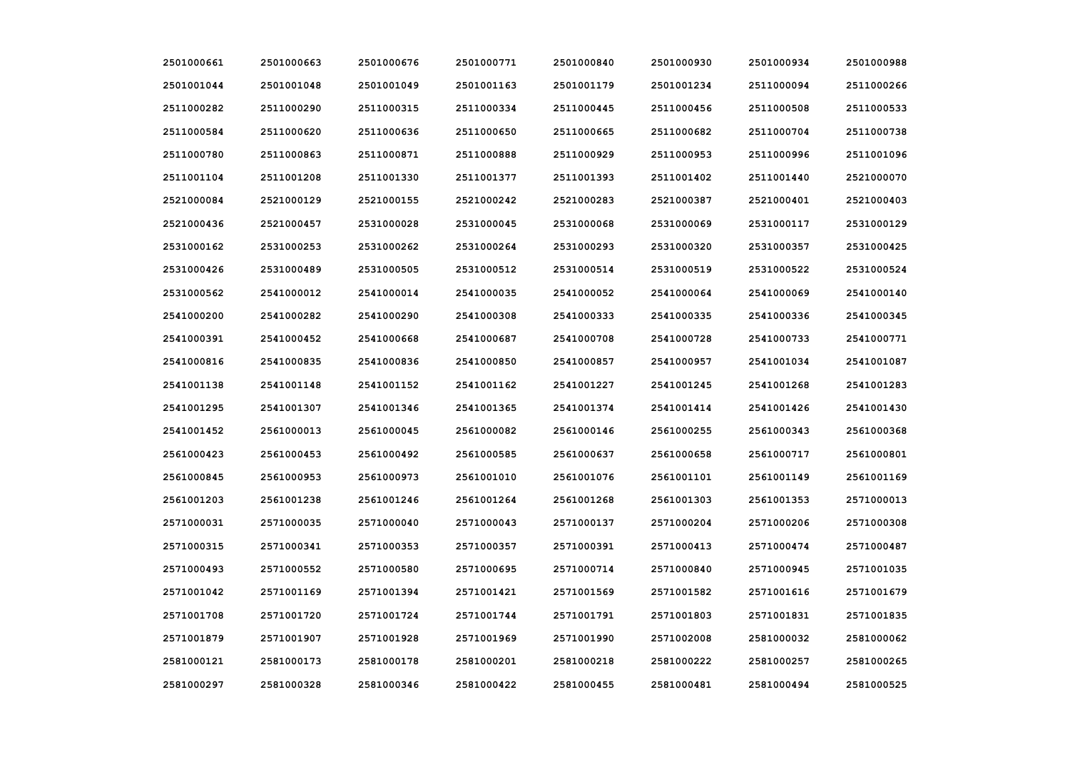| 2501000661 | 2501000663 | 2501000676 | 2501000771 | 2501000840 | 2501000930 | 2501000934 | 2501000988 |
|---|---|---|---|---|---|---|---|
| 2501001044 | 2501001048 | 2501001049 | 2501001163 | 2501001179 | 2501001234 | 2511000094 | 2511000266 |
| 2511000282 | 2511000290 | 2511000315 | 2511000334 | 2511000445 | 2511000456 | 2511000508 | 2511000533 |
| 2511000584 | 2511000620 | 2511000636 | 2511000650 | 2511000665 | 2511000682 | 2511000704 | 2511000738 |
| 2511000780 | 2511000863 | 2511000871 | 2511000888 | 2511000929 | 2511000953 | 2511000996 | 2511001096 |
| 2511001104 | 2511001208 | 2511001330 | 2511001377 | 2511001393 | 2511001402 | 2511001440 | 2521000070 |
| 2521000084 | 2521000129 | 2521000155 | 2521000242 | 2521000283 | 2521000387 | 2521000401 | 2521000403 |
| 2521000436 | 2521000457 | 2531000028 | 2531000045 | 2531000068 | 2531000069 | 2531000117 | 2531000129 |
| 2531000162 | 2531000253 | 2531000262 | 2531000264 | 2531000293 | 2531000320 | 2531000357 | 2531000425 |
| 2531000426 | 2531000489 | 2531000505 | 2531000512 | 2531000514 | 2531000519 | 2531000522 | 2531000524 |
| 2531000562 | 2541000012 | 2541000014 | 2541000035 | 2541000052 | 2541000064 | 2541000069 | 2541000140 |
| 2541000200 | 2541000282 | 2541000290 | 2541000308 | 2541000333 | 2541000335 | 2541000336 | 2541000345 |
| 2541000391 | 2541000452 | 2541000668 | 2541000687 | 2541000708 | 2541000728 | 2541000733 | 2541000771 |
| 2541000816 | 2541000835 | 2541000836 | 2541000850 | 2541000857 | 2541000957 | 2541001034 | 2541001087 |
| 2541001138 | 2541001148 | 2541001152 | 2541001162 | 2541001227 | 2541001245 | 2541001268 | 2541001283 |
| 2541001295 | 2541001307 | 2541001346 | 2541001365 | 2541001374 | 2541001414 | 2541001426 | 2541001430 |
| 2541001452 | 2561000013 | 2561000045 | 2561000082 | 2561000146 | 2561000255 | 2561000343 | 2561000368 |
| 2561000423 | 2561000453 | 2561000492 | 2561000585 | 2561000637 | 2561000658 | 2561000717 | 2561000801 |
| 2561000845 | 2561000953 | 2561000973 | 2561001010 | 2561001076 | 2561001101 | 2561001149 | 2561001169 |
| 2561001203 | 2561001238 | 2561001246 | 2561001264 | 2561001268 | 2561001303 | 2561001353 | 2571000013 |
| 2571000031 | 2571000035 | 2571000040 | 2571000043 | 2571000137 | 2571000204 | 2571000206 | 2571000308 |
| 2571000315 | 2571000341 | 2571000353 | 2571000357 | 2571000391 | 2571000413 | 2571000474 | 2571000487 |
| 2571000493 | 2571000552 | 2571000580 | 2571000695 | 2571000714 | 2571000840 | 2571000945 | 2571001035 |
| 2571001042 | 2571001169 | 2571001394 | 2571001421 | 2571001569 | 2571001582 | 2571001616 | 2571001679 |
| 2571001708 | 2571001720 | 2571001724 | 2571001744 | 2571001791 | 2571001803 | 2571001831 | 2571001835 |
| 2571001879 | 2571001907 | 2571001928 | 2571001969 | 2571001990 | 2571002008 | 2581000032 | 2581000062 |
| 2581000121 | 2581000173 | 2581000178 | 2581000201 | 2581000218 | 2581000222 | 2581000257 | 2581000265 |
| 2581000297 | 2581000328 | 2581000346 | 2581000422 | 2581000455 | 2581000481 | 2581000494 | 2581000525 |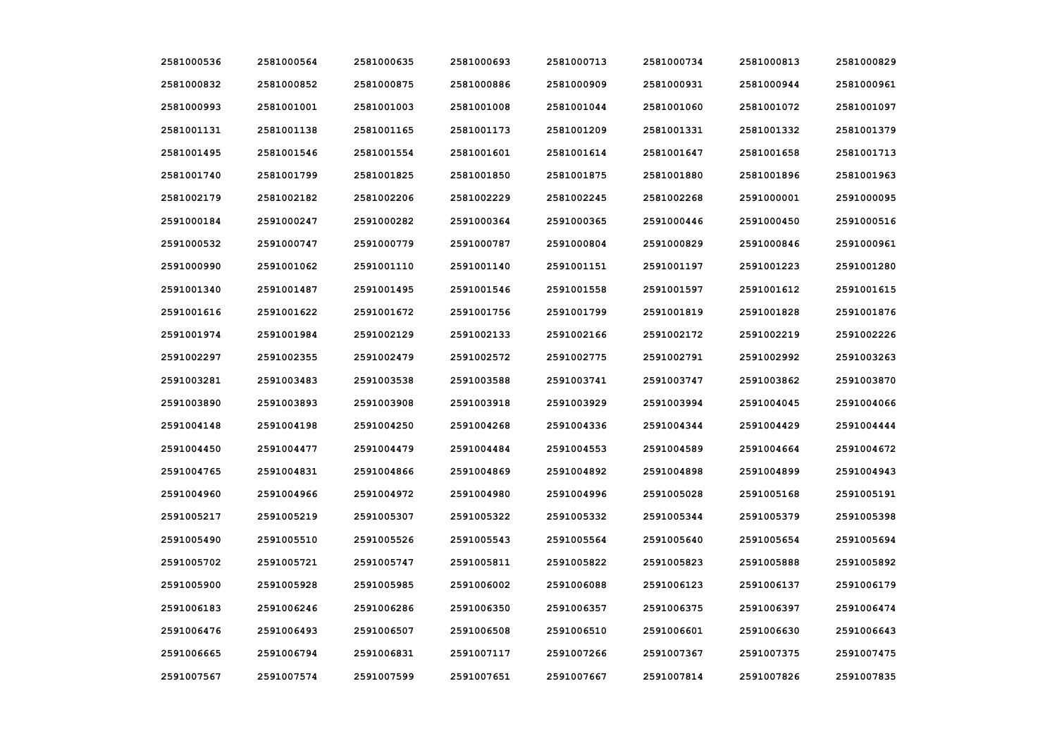| 2581000536 | 2581000564 | 2581000635 | 2581000693 | 2581000713 | 2581000734 | 2581000813 | 2581000829 |
|---|---|---|---|---|---|---|---|
| 2581000832 | 2581000852 | 2581000875 | 2581000886 | 2581000909 | 2581000931 | 2581000944 | 2581000961 |
| 2581000993 | 2581001001 | 2581001003 | 2581001008 | 2581001044 | 2581001060 | 2581001072 | 2581001097 |
| 2581001131 | 2581001138 | 2581001165 | 2581001173 | 2581001209 | 2581001331 | 2581001332 | 2581001379 |
| 2581001495 | 2581001546 | 2581001554 | 2581001601 | 2581001614 | 2581001647 | 2581001658 | 2581001713 |
| 2581001740 | 2581001799 | 2581001825 | 2581001850 | 2581001875 | 2581001880 | 2581001896 | 2581001963 |
| 2581002179 | 2581002182 | 2581002206 | 2581002229 | 2581002245 | 2581002268 | 2591000001 | 2591000095 |
| 2591000184 | 2591000247 | 2591000282 | 2591000364 | 2591000365 | 2591000446 | 2591000450 | 2591000516 |
| 2591000532 | 2591000747 | 2591000779 | 2591000787 | 2591000804 | 2591000829 | 2591000846 | 2591000961 |
| 2591000990 | 2591001062 | 2591001110 | 2591001140 | 2591001151 | 2591001197 | 2591001223 | 2591001280 |
| 2591001340 | 2591001487 | 2591001495 | 2591001546 | 2591001558 | 2591001597 | 2591001612 | 2591001615 |
| 2591001616 | 2591001622 | 2591001672 | 2591001756 | 2591001799 | 2591001819 | 2591001828 | 2591001876 |
| 2591001974 | 2591001984 | 2591002129 | 2591002133 | 2591002166 | 2591002172 | 2591002219 | 2591002226 |
| 2591002297 | 2591002355 | 2591002479 | 2591002572 | 2591002775 | 2591002791 | 2591002992 | 2591003263 |
| 2591003281 | 2591003483 | 2591003538 | 2591003588 | 2591003741 | 2591003747 | 2591003862 | 2591003870 |
| 2591003890 | 2591003893 | 2591003908 | 2591003918 | 2591003929 | 2591003994 | 2591004045 | 2591004066 |
| 2591004148 | 2591004198 | 2591004250 | 2591004268 | 2591004336 | 2591004344 | 2591004429 | 2591004444 |
| 2591004450 | 2591004477 | 2591004479 | 2591004484 | 2591004553 | 2591004589 | 2591004664 | 2591004672 |
| 2591004765 | 2591004831 | 2591004866 | 2591004869 | 2591004892 | 2591004898 | 2591004899 | 2591004943 |
| 2591004960 | 2591004966 | 2591004972 | 2591004980 | 2591004996 | 2591005028 | 2591005168 | 2591005191 |
| 2591005217 | 2591005219 | 2591005307 | 2591005322 | 2591005332 | 2591005344 | 2591005379 | 2591005398 |
| 2591005490 | 2591005510 | 2591005526 | 2591005543 | 2591005564 | 2591005640 | 2591005654 | 2591005694 |
| 2591005702 | 2591005721 | 2591005747 | 2591005811 | 2591005822 | 2591005823 | 2591005888 | 2591005892 |
| 2591005900 | 2591005928 | 2591005985 | 2591006002 | 2591006088 | 2591006123 | 2591006137 | 2591006179 |
| 2591006183 | 2591006246 | 2591006286 | 2591006350 | 2591006357 | 2591006375 | 2591006397 | 2591006474 |
| 2591006476 | 2591006493 | 2591006507 | 2591006508 | 2591006510 | 2591006601 | 2591006630 | 2591006643 |
| 2591006665 | 2591006794 | 2591006831 | 2591007117 | 2591007266 | 2591007367 | 2591007375 | 2591007475 |
| 2591007567 | 2591007574 | 2591007599 | 2591007651 | 2591007667 | 2591007814 | 2591007826 | 2591007835 |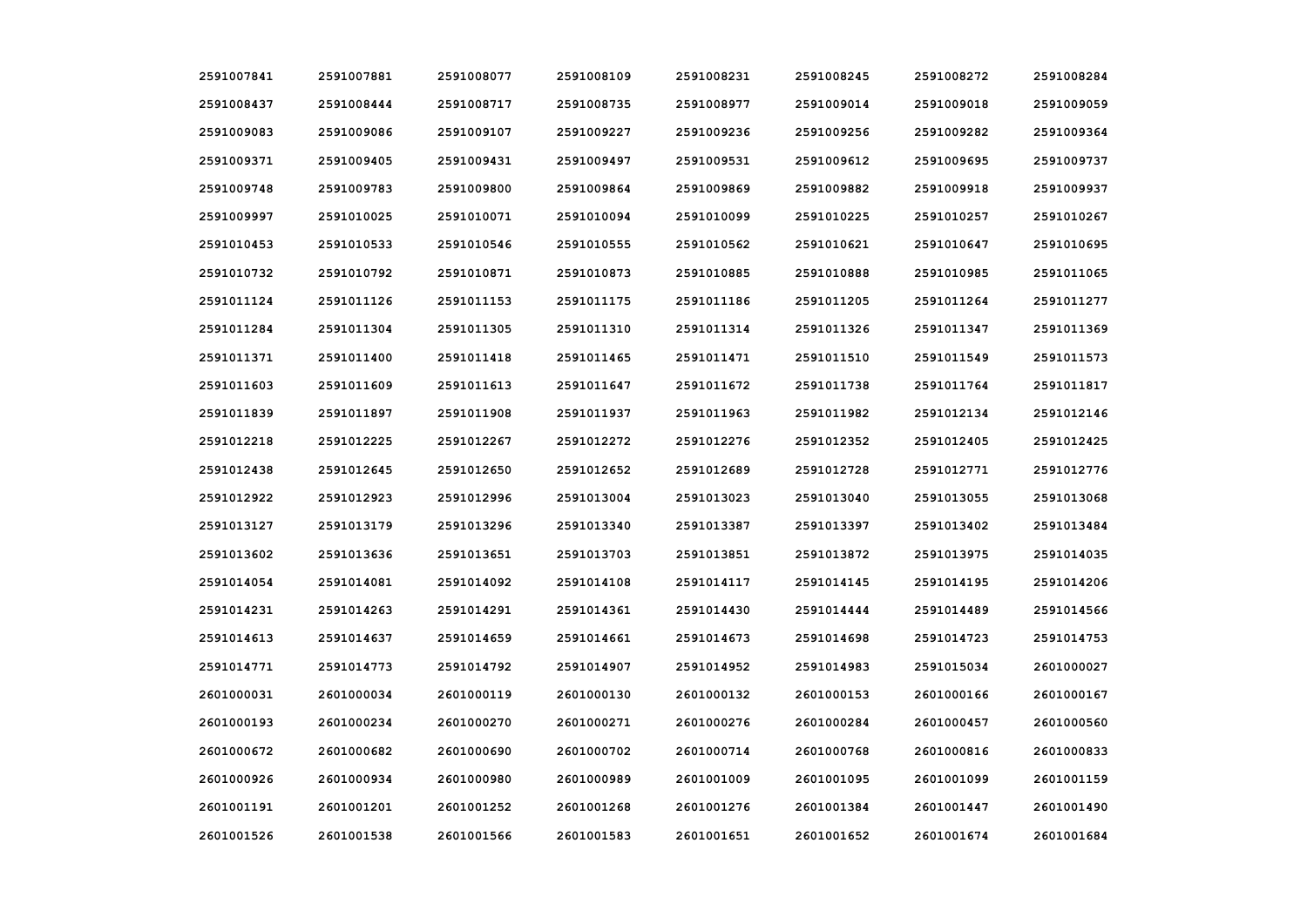| | | | | | | | |
|---|---|---|---|---|---|---|---|
| 2591007841 | 2591007881 | 2591008077 | 2591008109 | 2591008231 | 2591008245 | 2591008272 | 2591008284 |
| 2591008437 | 2591008444 | 2591008717 | 2591008735 | 2591008977 | 2591009014 | 2591009018 | 2591009059 |
| 2591009083 | 2591009086 | 2591009107 | 2591009227 | 2591009236 | 2591009256 | 2591009282 | 2591009364 |
| 2591009371 | 2591009405 | 2591009431 | 2591009497 | 2591009531 | 2591009612 | 2591009695 | 2591009737 |
| 2591009748 | 2591009783 | 2591009800 | 2591009864 | 2591009869 | 2591009882 | 2591009918 | 2591009937 |
| 2591009997 | 2591010025 | 2591010071 | 2591010094 | 2591010099 | 2591010225 | 2591010257 | 2591010267 |
| 2591010453 | 2591010533 | 2591010546 | 2591010555 | 2591010562 | 2591010621 | 2591010647 | 2591010695 |
| 2591010732 | 2591010792 | 2591010871 | 2591010873 | 2591010885 | 2591010888 | 2591010985 | 2591011065 |
| 2591011124 | 2591011126 | 2591011153 | 2591011175 | 2591011186 | 2591011205 | 2591011264 | 2591011277 |
| 2591011284 | 2591011304 | 2591011305 | 2591011310 | 2591011314 | 2591011326 | 2591011347 | 2591011369 |
| 2591011371 | 2591011400 | 2591011418 | 2591011465 | 2591011471 | 2591011510 | 2591011549 | 2591011573 |
| 2591011603 | 2591011609 | 2591011613 | 2591011647 | 2591011672 | 2591011738 | 2591011764 | 2591011817 |
| 2591011839 | 2591011897 | 2591011908 | 2591011937 | 2591011963 | 2591011982 | 2591012134 | 2591012146 |
| 2591012218 | 2591012225 | 2591012267 | 2591012272 | 2591012276 | 2591012352 | 2591012405 | 2591012425 |
| 2591012438 | 2591012645 | 2591012650 | 2591012652 | 2591012689 | 2591012728 | 2591012771 | 2591012776 |
| 2591012922 | 2591012923 | 2591012996 | 2591013004 | 2591013023 | 2591013040 | 2591013055 | 2591013068 |
| 2591013127 | 2591013179 | 2591013296 | 2591013340 | 2591013387 | 2591013397 | 2591013402 | 2591013484 |
| 2591013602 | 2591013636 | 2591013651 | 2591013703 | 2591013851 | 2591013872 | 2591013975 | 2591014035 |
| 2591014054 | 2591014081 | 2591014092 | 2591014108 | 2591014117 | 2591014145 | 2591014195 | 2591014206 |
| 2591014231 | 2591014263 | 2591014291 | 2591014361 | 2591014430 | 2591014444 | 2591014489 | 2591014566 |
| 2591014613 | 2591014637 | 2591014659 | 2591014661 | 2591014673 | 2591014698 | 2591014723 | 2591014753 |
| 2591014771 | 2591014773 | 2591014792 | 2591014907 | 2591014952 | 2591014983 | 2591015034 | 2601000027 |
| 2601000031 | 2601000034 | 2601000119 | 2601000130 | 2601000132 | 2601000153 | 2601000166 | 2601000167 |
| 2601000193 | 2601000234 | 2601000270 | 2601000271 | 2601000276 | 2601000284 | 2601000457 | 2601000560 |
| 2601000672 | 2601000682 | 2601000690 | 2601000702 | 2601000714 | 2601000768 | 2601000816 | 2601000833 |
| 2601000926 | 2601000934 | 2601000980 | 2601000989 | 2601001009 | 2601001095 | 2601001099 | 2601001159 |
| 2601001191 | 2601001201 | 2601001252 | 2601001268 | 2601001276 | 2601001384 | 2601001447 | 2601001490 |
| 2601001526 | 2601001538 | 2601001566 | 2601001583 | 2601001651 | 2601001652 | 2601001674 | 2601001684 |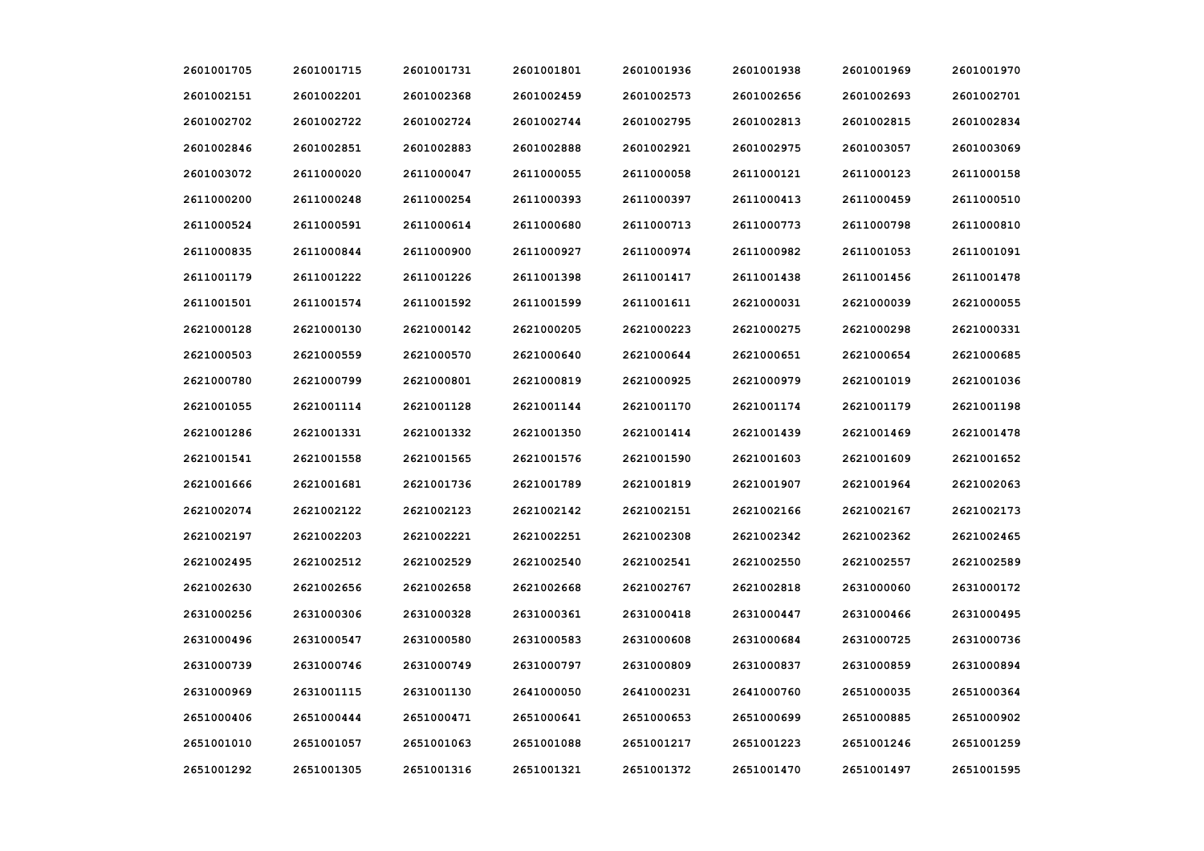| 2601001705 | 2601001715 | 2601001731 | 2601001801 | 2601001936 | 2601001938 | 2601001969 | 2601001970 |
|---|---|---|---|---|---|---|---|
| 2601002151 | 2601002201 | 2601002368 | 2601002459 | 2601002573 | 2601002656 | 2601002693 | 2601002701 |
| 2601002702 | 2601002722 | 2601002724 | 2601002744 | 2601002795 | 2601002813 | 2601002815 | 2601002834 |
| 2601002846 | 2601002851 | 2601002883 | 2601002888 | 2601002921 | 2601002975 | 2601003057 | 2601003069 |
| 2601003072 | 2611000020 | 2611000047 | 2611000055 | 2611000058 | 2611000121 | 2611000123 | 2611000158 |
| 2611000200 | 2611000248 | 2611000254 | 2611000393 | 2611000397 | 2611000413 | 2611000459 | 2611000510 |
| 2611000524 | 2611000591 | 2611000614 | 2611000680 | 2611000713 | 2611000773 | 2611000798 | 2611000810 |
| 2611000835 | 2611000844 | 2611000900 | 2611000927 | 2611000974 | 2611000982 | 2611001053 | 2611001091 |
| 2611001179 | 2611001222 | 2611001226 | 2611001398 | 2611001417 | 2611001438 | 2611001456 | 2611001478 |
| 2611001501 | 2611001574 | 2611001592 | 2611001599 | 2611001611 | 2621000031 | 2621000039 | 2621000055 |
| 2621000128 | 2621000130 | 2621000142 | 2621000205 | 2621000223 | 2621000275 | 2621000298 | 2621000331 |
| 2621000503 | 2621000559 | 2621000570 | 2621000640 | 2621000644 | 2621000651 | 2621000654 | 2621000685 |
| 2621000780 | 2621000799 | 2621000801 | 2621000819 | 2621000925 | 2621000979 | 2621001019 | 2621001036 |
| 2621001055 | 2621001114 | 2621001128 | 2621001144 | 2621001170 | 2621001174 | 2621001179 | 2621001198 |
| 2621001286 | 2621001331 | 2621001332 | 2621001350 | 2621001414 | 2621001439 | 2621001469 | 2621001478 |
| 2621001541 | 2621001558 | 2621001565 | 2621001576 | 2621001590 | 2621001603 | 2621001609 | 2621001652 |
| 2621001666 | 2621001681 | 2621001736 | 2621001789 | 2621001819 | 2621001907 | 2621001964 | 2621002063 |
| 2621002074 | 2621002122 | 2621002123 | 2621002142 | 2621002151 | 2621002166 | 2621002167 | 2621002173 |
| 2621002197 | 2621002203 | 2621002221 | 2621002251 | 2621002308 | 2621002342 | 2621002362 | 2621002465 |
| 2621002495 | 2621002512 | 2621002529 | 2621002540 | 2621002541 | 2621002550 | 2621002557 | 2621002589 |
| 2621002630 | 2621002656 | 2621002658 | 2621002668 | 2621002767 | 2621002818 | 2631000060 | 2631000172 |
| 2631000256 | 2631000306 | 2631000328 | 2631000361 | 2631000418 | 2631000447 | 2631000466 | 2631000495 |
| 2631000496 | 2631000547 | 2631000580 | 2631000583 | 2631000608 | 2631000684 | 2631000725 | 2631000736 |
| 2631000739 | 2631000746 | 2631000749 | 2631000797 | 2631000809 | 2631000837 | 2631000859 | 2631000894 |
| 2631000969 | 2631001115 | 2631001130 | 2641000050 | 2641000231 | 2641000760 | 2651000035 | 2651000364 |
| 2651000406 | 2651000444 | 2651000471 | 2651000641 | 2651000653 | 2651000699 | 2651000885 | 2651000902 |
| 2651001010 | 2651001057 | 2651001063 | 2651001088 | 2651001217 | 2651001223 | 2651001246 | 2651001259 |
| 2651001292 | 2651001305 | 2651001316 | 2651001321 | 2651001372 | 2651001470 | 2651001497 | 2651001595 |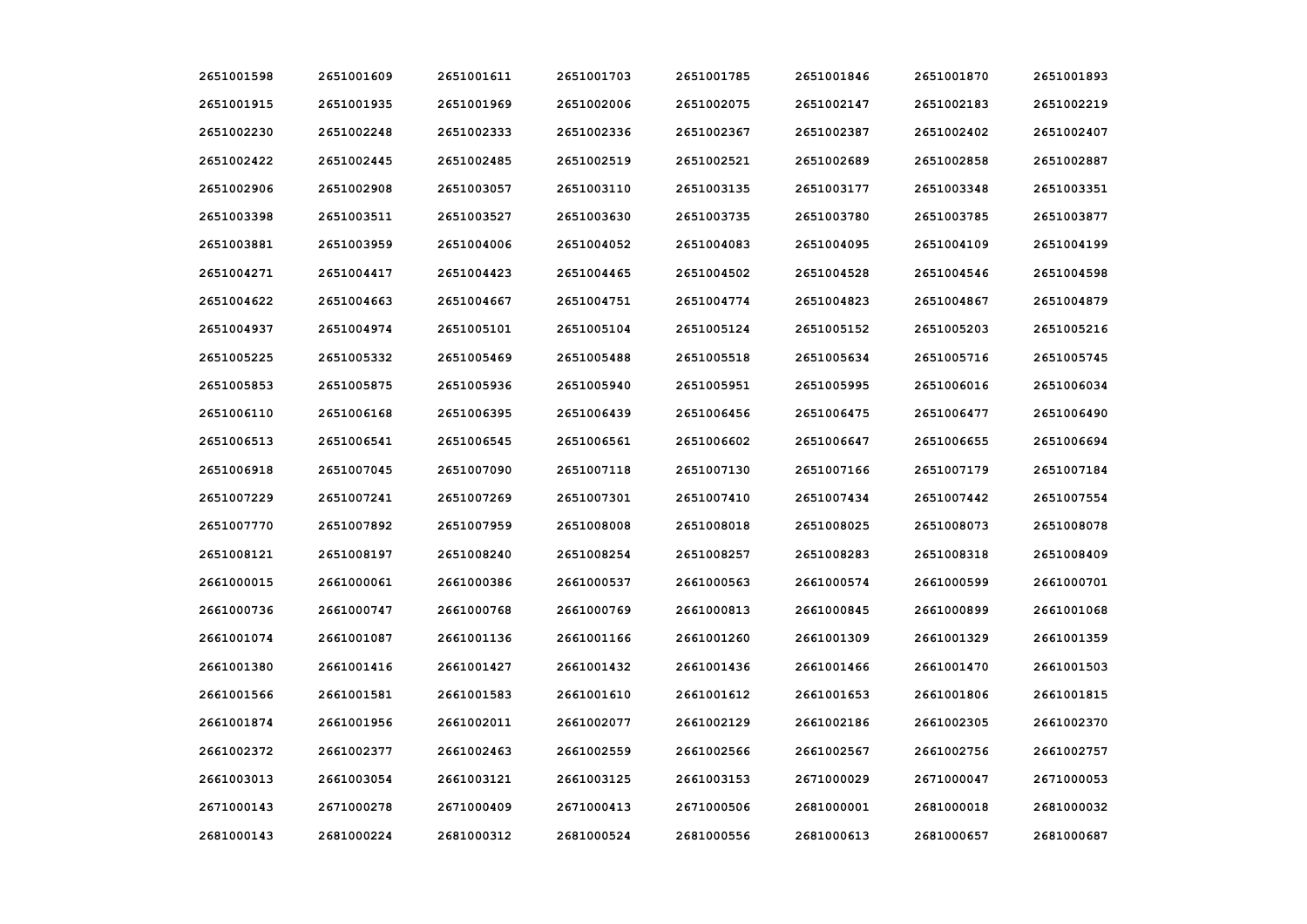| | | | | | | | |
|---|---|---|---|---|---|---|---|
| 2651001598 | 2651001609 | 2651001611 | 2651001703 | 2651001785 | 2651001846 | 2651001870 | 2651001893 |
| 2651001915 | 2651001935 | 2651001969 | 2651002006 | 2651002075 | 2651002147 | 2651002183 | 2651002219 |
| 2651002230 | 2651002248 | 2651002333 | 2651002336 | 2651002367 | 2651002387 | 2651002402 | 2651002407 |
| 2651002422 | 2651002445 | 2651002485 | 2651002519 | 2651002521 | 2651002689 | 2651002858 | 2651002887 |
| 2651002906 | 2651002908 | 2651003057 | 2651003110 | 2651003135 | 2651003177 | 2651003348 | 2651003351 |
| 2651003398 | 2651003511 | 2651003527 | 2651003630 | 2651003735 | 2651003780 | 2651003785 | 2651003877 |
| 2651003881 | 2651003959 | 2651004006 | 2651004052 | 2651004083 | 2651004095 | 2651004109 | 2651004199 |
| 2651004271 | 2651004417 | 2651004423 | 2651004465 | 2651004502 | 2651004528 | 2651004546 | 2651004598 |
| 2651004622 | 2651004663 | 2651004667 | 2651004751 | 2651004774 | 2651004823 | 2651004867 | 2651004879 |
| 2651004937 | 2651004974 | 2651005101 | 2651005104 | 2651005124 | 2651005152 | 2651005203 | 2651005216 |
| 2651005225 | 2651005332 | 2651005469 | 2651005488 | 2651005518 | 2651005634 | 2651005716 | 2651005745 |
| 2651005853 | 2651005875 | 2651005936 | 2651005940 | 2651005951 | 2651005995 | 2651006016 | 2651006034 |
| 2651006110 | 2651006168 | 2651006395 | 2651006439 | 2651006456 | 2651006475 | 2651006477 | 2651006490 |
| 2651006513 | 2651006541 | 2651006545 | 2651006561 | 2651006602 | 2651006647 | 2651006655 | 2651006694 |
| 2651006918 | 2651007045 | 2651007090 | 2651007118 | 2651007130 | 2651007166 | 2651007179 | 2651007184 |
| 2651007229 | 2651007241 | 2651007269 | 2651007301 | 2651007410 | 2651007434 | 2651007442 | 2651007554 |
| 2651007770 | 2651007892 | 2651007959 | 2651008008 | 2651008018 | 2651008025 | 2651008073 | 2651008078 |
| 2651008121 | 2651008197 | 2651008240 | 2651008254 | 2651008257 | 2651008283 | 2651008318 | 2651008409 |
| 2661000015 | 2661000061 | 2661000386 | 2661000537 | 2661000563 | 2661000574 | 2661000599 | 2661000701 |
| 2661000736 | 2661000747 | 2661000768 | 2661000769 | 2661000813 | 2661000845 | 2661000899 | 2661001068 |
| 2661001074 | 2661001087 | 2661001136 | 2661001166 | 2661001260 | 2661001309 | 2661001329 | 2661001359 |
| 2661001380 | 2661001416 | 2661001427 | 2661001432 | 2661001436 | 2661001466 | 2661001470 | 2661001503 |
| 2661001566 | 2661001581 | 2661001583 | 2661001610 | 2661001612 | 2661001653 | 2661001806 | 2661001815 |
| 2661001874 | 2661001956 | 2661002011 | 2661002077 | 2661002129 | 2661002186 | 2661002305 | 2661002370 |
| 2661002372 | 2661002377 | 2661002463 | 2661002559 | 2661002566 | 2661002567 | 2661002756 | 2661002757 |
| 2661003013 | 2661003054 | 2661003121 | 2661003125 | 2661003153 | 2671000029 | 2671000047 | 2671000053 |
| 2671000143 | 2671000278 | 2671000409 | 2671000413 | 2671000506 | 2681000001 | 2681000018 | 2681000032 |
| 2681000143 | 2681000224 | 2681000312 | 2681000524 | 2681000556 | 2681000613 | 2681000657 | 2681000687 |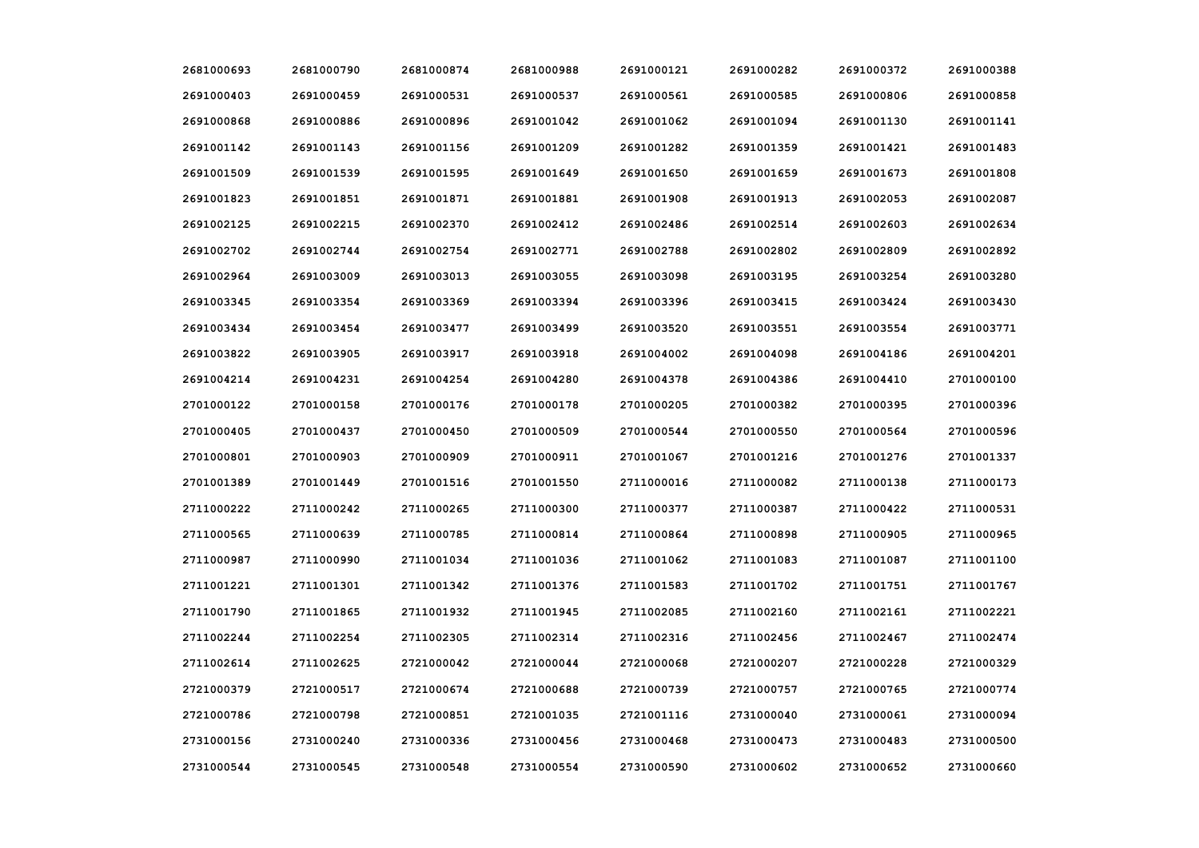| | | | | | | | |
|---|---|---|---|---|---|---|---|
| 2681000693 | 2681000790 | 2681000874 | 2681000988 | 2691000121 | 2691000282 | 2691000372 | 2691000388 |
| 2691000403 | 2691000459 | 2691000531 | 2691000537 | 2691000561 | 2691000585 | 2691000806 | 2691000858 |
| 2691000868 | 2691000886 | 2691000896 | 2691001042 | 2691001062 | 2691001094 | 2691001130 | 2691001141 |
| 2691001142 | 2691001143 | 2691001156 | 2691001209 | 2691001282 | 2691001359 | 2691001421 | 2691001483 |
| 2691001509 | 2691001539 | 2691001595 | 2691001649 | 2691001650 | 2691001659 | 2691001673 | 2691001808 |
| 2691001823 | 2691001851 | 2691001871 | 2691001881 | 2691001908 | 2691001913 | 2691002053 | 2691002087 |
| 2691002125 | 2691002215 | 2691002370 | 2691002412 | 2691002486 | 2691002514 | 2691002603 | 2691002634 |
| 2691002702 | 2691002744 | 2691002754 | 2691002771 | 2691002788 | 2691002802 | 2691002809 | 2691002892 |
| 2691002964 | 2691003009 | 2691003013 | 2691003055 | 2691003098 | 2691003195 | 2691003254 | 2691003280 |
| 2691003345 | 2691003354 | 2691003369 | 2691003394 | 2691003396 | 2691003415 | 2691003424 | 2691003430 |
| 2691003434 | 2691003454 | 2691003477 | 2691003499 | 2691003520 | 2691003551 | 2691003554 | 2691003771 |
| 2691003822 | 2691003905 | 2691003917 | 2691003918 | 2691004002 | 2691004098 | 2691004186 | 2691004201 |
| 2691004214 | 2691004231 | 2691004254 | 2691004280 | 2691004378 | 2691004386 | 2691004410 | 2701000100 |
| 2701000122 | 2701000158 | 2701000176 | 2701000178 | 2701000205 | 2701000382 | 2701000395 | 2701000396 |
| 2701000405 | 2701000437 | 2701000450 | 2701000509 | 2701000544 | 2701000550 | 2701000564 | 2701000596 |
| 2701000801 | 2701000903 | 2701000909 | 2701000911 | 2701001067 | 2701001216 | 2701001276 | 2701001337 |
| 2701001389 | 2701001449 | 2701001516 | 2701001550 | 2711000016 | 2711000082 | 2711000138 | 2711000173 |
| 2711000222 | 2711000242 | 2711000265 | 2711000300 | 2711000377 | 2711000387 | 2711000422 | 2711000531 |
| 2711000565 | 2711000639 | 2711000785 | 2711000814 | 2711000864 | 2711000898 | 2711000905 | 2711000965 |
| 2711000987 | 2711000990 | 2711001034 | 2711001036 | 2711001062 | 2711001083 | 2711001087 | 2711001100 |
| 2711001221 | 2711001301 | 2711001342 | 2711001376 | 2711001583 | 2711001702 | 2711001751 | 2711001767 |
| 2711001790 | 2711001865 | 2711001932 | 2711001945 | 2711002085 | 2711002160 | 2711002161 | 2711002221 |
| 2711002244 | 2711002254 | 2711002305 | 2711002314 | 2711002316 | 2711002456 | 2711002467 | 2711002474 |
| 2711002614 | 2711002625 | 2721000042 | 2721000044 | 2721000068 | 2721000207 | 2721000228 | 2721000329 |
| 2721000379 | 2721000517 | 2721000674 | 2721000688 | 2721000739 | 2721000757 | 2721000765 | 2721000774 |
| 2721000786 | 2721000798 | 2721000851 | 2721001035 | 2721001116 | 2731000040 | 2731000061 | 2731000094 |
| 2731000156 | 2731000240 | 2731000336 | 2731000456 | 2731000468 | 2731000473 | 2731000483 | 2731000500 |
| 2731000544 | 2731000545 | 2731000548 | 2731000554 | 2731000590 | 2731000602 | 2731000652 | 2731000660 |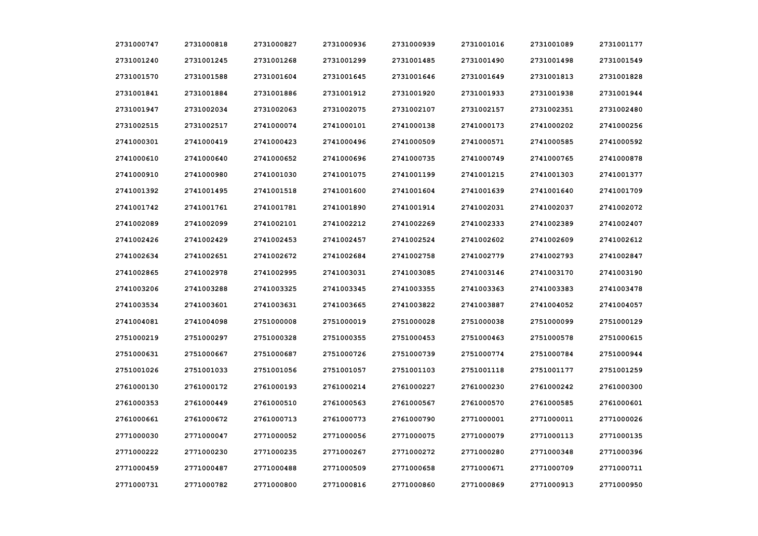| 2731000747 | 2731000818 | 2731000827 | 2731000936 | 2731000939 | 2731001016 | 2731001089 | 2731001177 |
|---|---|---|---|---|---|---|---|
| 2731001240 | 2731001245 | 2731001268 | 2731001299 | 2731001485 | 2731001490 | 2731001498 | 2731001549 |
| 2731001570 | 2731001588 | 2731001604 | 2731001645 | 2731001646 | 2731001649 | 2731001813 | 2731001828 |
| 2731001841 | 2731001884 | 2731001886 | 2731001912 | 2731001920 | 2731001933 | 2731001938 | 2731001944 |
| 2731001947 | 2731002034 | 2731002063 | 2731002075 | 2731002107 | 2731002157 | 2731002351 | 2731002480 |
| 2731002515 | 2731002517 | 2741000074 | 2741000101 | 2741000138 | 2741000173 | 2741000202 | 2741000256 |
| 2741000301 | 2741000419 | 2741000423 | 2741000496 | 2741000509 | 2741000571 | 2741000585 | 2741000592 |
| 2741000610 | 2741000640 | 2741000652 | 2741000696 | 2741000735 | 2741000749 | 2741000765 | 2741000878 |
| 2741000910 | 2741000980 | 2741001030 | 2741001075 | 2741001199 | 2741001215 | 2741001303 | 2741001377 |
| 2741001392 | 2741001495 | 2741001518 | 2741001600 | 2741001604 | 2741001639 | 2741001640 | 2741001709 |
| 2741001742 | 2741001761 | 2741001781 | 2741001890 | 2741001914 | 2741002031 | 2741002037 | 2741002072 |
| 2741002089 | 2741002099 | 2741002101 | 2741002212 | 2741002269 | 2741002333 | 2741002389 | 2741002407 |
| 2741002426 | 2741002429 | 2741002453 | 2741002457 | 2741002524 | 2741002602 | 2741002609 | 2741002612 |
| 2741002634 | 2741002651 | 2741002672 | 2741002684 | 2741002758 | 2741002779 | 2741002793 | 2741002847 |
| 2741002865 | 2741002978 | 2741002995 | 2741003031 | 2741003085 | 2741003146 | 2741003170 | 2741003190 |
| 2741003206 | 2741003288 | 2741003325 | 2741003345 | 2741003355 | 2741003363 | 2741003383 | 2741003478 |
| 2741003534 | 2741003601 | 2741003631 | 2741003665 | 2741003822 | 2741003887 | 2741004052 | 2741004057 |
| 2741004081 | 2741004098 | 2751000008 | 2751000019 | 2751000028 | 2751000038 | 2751000099 | 2751000129 |
| 2751000219 | 2751000297 | 2751000328 | 2751000355 | 2751000453 | 2751000463 | 2751000578 | 2751000615 |
| 2751000631 | 2751000667 | 2751000687 | 2751000726 | 2751000739 | 2751000774 | 2751000784 | 2751000944 |
| 2751001026 | 2751001033 | 2751001056 | 2751001057 | 2751001103 | 2751001118 | 2751001177 | 2751001259 |
| 2761000130 | 2761000172 | 2761000193 | 2761000214 | 2761000227 | 2761000230 | 2761000242 | 2761000300 |
| 2761000353 | 2761000449 | 2761000510 | 2761000563 | 2761000567 | 2761000570 | 2761000585 | 2761000601 |
| 2761000661 | 2761000672 | 2761000713 | 2761000773 | 2761000790 | 2771000001 | 2771000011 | 2771000026 |
| 2771000030 | 2771000047 | 2771000052 | 2771000056 | 2771000075 | 2771000079 | 2771000113 | 2771000135 |
| 2771000222 | 2771000230 | 2771000235 | 2771000267 | 2771000272 | 2771000280 | 2771000348 | 2771000396 |
| 2771000459 | 2771000487 | 2771000488 | 2771000509 | 2771000658 | 2771000671 | 2771000709 | 2771000711 |
| 2771000731 | 2771000782 | 2771000800 | 2771000816 | 2771000860 | 2771000869 | 2771000913 | 2771000950 |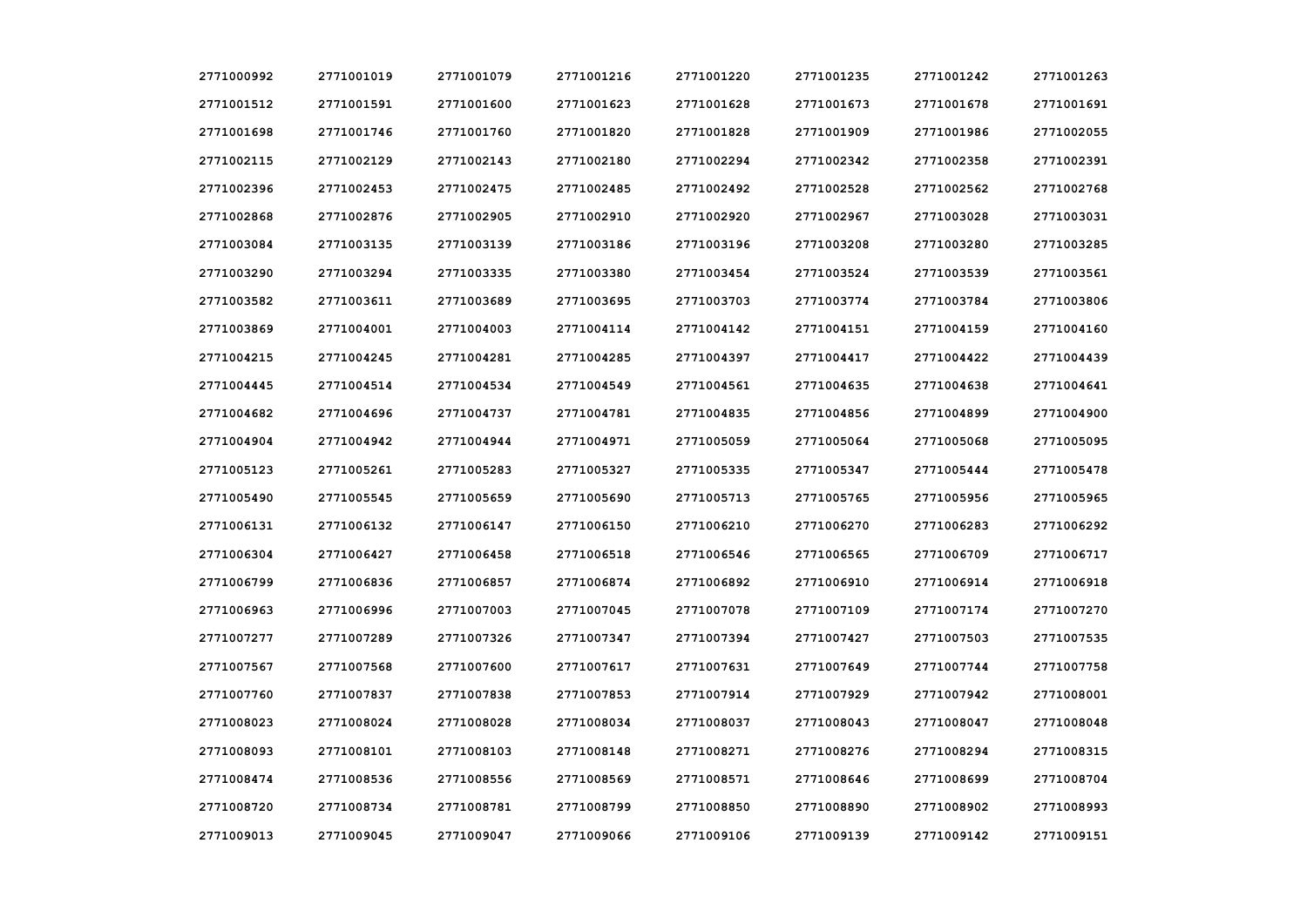| 2771000992 | 2771001019 | 2771001079 | 2771001216 | 2771001220 | 2771001235 | 2771001242 | 2771001263 |
|---|---|---|---|---|---|---|---|
| 2771001512 | 2771001591 | 2771001600 | 2771001623 | 2771001628 | 2771001673 | 2771001678 | 2771001691 |
| 2771001698 | 2771001746 | 2771001760 | 2771001820 | 2771001828 | 2771001909 | 2771001986 | 2771002055 |
| 2771002115 | 2771002129 | 2771002143 | 2771002180 | 2771002294 | 2771002342 | 2771002358 | 2771002391 |
| 2771002396 | 2771002453 | 2771002475 | 2771002485 | 2771002492 | 2771002528 | 2771002562 | 2771002768 |
| 2771002868 | 2771002876 | 2771002905 | 2771002910 | 2771002920 | 2771002967 | 2771003028 | 2771003031 |
| 2771003084 | 2771003135 | 2771003139 | 2771003186 | 2771003196 | 2771003208 | 2771003280 | 2771003285 |
| 2771003290 | 2771003294 | 2771003335 | 2771003380 | 2771003454 | 2771003524 | 2771003539 | 2771003561 |
| 2771003582 | 2771003611 | 2771003689 | 2771003695 | 2771003703 | 2771003774 | 2771003784 | 2771003806 |
| 2771003869 | 2771004001 | 2771004003 | 2771004114 | 2771004142 | 2771004151 | 2771004159 | 2771004160 |
| 2771004215 | 2771004245 | 2771004281 | 2771004285 | 2771004397 | 2771004417 | 2771004422 | 2771004439 |
| 2771004445 | 2771004514 | 2771004534 | 2771004549 | 2771004561 | 2771004635 | 2771004638 | 2771004641 |
| 2771004682 | 2771004696 | 2771004737 | 2771004781 | 2771004835 | 2771004856 | 2771004899 | 2771004900 |
| 2771004904 | 2771004942 | 2771004944 | 2771004971 | 2771005059 | 2771005064 | 2771005068 | 2771005095 |
| 2771005123 | 2771005261 | 2771005283 | 2771005327 | 2771005335 | 2771005347 | 2771005444 | 2771005478 |
| 2771005490 | 2771005545 | 2771005659 | 2771005690 | 2771005713 | 2771005765 | 2771005956 | 2771005965 |
| 2771006131 | 2771006132 | 2771006147 | 2771006150 | 2771006210 | 2771006270 | 2771006283 | 2771006292 |
| 2771006304 | 2771006427 | 2771006458 | 2771006518 | 2771006546 | 2771006565 | 2771006709 | 2771006717 |
| 2771006799 | 2771006836 | 2771006857 | 2771006874 | 2771006892 | 2771006910 | 2771006914 | 2771006918 |
| 2771006963 | 2771006996 | 2771007003 | 2771007045 | 2771007078 | 2771007109 | 2771007174 | 2771007270 |
| 2771007277 | 2771007289 | 2771007326 | 2771007347 | 2771007394 | 2771007427 | 2771007503 | 2771007535 |
| 2771007567 | 2771007568 | 2771007600 | 2771007617 | 2771007631 | 2771007649 | 2771007744 | 2771007758 |
| 2771007760 | 2771007837 | 2771007838 | 2771007853 | 2771007914 | 2771007929 | 2771007942 | 2771008001 |
| 2771008023 | 2771008024 | 2771008028 | 2771008034 | 2771008037 | 2771008043 | 2771008047 | 2771008048 |
| 2771008093 | 2771008101 | 2771008103 | 2771008148 | 2771008271 | 2771008276 | 2771008294 | 2771008315 |
| 2771008474 | 2771008536 | 2771008556 | 2771008569 | 2771008571 | 2771008646 | 2771008699 | 2771008704 |
| 2771008720 | 2771008734 | 2771008781 | 2771008799 | 2771008850 | 2771008890 | 2771008902 | 2771008993 |
| 2771009013 | 2771009045 | 2771009047 | 2771009066 | 2771009106 | 2771009139 | 2771009142 | 2771009151 |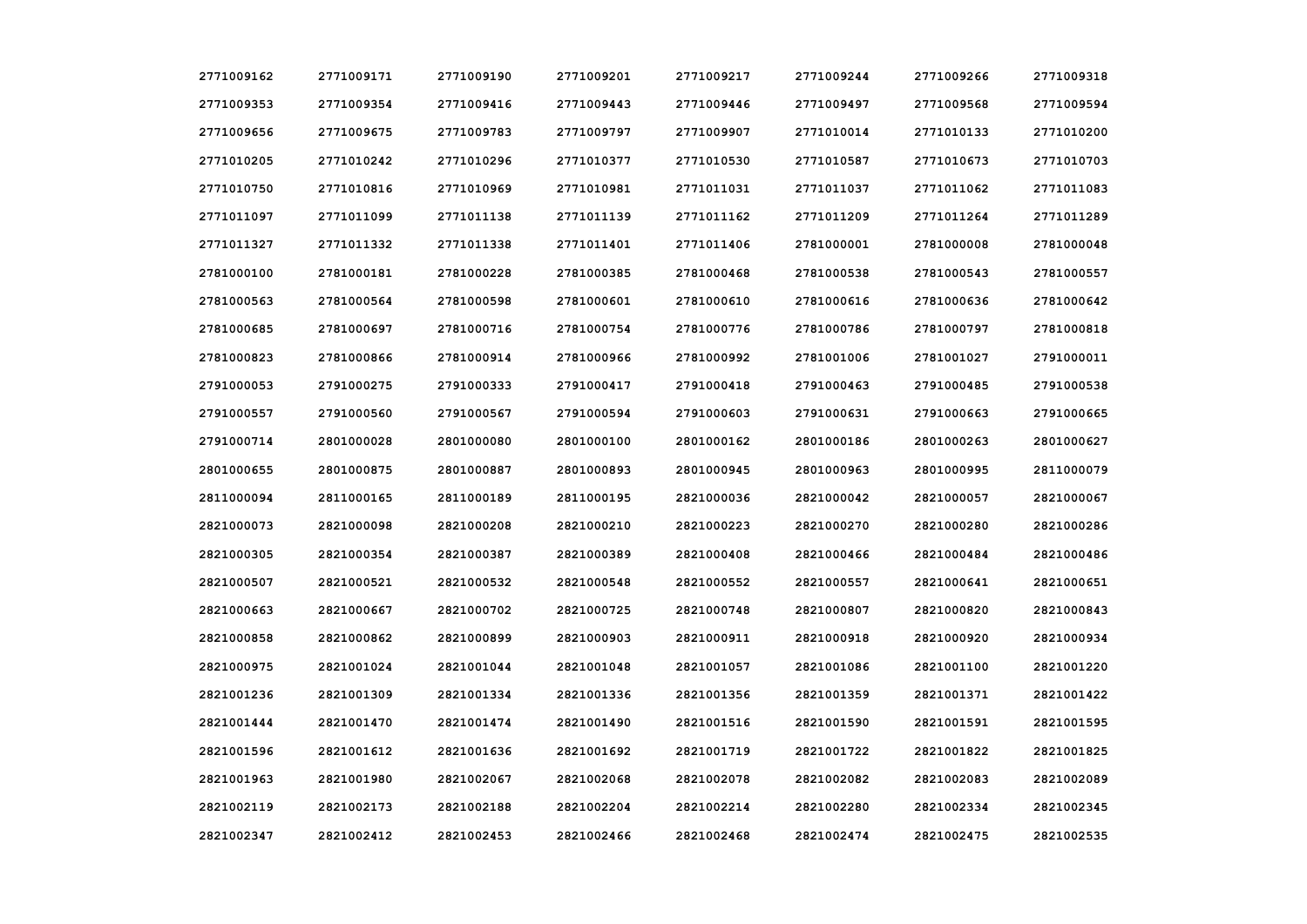| | | | | | | | |
|---|---|---|---|---|---|---|---|
| 2771009162 | 2771009171 | 2771009190 | 2771009201 | 2771009217 | 2771009244 | 2771009266 | 2771009318 |
| 2771009353 | 2771009354 | 2771009416 | 2771009443 | 2771009446 | 2771009497 | 2771009568 | 2771009594 |
| 2771009656 | 2771009675 | 2771009783 | 2771009797 | 2771009907 | 2771010014 | 2771010133 | 2771010200 |
| 2771010205 | 2771010242 | 2771010296 | 2771010377 | 2771010530 | 2771010587 | 2771010673 | 2771010703 |
| 2771010750 | 2771010816 | 2771010969 | 2771010981 | 2771011031 | 2771011037 | 2771011062 | 2771011083 |
| 2771011097 | 2771011099 | 2771011138 | 2771011139 | 2771011162 | 2771011209 | 2771011264 | 2771011289 |
| 2771011327 | 2771011332 | 2771011338 | 2771011401 | 2771011406 | 2781000001 | 2781000008 | 2781000048 |
| 2781000100 | 2781000181 | 2781000228 | 2781000385 | 2781000468 | 2781000538 | 2781000543 | 2781000557 |
| 2781000563 | 2781000564 | 2781000598 | 2781000601 | 2781000610 | 2781000616 | 2781000636 | 2781000642 |
| 2781000685 | 2781000697 | 2781000716 | 2781000754 | 2781000776 | 2781000786 | 2781000797 | 2781000818 |
| 2781000823 | 2781000866 | 2781000914 | 2781000966 | 2781000992 | 2781001006 | 2781001027 | 2791000011 |
| 2791000053 | 2791000275 | 2791000333 | 2791000417 | 2791000418 | 2791000463 | 2791000485 | 2791000538 |
| 2791000557 | 2791000560 | 2791000567 | 2791000594 | 2791000603 | 2791000631 | 2791000663 | 2791000665 |
| 2791000714 | 2801000028 | 2801000080 | 2801000100 | 2801000162 | 2801000186 | 2801000263 | 2801000627 |
| 2801000655 | 2801000875 | 2801000887 | 2801000893 | 2801000945 | 2801000963 | 2801000995 | 2811000079 |
| 2811000094 | 2811000165 | 2811000189 | 2811000195 | 2821000036 | 2821000042 | 2821000057 | 2821000067 |
| 2821000073 | 2821000098 | 2821000208 | 2821000210 | 2821000223 | 2821000270 | 2821000280 | 2821000286 |
| 2821000305 | 2821000354 | 2821000387 | 2821000389 | 2821000408 | 2821000466 | 2821000484 | 2821000486 |
| 2821000507 | 2821000521 | 2821000532 | 2821000548 | 2821000552 | 2821000557 | 2821000641 | 2821000651 |
| 2821000663 | 2821000667 | 2821000702 | 2821000725 | 2821000748 | 2821000807 | 2821000820 | 2821000843 |
| 2821000858 | 2821000862 | 2821000899 | 2821000903 | 2821000911 | 2821000918 | 2821000920 | 2821000934 |
| 2821000975 | 2821001024 | 2821001044 | 2821001048 | 2821001057 | 2821001086 | 2821001100 | 2821001220 |
| 2821001236 | 2821001309 | 2821001334 | 2821001336 | 2821001356 | 2821001359 | 2821001371 | 2821001422 |
| 2821001444 | 2821001470 | 2821001474 | 2821001490 | 2821001516 | 2821001590 | 2821001591 | 2821001595 |
| 2821001596 | 2821001612 | 2821001636 | 2821001692 | 2821001719 | 2821001722 | 2821001822 | 2821001825 |
| 2821001963 | 2821001980 | 2821002067 | 2821002068 | 2821002078 | 2821002082 | 2821002083 | 2821002089 |
| 2821002119 | 2821002173 | 2821002188 | 2821002204 | 2821002214 | 2821002280 | 2821002334 | 2821002345 |
| 2821002347 | 2821002412 | 2821002453 | 2821002466 | 2821002468 | 2821002474 | 2821002475 | 2821002535 |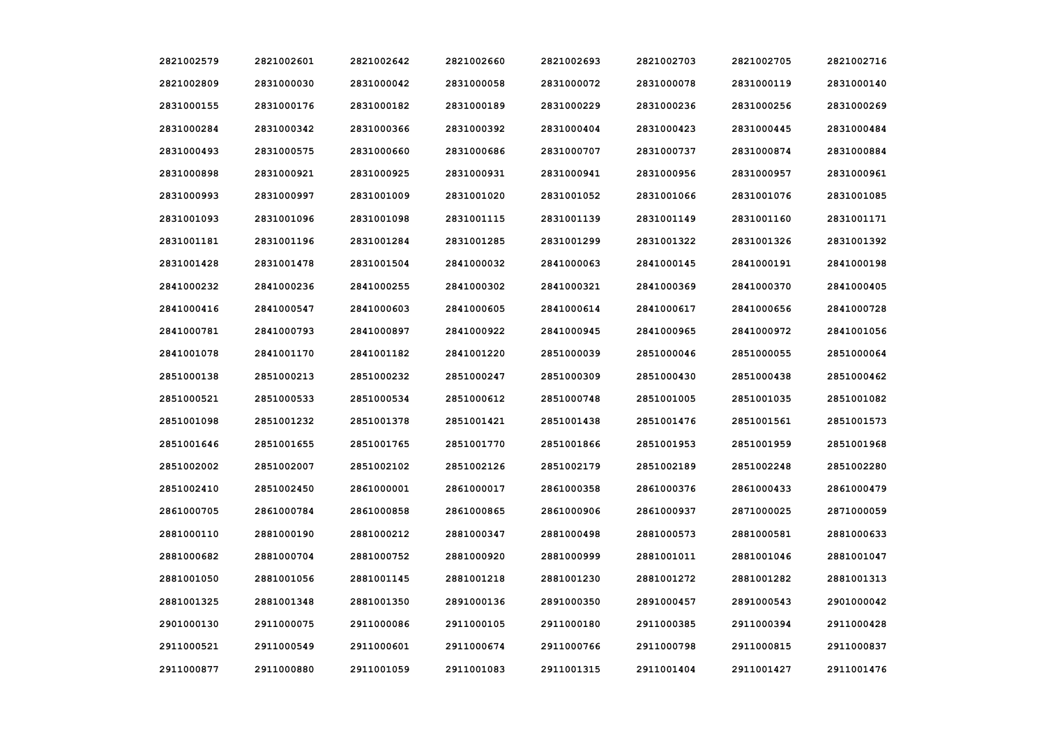| | | | | | | | |
|---|---|---|---|---|---|---|---|
| 2821002579 | 2821002601 | 2821002642 | 2821002660 | 2821002693 | 2821002703 | 2821002705 | 2821002716 |
| 2821002809 | 2831000030 | 2831000042 | 2831000058 | 2831000072 | 2831000078 | 2831000119 | 2831000140 |
| 2831000155 | 2831000176 | 2831000182 | 2831000189 | 2831000229 | 2831000236 | 2831000256 | 2831000269 |
| 2831000284 | 2831000342 | 2831000366 | 2831000392 | 2831000404 | 2831000423 | 2831000445 | 2831000484 |
| 2831000493 | 2831000575 | 2831000660 | 2831000686 | 2831000707 | 2831000737 | 2831000874 | 2831000884 |
| 2831000898 | 2831000921 | 2831000925 | 2831000931 | 2831000941 | 2831000956 | 2831000957 | 2831000961 |
| 2831000993 | 2831000997 | 2831001009 | 2831001020 | 2831001052 | 2831001066 | 2831001076 | 2831001085 |
| 2831001093 | 2831001096 | 2831001098 | 2831001115 | 2831001139 | 2831001149 | 2831001160 | 2831001171 |
| 2831001181 | 2831001196 | 2831001284 | 2831001285 | 2831001299 | 2831001322 | 2831001326 | 2831001392 |
| 2831001428 | 2831001478 | 2831001504 | 2841000032 | 2841000063 | 2841000145 | 2841000191 | 2841000198 |
| 2841000232 | 2841000236 | 2841000255 | 2841000302 | 2841000321 | 2841000369 | 2841000370 | 2841000405 |
| 2841000416 | 2841000547 | 2841000603 | 2841000605 | 2841000614 | 2841000617 | 2841000656 | 2841000728 |
| 2841000781 | 2841000793 | 2841000897 | 2841000922 | 2841000945 | 2841000965 | 2841000972 | 2841001056 |
| 2841001078 | 2841001170 | 2841001182 | 2841001220 | 2851000039 | 2851000046 | 2851000055 | 2851000064 |
| 2851000138 | 2851000213 | 2851000232 | 2851000247 | 2851000309 | 2851000430 | 2851000438 | 2851000462 |
| 2851000521 | 2851000533 | 2851000534 | 2851000612 | 2851000748 | 2851001005 | 2851001035 | 2851001082 |
| 2851001098 | 2851001232 | 2851001378 | 2851001421 | 2851001438 | 2851001476 | 2851001561 | 2851001573 |
| 2851001646 | 2851001655 | 2851001765 | 2851001770 | 2851001866 | 2851001953 | 2851001959 | 2851001968 |
| 2851002002 | 2851002007 | 2851002102 | 2851002126 | 2851002179 | 2851002189 | 2851002248 | 2851002280 |
| 2851002410 | 2851002450 | 2861000001 | 2861000017 | 2861000358 | 2861000376 | 2861000433 | 2861000479 |
| 2861000705 | 2861000784 | 2861000858 | 2861000865 | 2861000906 | 2861000937 | 2871000025 | 2871000059 |
| 2881000110 | 2881000190 | 2881000212 | 2881000347 | 2881000498 | 2881000573 | 2881000581 | 2881000633 |
| 2881000682 | 2881000704 | 2881000752 | 2881000920 | 2881000999 | 2881001011 | 2881001046 | 2881001047 |
| 2881001050 | 2881001056 | 2881001145 | 2881001218 | 2881001230 | 2881001272 | 2881001282 | 2881001313 |
| 2881001325 | 2881001348 | 2881001350 | 2891000136 | 2891000350 | 2891000457 | 2891000543 | 2901000042 |
| 2901000130 | 2911000075 | 2911000086 | 2911000105 | 2911000180 | 2911000385 | 2911000394 | 2911000428 |
| 2911000521 | 2911000549 | 2911000601 | 2911000674 | 2911000766 | 2911000798 | 2911000815 | 2911000837 |
| 2911000877 | 2911000880 | 2911001059 | 2911001083 | 2911001315 | 2911001404 | 2911001427 | 2911001476 |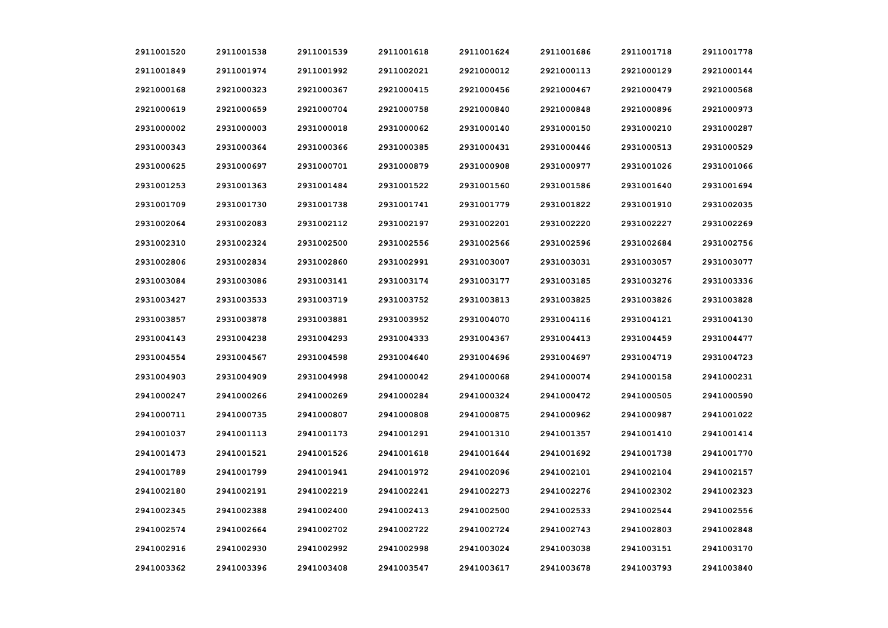| 2911001520 | 2911001538 | 2911001539 | 2911001618 | 2911001624 | 2911001686 | 2911001718 | 2911001778 |
|---|---|---|---|---|---|---|---|
| 2911001849 | 2911001974 | 2911001992 | 2911002021 | 2921000012 | 2921000113 | 2921000129 | 2921000144 |
| 2921000168 | 2921000323 | 2921000367 | 2921000415 | 2921000456 | 2921000467 | 2921000479 | 2921000568 |
| 2921000619 | 2921000659 | 2921000704 | 2921000758 | 2921000840 | 2921000848 | 2921000896 | 2921000973 |
| 2931000002 | 2931000003 | 2931000018 | 2931000062 | 2931000140 | 2931000150 | 2931000210 | 2931000287 |
| 2931000343 | 2931000364 | 2931000366 | 2931000385 | 2931000431 | 2931000446 | 2931000513 | 2931000529 |
| 2931000625 | 2931000697 | 2931000701 | 2931000879 | 2931000908 | 2931000977 | 2931001026 | 2931001066 |
| 2931001253 | 2931001363 | 2931001484 | 2931001522 | 2931001560 | 2931001586 | 2931001640 | 2931001694 |
| 2931001709 | 2931001730 | 2931001738 | 2931001741 | 2931001779 | 2931001822 | 2931001910 | 2931002035 |
| 2931002064 | 2931002083 | 2931002112 | 2931002197 | 2931002201 | 2931002220 | 2931002227 | 2931002269 |
| 2931002310 | 2931002324 | 2931002500 | 2931002556 | 2931002566 | 2931002596 | 2931002684 | 2931002756 |
| 2931002806 | 2931002834 | 2931002860 | 2931002991 | 2931003007 | 2931003031 | 2931003057 | 2931003077 |
| 2931003084 | 2931003086 | 2931003141 | 2931003174 | 2931003177 | 2931003185 | 2931003276 | 2931003336 |
| 2931003427 | 2931003533 | 2931003719 | 2931003752 | 2931003813 | 2931003825 | 2931003826 | 2931003828 |
| 2931003857 | 2931003878 | 2931003881 | 2931003952 | 2931004070 | 2931004116 | 2931004121 | 2931004130 |
| 2931004143 | 2931004238 | 2931004293 | 2931004333 | 2931004367 | 2931004413 | 2931004459 | 2931004477 |
| 2931004554 | 2931004567 | 2931004598 | 2931004640 | 2931004696 | 2931004697 | 2931004719 | 2931004723 |
| 2931004903 | 2931004909 | 2931004998 | 2941000042 | 2941000068 | 2941000074 | 2941000158 | 2941000231 |
| 2941000247 | 2941000266 | 2941000269 | 2941000284 | 2941000324 | 2941000472 | 2941000505 | 2941000590 |
| 2941000711 | 2941000735 | 2941000807 | 2941000808 | 2941000875 | 2941000962 | 2941000987 | 2941001022 |
| 2941001037 | 2941001113 | 2941001173 | 2941001291 | 2941001310 | 2941001357 | 2941001410 | 2941001414 |
| 2941001473 | 2941001521 | 2941001526 | 2941001618 | 2941001644 | 2941001692 | 2941001738 | 2941001770 |
| 2941001789 | 2941001799 | 2941001941 | 2941001972 | 2941002096 | 2941002101 | 2941002104 | 2941002157 |
| 2941002180 | 2941002191 | 2941002219 | 2941002241 | 2941002273 | 2941002276 | 2941002302 | 2941002323 |
| 2941002345 | 2941002388 | 2941002400 | 2941002413 | 2941002500 | 2941002533 | 2941002544 | 2941002556 |
| 2941002574 | 2941002664 | 2941002702 | 2941002722 | 2941002724 | 2941002743 | 2941002803 | 2941002848 |
| 2941002916 | 2941002930 | 2941002992 | 2941002998 | 2941003024 | 2941003038 | 2941003151 | 2941003170 |
| 2941003362 | 2941003396 | 2941003408 | 2941003547 | 2941003617 | 2941003678 | 2941003793 | 2941003840 |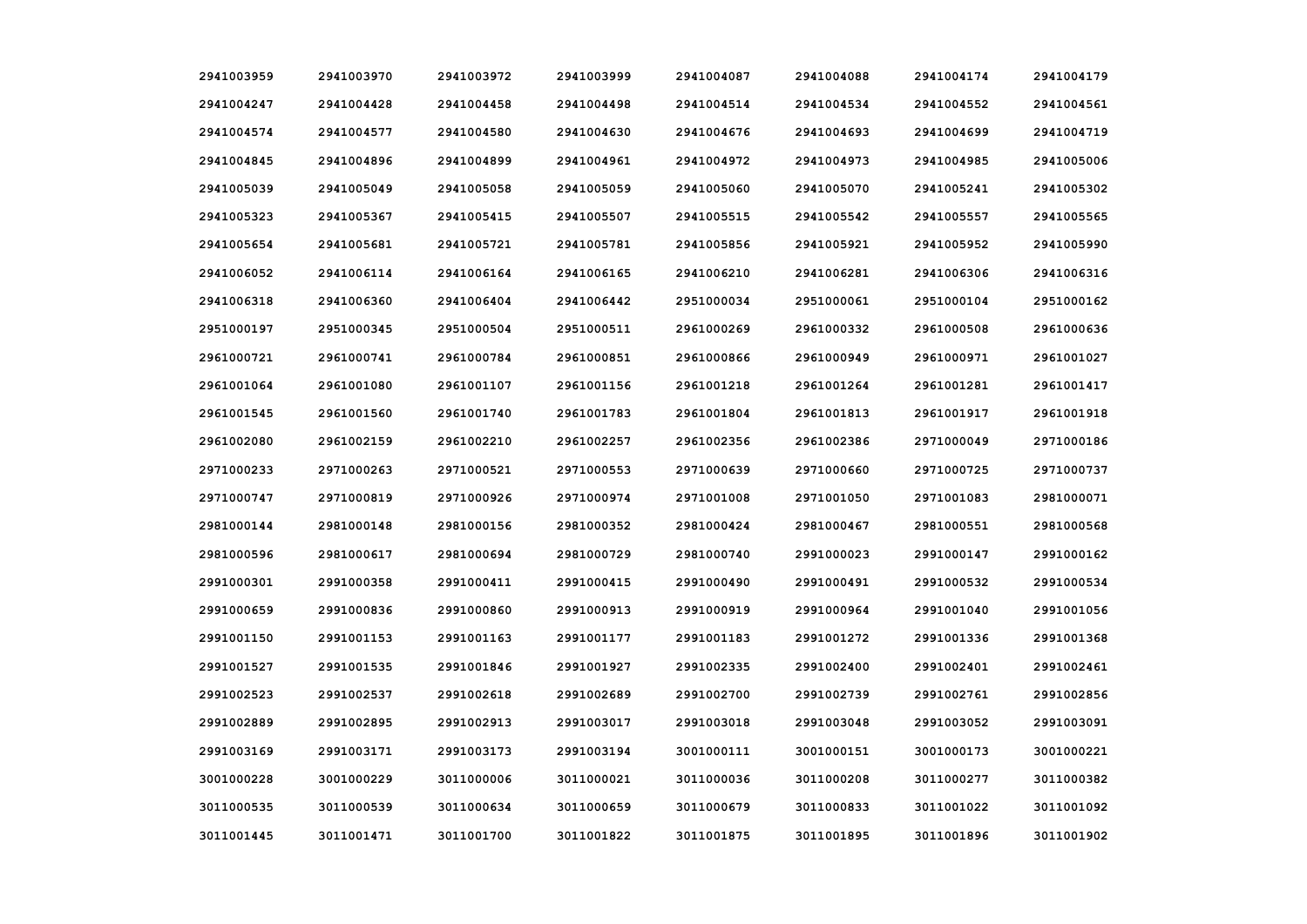| | | | | | | | |
|---|---|---|---|---|---|---|---|
| 2941003959 | 2941003970 | 2941003972 | 2941003999 | 2941004087 | 2941004088 | 2941004174 | 2941004179 |
| 2941004247 | 2941004428 | 2941004458 | 2941004498 | 2941004514 | 2941004534 | 2941004552 | 2941004561 |
| 2941004574 | 2941004577 | 2941004580 | 2941004630 | 2941004676 | 2941004693 | 2941004699 | 2941004719 |
| 2941004845 | 2941004896 | 2941004899 | 2941004961 | 2941004972 | 2941004973 | 2941004985 | 2941005006 |
| 2941005039 | 2941005049 | 2941005058 | 2941005059 | 2941005060 | 2941005070 | 2941005241 | 2941005302 |
| 2941005323 | 2941005367 | 2941005415 | 2941005507 | 2941005515 | 2941005542 | 2941005557 | 2941005565 |
| 2941005654 | 2941005681 | 2941005721 | 2941005781 | 2941005856 | 2941005921 | 2941005952 | 2941005990 |
| 2941006052 | 2941006114 | 2941006164 | 2941006165 | 2941006210 | 2941006281 | 2941006306 | 2941006316 |
| 2941006318 | 2941006360 | 2941006404 | 2941006442 | 2951000034 | 2951000061 | 2951000104 | 2951000162 |
| 2951000197 | 2951000345 | 2951000504 | 2951000511 | 2961000269 | 2961000332 | 2961000508 | 2961000636 |
| 2961000721 | 2961000741 | 2961000784 | 2961000851 | 2961000866 | 2961000949 | 2961000971 | 2961001027 |
| 2961001064 | 2961001080 | 2961001107 | 2961001156 | 2961001218 | 2961001264 | 2961001281 | 2961001417 |
| 2961001545 | 2961001560 | 2961001740 | 2961001783 | 2961001804 | 2961001813 | 2961001917 | 2961001918 |
| 2961002080 | 2961002159 | 2961002210 | 2961002257 | 2961002356 | 2961002386 | 2971000049 | 2971000186 |
| 2971000233 | 2971000263 | 2971000521 | 2971000553 | 2971000639 | 2971000660 | 2971000725 | 2971000737 |
| 2971000747 | 2971000819 | 2971000926 | 2971000974 | 2971001008 | 2971001050 | 2971001083 | 2981000071 |
| 2981000144 | 2981000148 | 2981000156 | 2981000352 | 2981000424 | 2981000467 | 2981000551 | 2981000568 |
| 2981000596 | 2981000617 | 2981000694 | 2981000729 | 2981000740 | 2991000023 | 2991000147 | 2991000162 |
| 2991000301 | 2991000358 | 2991000411 | 2991000415 | 2991000490 | 2991000491 | 2991000532 | 2991000534 |
| 2991000659 | 2991000836 | 2991000860 | 2991000913 | 2991000919 | 2991000964 | 2991001040 | 2991001056 |
| 2991001150 | 2991001153 | 2991001163 | 2991001177 | 2991001183 | 2991001272 | 2991001336 | 2991001368 |
| 2991001527 | 2991001535 | 2991001846 | 2991001927 | 2991002335 | 2991002400 | 2991002401 | 2991002461 |
| 2991002523 | 2991002537 | 2991002618 | 2991002689 | 2991002700 | 2991002739 | 2991002761 | 2991002856 |
| 2991002889 | 2991002895 | 2991002913 | 2991003017 | 2991003018 | 2991003048 | 2991003052 | 2991003091 |
| 2991003169 | 2991003171 | 2991003173 | 2991003194 | 3001000111 | 3001000151 | 3001000173 | 3001000221 |
| 3001000228 | 3001000229 | 3011000006 | 3011000021 | 3011000036 | 3011000208 | 3011000277 | 3011000382 |
| 3011000535 | 3011000539 | 3011000634 | 3011000659 | 3011000679 | 3011000833 | 3011001022 | 3011001092 |
| 3011001445 | 3011001471 | 3011001700 | 3011001822 | 3011001875 | 3011001895 | 3011001896 | 3011001902 |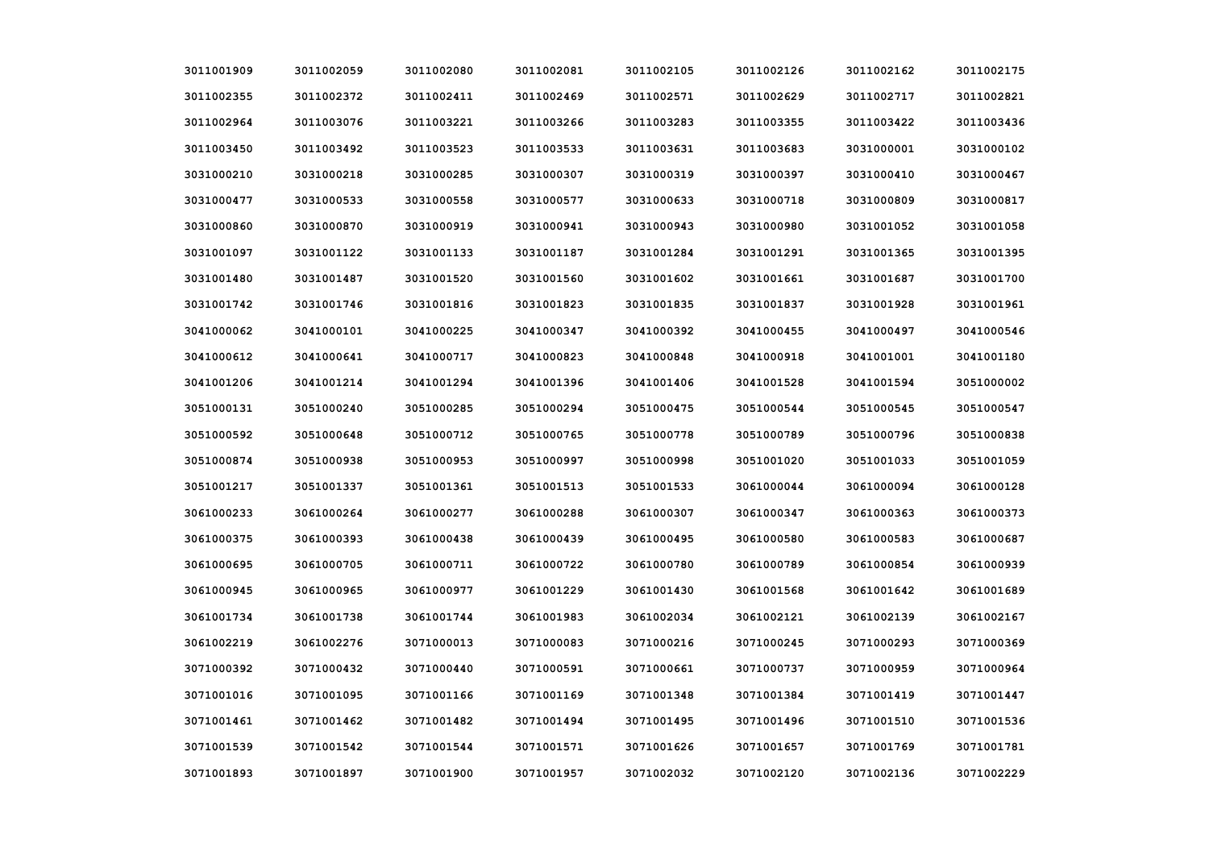| | | | | | | | |
|---|---|---|---|---|---|---|---|
| 3011001909 | 3011002059 | 3011002080 | 3011002081 | 3011002105 | 3011002126 | 3011002162 | 3011002175 |
| 3011002355 | 3011002372 | 3011002411 | 3011002469 | 3011002571 | 3011002629 | 3011002717 | 3011002821 |
| 3011002964 | 3011003076 | 3011003221 | 3011003266 | 3011003283 | 3011003355 | 3011003422 | 3011003436 |
| 3011003450 | 3011003492 | 3011003523 | 3011003533 | 3011003631 | 3011003683 | 3031000001 | 3031000102 |
| 3031000210 | 3031000218 | 3031000285 | 3031000307 | 3031000319 | 3031000397 | 3031000410 | 3031000467 |
| 3031000477 | 3031000533 | 3031000558 | 3031000577 | 3031000633 | 3031000718 | 3031000809 | 3031000817 |
| 3031000860 | 3031000870 | 3031000919 | 3031000941 | 3031000943 | 3031000980 | 3031001052 | 3031001058 |
| 3031001097 | 3031001122 | 3031001133 | 3031001187 | 3031001284 | 3031001291 | 3031001365 | 3031001395 |
| 3031001480 | 3031001487 | 3031001520 | 3031001560 | 3031001602 | 3031001661 | 3031001687 | 3031001700 |
| 3031001742 | 3031001746 | 3031001816 | 3031001823 | 3031001835 | 3031001837 | 3031001928 | 3031001961 |
| 3041000062 | 3041000101 | 3041000225 | 3041000347 | 3041000392 | 3041000455 | 3041000497 | 3041000546 |
| 3041000612 | 3041000641 | 3041000717 | 3041000823 | 3041000848 | 3041000918 | 3041001001 | 3041001180 |
| 3041001206 | 3041001214 | 3041001294 | 3041001396 | 3041001406 | 3041001528 | 3041001594 | 3051000002 |
| 3051000131 | 3051000240 | 3051000285 | 3051000294 | 3051000475 | 3051000544 | 3051000545 | 3051000547 |
| 3051000592 | 3051000648 | 3051000712 | 3051000765 | 3051000778 | 3051000789 | 3051000796 | 3051000838 |
| 3051000874 | 3051000938 | 3051000953 | 3051000997 | 3051000998 | 3051001020 | 3051001033 | 3051001059 |
| 3051001217 | 3051001337 | 3051001361 | 3051001513 | 3051001533 | 3061000044 | 3061000094 | 3061000128 |
| 3061000233 | 3061000264 | 3061000277 | 3061000288 | 3061000307 | 3061000347 | 3061000363 | 3061000373 |
| 3061000375 | 3061000393 | 3061000438 | 3061000439 | 3061000495 | 3061000580 | 3061000583 | 3061000687 |
| 3061000695 | 3061000705 | 3061000711 | 3061000722 | 3061000780 | 3061000789 | 3061000854 | 3061000939 |
| 3061000945 | 3061000965 | 3061000977 | 3061001229 | 3061001430 | 3061001568 | 3061001642 | 3061001689 |
| 3061001734 | 3061001738 | 3061001744 | 3061001983 | 3061002034 | 3061002121 | 3061002139 | 3061002167 |
| 3061002219 | 3061002276 | 3071000013 | 3071000083 | 3071000216 | 3071000245 | 3071000293 | 3071000369 |
| 3071000392 | 3071000432 | 3071000440 | 3071000591 | 3071000661 | 3071000737 | 3071000959 | 3071000964 |
| 3071001016 | 3071001095 | 3071001166 | 3071001169 | 3071001348 | 3071001384 | 3071001419 | 3071001447 |
| 3071001461 | 3071001462 | 3071001482 | 3071001494 | 3071001495 | 3071001496 | 3071001510 | 3071001536 |
| 3071001539 | 3071001542 | 3071001544 | 3071001571 | 3071001626 | 3071001657 | 3071001769 | 3071001781 |
| 3071001893 | 3071001897 | 3071001900 | 3071001957 | 3071002032 | 3071002120 | 3071002136 | 3071002229 |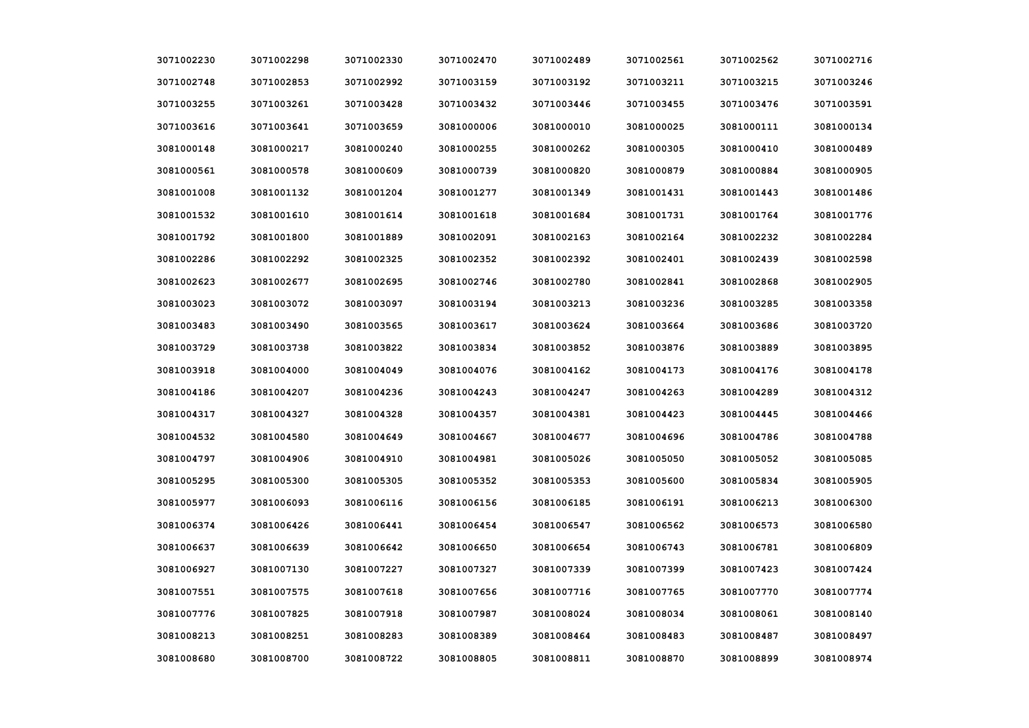| | | | | | | | |
|---|---|---|---|---|---|---|---|
| 3071002230 | 3071002298 | 3071002330 | 3071002470 | 3071002489 | 3071002561 | 3071002562 | 3071002716 |
| 3071002748 | 3071002853 | 3071002992 | 3071003159 | 3071003192 | 3071003211 | 3071003215 | 3071003246 |
| 3071003255 | 3071003261 | 3071003428 | 3071003432 | 3071003446 | 3071003455 | 3071003476 | 3071003591 |
| 3071003616 | 3071003641 | 3071003659 | 3081000006 | 3081000010 | 3081000025 | 3081000111 | 3081000134 |
| 3081000148 | 3081000217 | 3081000240 | 3081000255 | 3081000262 | 3081000305 | 3081000410 | 3081000489 |
| 3081000561 | 3081000578 | 3081000609 | 3081000739 | 3081000820 | 3081000879 | 3081000884 | 3081000905 |
| 3081001008 | 3081001132 | 3081001204 | 3081001277 | 3081001349 | 3081001431 | 3081001443 | 3081001486 |
| 3081001532 | 3081001610 | 3081001614 | 3081001618 | 3081001684 | 3081001731 | 3081001764 | 3081001776 |
| 3081001792 | 3081001800 | 3081001889 | 3081002091 | 3081002163 | 3081002164 | 3081002232 | 3081002284 |
| 3081002286 | 3081002292 | 3081002325 | 3081002352 | 3081002392 | 3081002401 | 3081002439 | 3081002598 |
| 3081002623 | 3081002677 | 3081002695 | 3081002746 | 3081002780 | 3081002841 | 3081002868 | 3081002905 |
| 3081003023 | 3081003072 | 3081003097 | 3081003194 | 3081003213 | 3081003236 | 3081003285 | 3081003358 |
| 3081003483 | 3081003490 | 3081003565 | 3081003617 | 3081003624 | 3081003664 | 3081003686 | 3081003720 |
| 3081003729 | 3081003738 | 3081003822 | 3081003834 | 3081003852 | 3081003876 | 3081003889 | 3081003895 |
| 3081003918 | 3081004000 | 3081004049 | 3081004076 | 3081004162 | 3081004173 | 3081004176 | 3081004178 |
| 3081004186 | 3081004207 | 3081004236 | 3081004243 | 3081004247 | 3081004263 | 3081004289 | 3081004312 |
| 3081004317 | 3081004327 | 3081004328 | 3081004357 | 3081004381 | 3081004423 | 3081004445 | 3081004466 |
| 3081004532 | 3081004580 | 3081004649 | 3081004667 | 3081004677 | 3081004696 | 3081004786 | 3081004788 |
| 3081004797 | 3081004906 | 3081004910 | 3081004981 | 3081005026 | 3081005050 | 3081005052 | 3081005085 |
| 3081005295 | 3081005300 | 3081005305 | 3081005352 | 3081005353 | 3081005600 | 3081005834 | 3081005905 |
| 3081005977 | 3081006093 | 3081006116 | 3081006156 | 3081006185 | 3081006191 | 3081006213 | 3081006300 |
| 3081006374 | 3081006426 | 3081006441 | 3081006454 | 3081006547 | 3081006562 | 3081006573 | 3081006580 |
| 3081006637 | 3081006639 | 3081006642 | 3081006650 | 3081006654 | 3081006743 | 3081006781 | 3081006809 |
| 3081006927 | 3081007130 | 3081007227 | 3081007327 | 3081007339 | 3081007399 | 3081007423 | 3081007424 |
| 3081007551 | 3081007575 | 3081007618 | 3081007656 | 3081007716 | 3081007765 | 3081007770 | 3081007774 |
| 3081007776 | 3081007825 | 3081007918 | 3081007987 | 3081008024 | 3081008034 | 3081008061 | 3081008140 |
| 3081008213 | 3081008251 | 3081008283 | 3081008389 | 3081008464 | 3081008483 | 3081008487 | 3081008497 |
| 3081008680 | 3081008700 | 3081008722 | 3081008805 | 3081008811 | 3081008870 | 3081008899 | 3081008974 |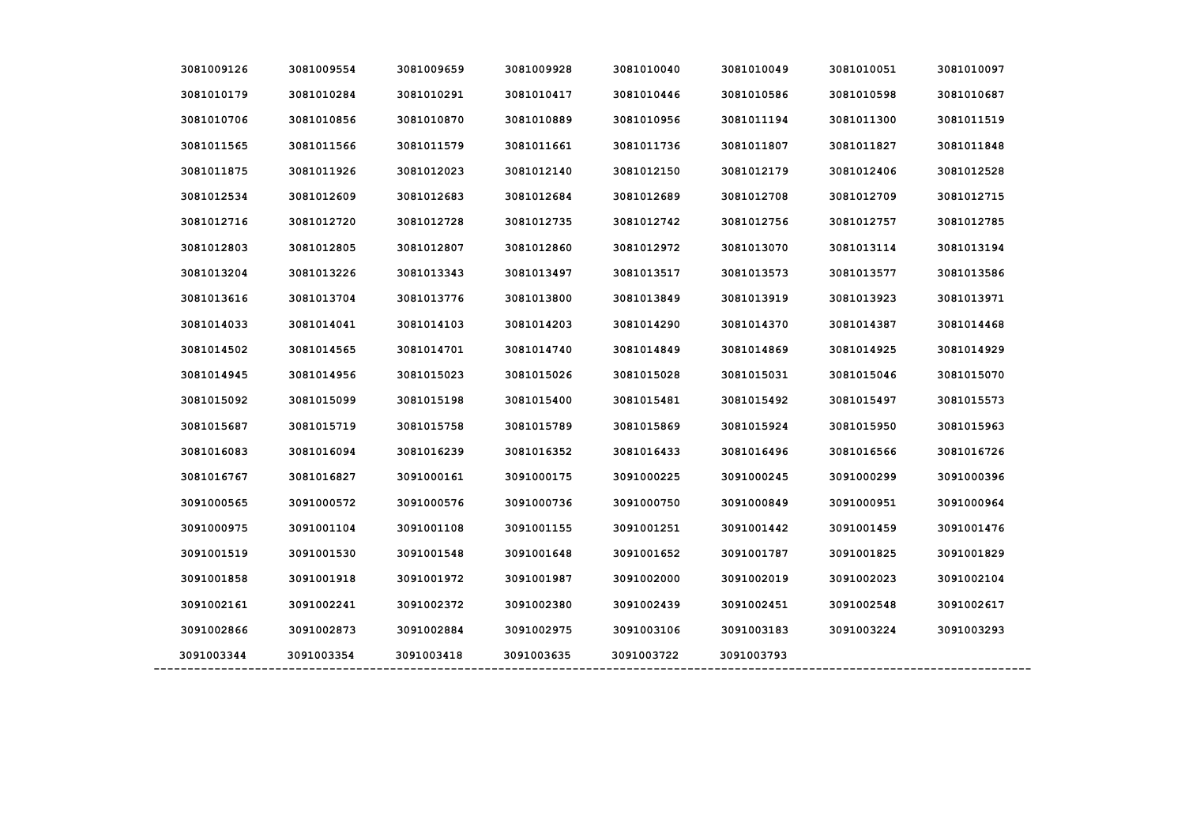| | | | | | | | |
|---|---|---|---|---|---|---|---|
| 3081009126 | 3081009554 | 3081009659 | 3081009928 | 3081010040 | 3081010049 | 3081010051 | 3081010097 |
| 3081010179 | 3081010284 | 3081010291 | 3081010417 | 3081010446 | 3081010586 | 3081010598 | 3081010687 |
| 3081010706 | 3081010856 | 3081010870 | 3081010889 | 3081010956 | 3081011194 | 3081011300 | 3081011519 |
| 3081011565 | 3081011566 | 3081011579 | 3081011661 | 3081011736 | 3081011807 | 3081011827 | 3081011848 |
| 3081011875 | 3081011926 | 3081012023 | 3081012140 | 3081012150 | 3081012179 | 3081012406 | 3081012528 |
| 3081012534 | 3081012609 | 3081012683 | 3081012684 | 3081012689 | 3081012708 | 3081012709 | 3081012715 |
| 3081012716 | 3081012720 | 3081012728 | 3081012735 | 3081012742 | 3081012756 | 3081012757 | 3081012785 |
| 3081012803 | 3081012805 | 3081012807 | 3081012860 | 3081012972 | 3081013070 | 3081013114 | 3081013194 |
| 3081013204 | 3081013226 | 3081013343 | 3081013497 | 3081013517 | 3081013573 | 3081013577 | 3081013586 |
| 3081013616 | 3081013704 | 3081013776 | 3081013800 | 3081013849 | 3081013919 | 3081013923 | 3081013971 |
| 3081014033 | 3081014041 | 3081014103 | 3081014203 | 3081014290 | 3081014370 | 3081014387 | 3081014468 |
| 3081014502 | 3081014565 | 3081014701 | 3081014740 | 3081014849 | 3081014869 | 3081014925 | 3081014929 |
| 3081014945 | 3081014956 | 3081015023 | 3081015026 | 3081015028 | 3081015031 | 3081015046 | 3081015070 |
| 3081015092 | 3081015099 | 3081015198 | 3081015400 | 3081015481 | 3081015492 | 3081015497 | 3081015573 |
| 3081015687 | 3081015719 | 3081015758 | 3081015789 | 3081015869 | 3081015924 | 3081015950 | 3081015963 |
| 3081016083 | 3081016094 | 3081016239 | 3081016352 | 3081016433 | 3081016496 | 3081016566 | 3081016726 |
| 3081016767 | 3081016827 | 3091000161 | 3091000175 | 3091000225 | 3091000245 | 3091000299 | 3091000396 |
| 3091000565 | 3091000572 | 3091000576 | 3091000736 | 3091000750 | 3091000849 | 3091000951 | 3091000964 |
| 3091000975 | 3091001104 | 3091001108 | 3091001155 | 3091001251 | 3091001442 | 3091001459 | 3091001476 |
| 3091001519 | 3091001530 | 3091001548 | 3091001648 | 3091001652 | 3091001787 | 3091001825 | 3091001829 |
| 3091001858 | 3091001918 | 3091001972 | 3091001987 | 3091002000 | 3091002019 | 3091002023 | 3091002104 |
| 3091002161 | 3091002241 | 3091002372 | 3091002380 | 3091002439 | 3091002451 | 3091002548 | 3091002617 |
| 3091002866 | 3091002873 | 3091002884 | 3091002975 | 3091003106 | 3091003183 | 3091003224 | 3091003293 |
| 3091003344 | 3091003354 | 3091003418 | 3091003635 | 3091003722 | 3091003793 | | |